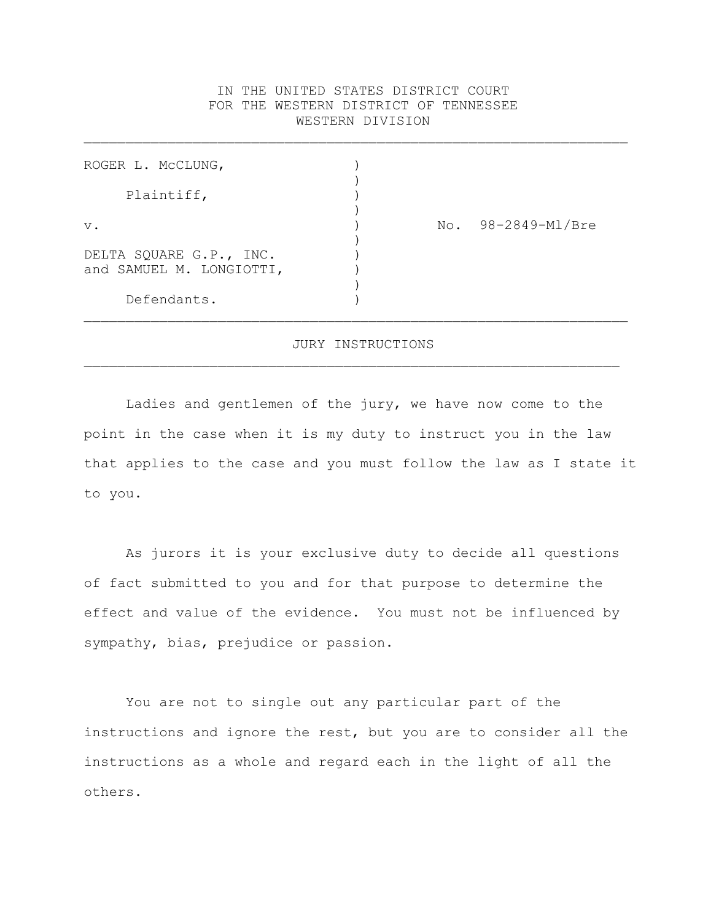IN THE UNITED STATES DISTRICT COURT
FOR THE WESTERN DISTRICT OF TENNESSEE
WESTERN DIVISION

| | | |
|---|---|---|
| ROGER L. McCLUNG,<br><br>Plaintiff,<br><br>v.<br><br>DELTA SQUARE G.P., INC. and SAMUEL M. LONGIOTTI,<br><br>Defendants. | ) | No. 98-2849-Ml/Bre |

# JURY INSTRUCTIONS

Ladies and gentlemen of the jury, we have now come to the point in the case when it is my duty to instruct you in the law that applies to the case and you must follow the law as I state it to you.

As jurors it is your exclusive duty to decide all questions of fact submitted to you and for that purpose to determine the effect and value of the evidence. You must not be influenced by sympathy, bias, prejudice or passion.

You are not to single out any particular part of the instructions and ignore the rest, but you are to consider all the instructions as a whole and regard each in the light of all the others.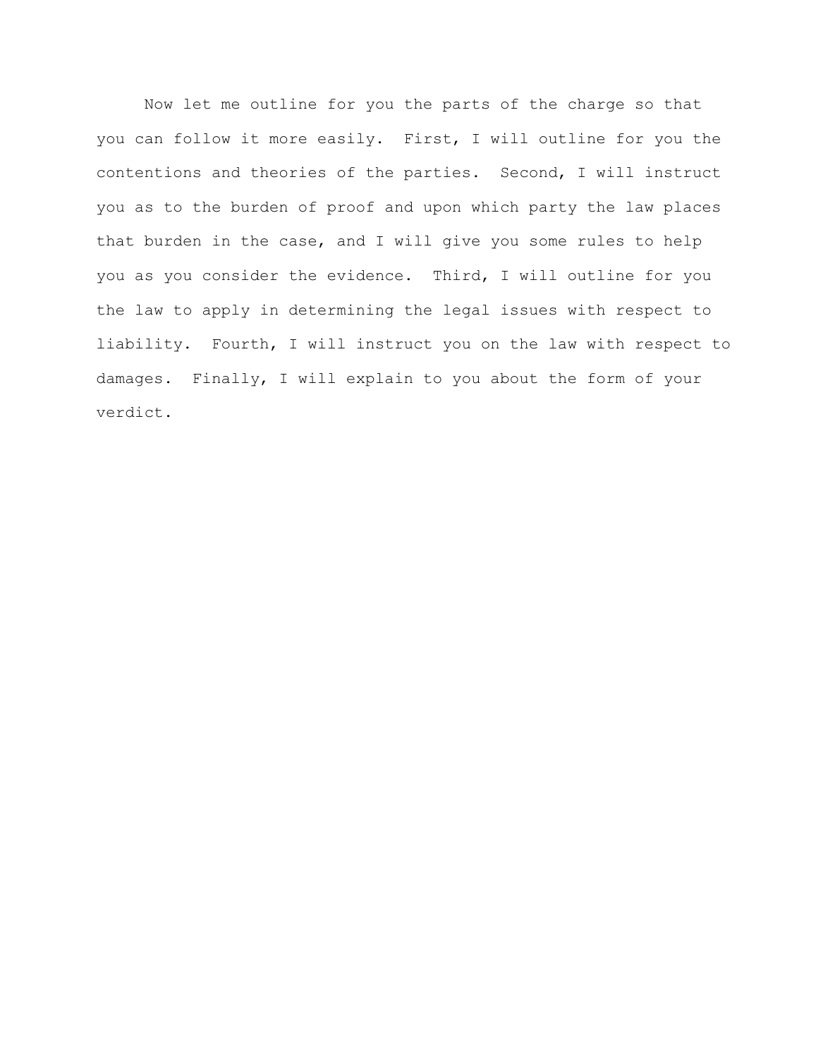Now let me outline for you the parts of the charge so that you can follow it more easily. First, I will outline for you the contentions and theories of the parties. Second, I will instruct you as to the burden of proof and upon which party the law places that burden in the case, and I will give you some rules to help you as you consider the evidence. Third, I will outline for you the law to apply in determining the legal issues with respect to liability. Fourth, I will instruct you on the law with respect to damages. Finally, I will explain to you about the form of your verdict.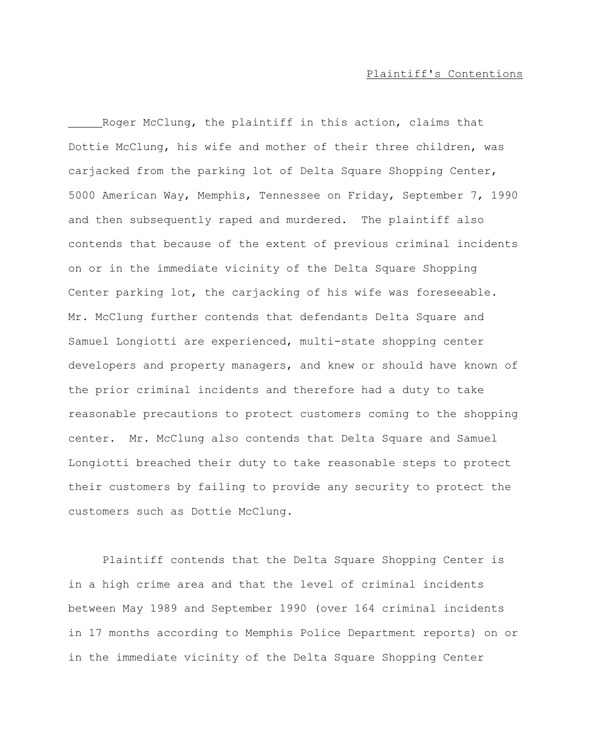## Plaintiff's Contentions

Roger McClung, the plaintiff in this action, claims that Dottie McClung, his wife and mother of their three children, was carjacked from the parking lot of Delta Square Shopping Center, 5000 American Way, Memphis, Tennessee on Friday, September 7, 1990 and then subsequently raped and murdered. The plaintiff also contends that because of the extent of previous criminal incidents on or in the immediate vicinity of the Delta Square Shopping Center parking lot, the carjacking of his wife was foreseeable. Mr. McClung further contends that defendants Delta Square and Samuel Longiotti are experienced, multi-state shopping center developers and property managers, and knew or should have known of the prior criminal incidents and therefore had a duty to take reasonable precautions to protect customers coming to the shopping center. Mr. McClung also contends that Delta Square and Samuel Longiotti breached their duty to take reasonable steps to protect their customers by failing to provide any security to protect the customers such as Dottie McClung.

Plaintiff contends that the Delta Square Shopping Center is in a high crime area and that the level of criminal incidents between May 1989 and September 1990 (over 164 criminal incidents in 17 months according to Memphis Police Department reports) on or in the immediate vicinity of the Delta Square Shopping Center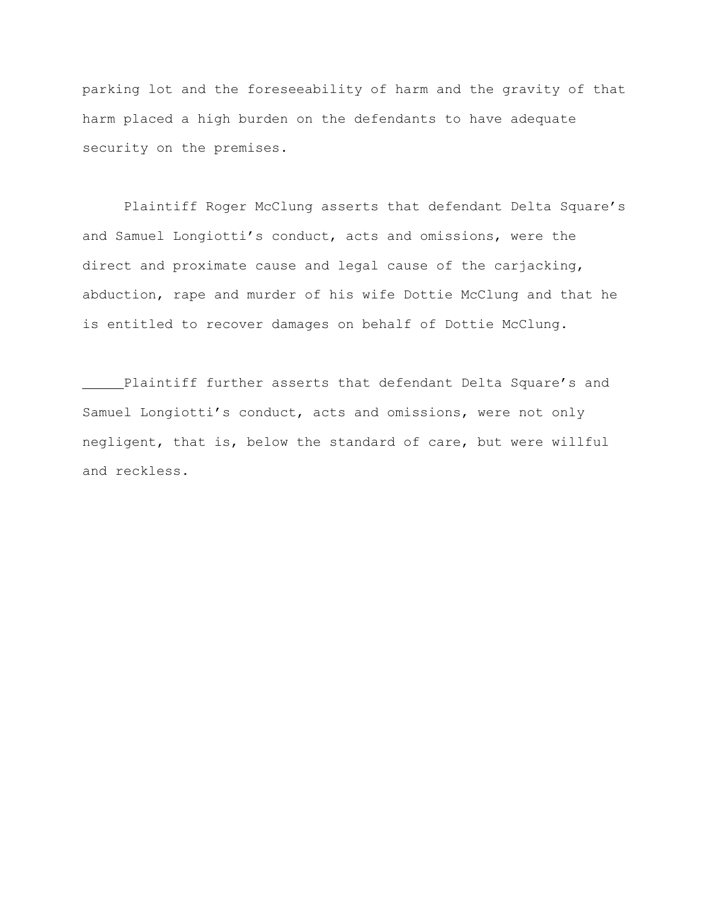parking lot and the foreseeability of harm and the gravity of that harm placed a high burden on the defendants to have adequate security on the premises.

Plaintiff Roger McClung asserts that defendant Delta Square's and Samuel Longiotti's conduct, acts and omissions, were the direct and proximate cause and legal cause of the carjacking, abduction, rape and murder of his wife Dottie McClung and that he is entitled to recover damages on behalf of Dottie McClung.

Plaintiff further asserts that defendant Delta Square's and Samuel Longiotti's conduct, acts and omissions, were not only negligent, that is, below the standard of care, but were willful and reckless.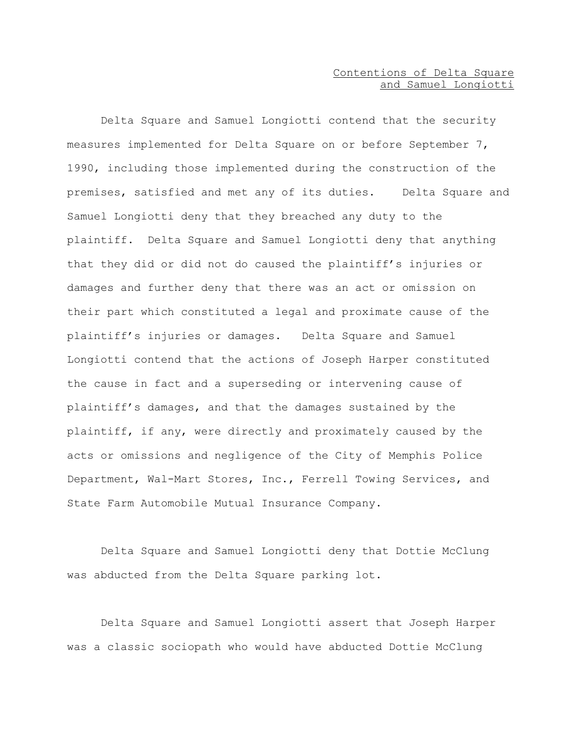<u>Contentions of Delta Square and Samuel Longiotti</u>

Delta Square and Samuel Longiotti contend that the security measures implemented for Delta Square on or before September 7, 1990, including those implemented during the construction of the premises, satisfied and met any of its duties. Delta Square and Samuel Longiotti deny that they breached any duty to the plaintiff. Delta Square and Samuel Longiotti deny that anything that they did or did not do caused the plaintiff's injuries or damages and further deny that there was an act or omission on their part which constituted a legal and proximate cause of the plaintiff's injuries or damages. Delta Square and Samuel Longiotti contend that the actions of Joseph Harper constituted the cause in fact and a superseding or intervening cause of plaintiff's damages, and that the damages sustained by the plaintiff, if any, were directly and proximately caused by the acts or omissions and negligence of the City of Memphis Police Department, Wal-Mart Stores, Inc., Ferrell Towing Services, and State Farm Automobile Mutual Insurance Company.

Delta Square and Samuel Longiotti deny that Dottie McClung was abducted from the Delta Square parking lot.

Delta Square and Samuel Longiotti assert that Joseph Harper was a classic sociopath who would have abducted Dottie McClung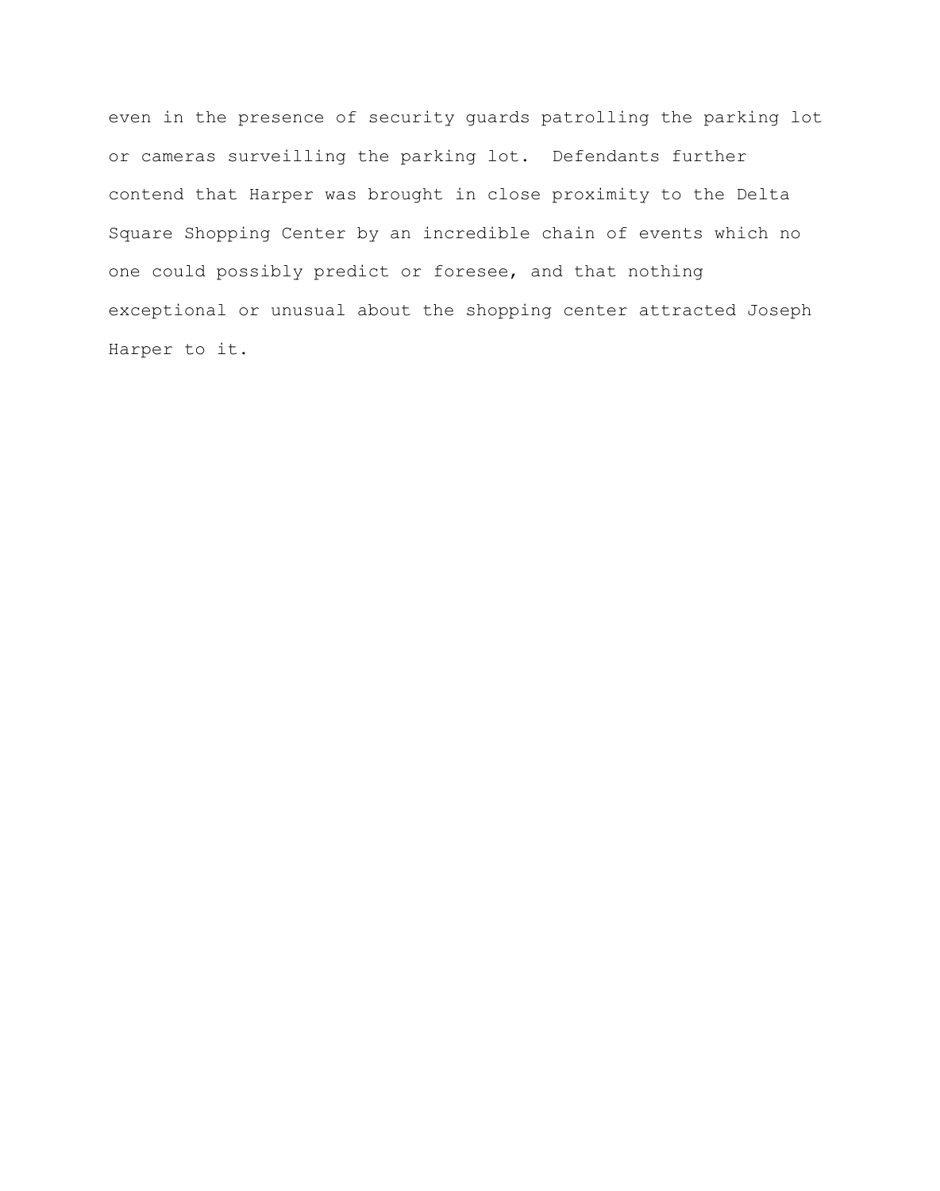even in the presence of security guards patrolling the parking lot or cameras surveilling the parking lot. Defendants further contend that Harper was brought in close proximity to the Delta Square Shopping Center by an incredible chain of events which no one could possibly predict or foresee, and that nothing exceptional or unusual about the shopping center attracted Joseph Harper to it.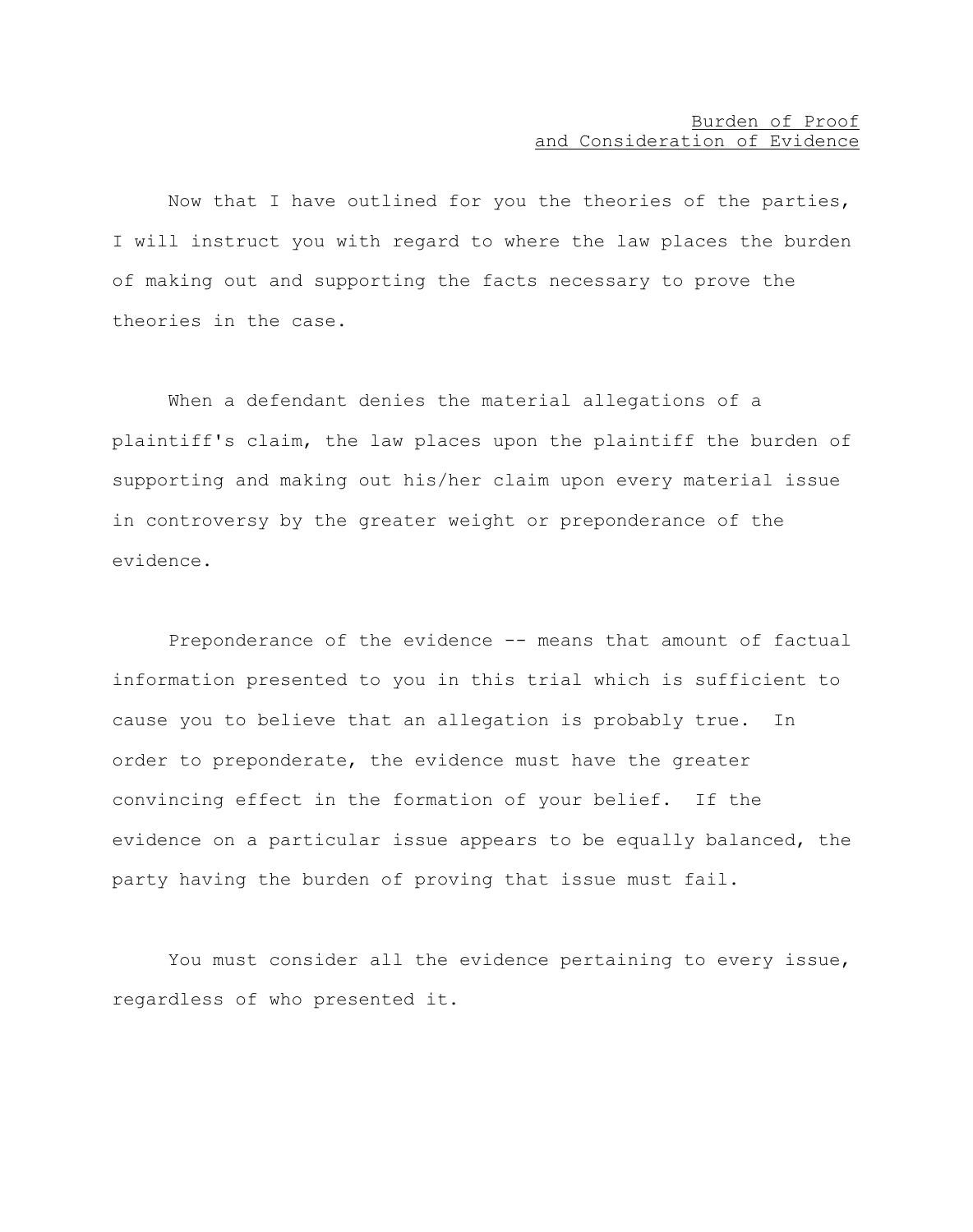## Burden of Proof and Consideration of Evidence

Now that I have outlined for you the theories of the parties, I will instruct you with regard to where the law places the burden of making out and supporting the facts necessary to prove the theories in the case.

When a defendant denies the material allegations of a plaintiff's claim, the law places upon the plaintiff the burden of supporting and making out his/her claim upon every material issue in controversy by the greater weight or preponderance of the evidence.

Preponderance of the evidence -- means that amount of factual information presented to you in this trial which is sufficient to cause you to believe that an allegation is probably true. In order to preponderate, the evidence must have the greater convincing effect in the formation of your belief. If the evidence on a particular issue appears to be equally balanced, the party having the burden of proving that issue must fail.

You must consider all the evidence pertaining to every issue, regardless of who presented it.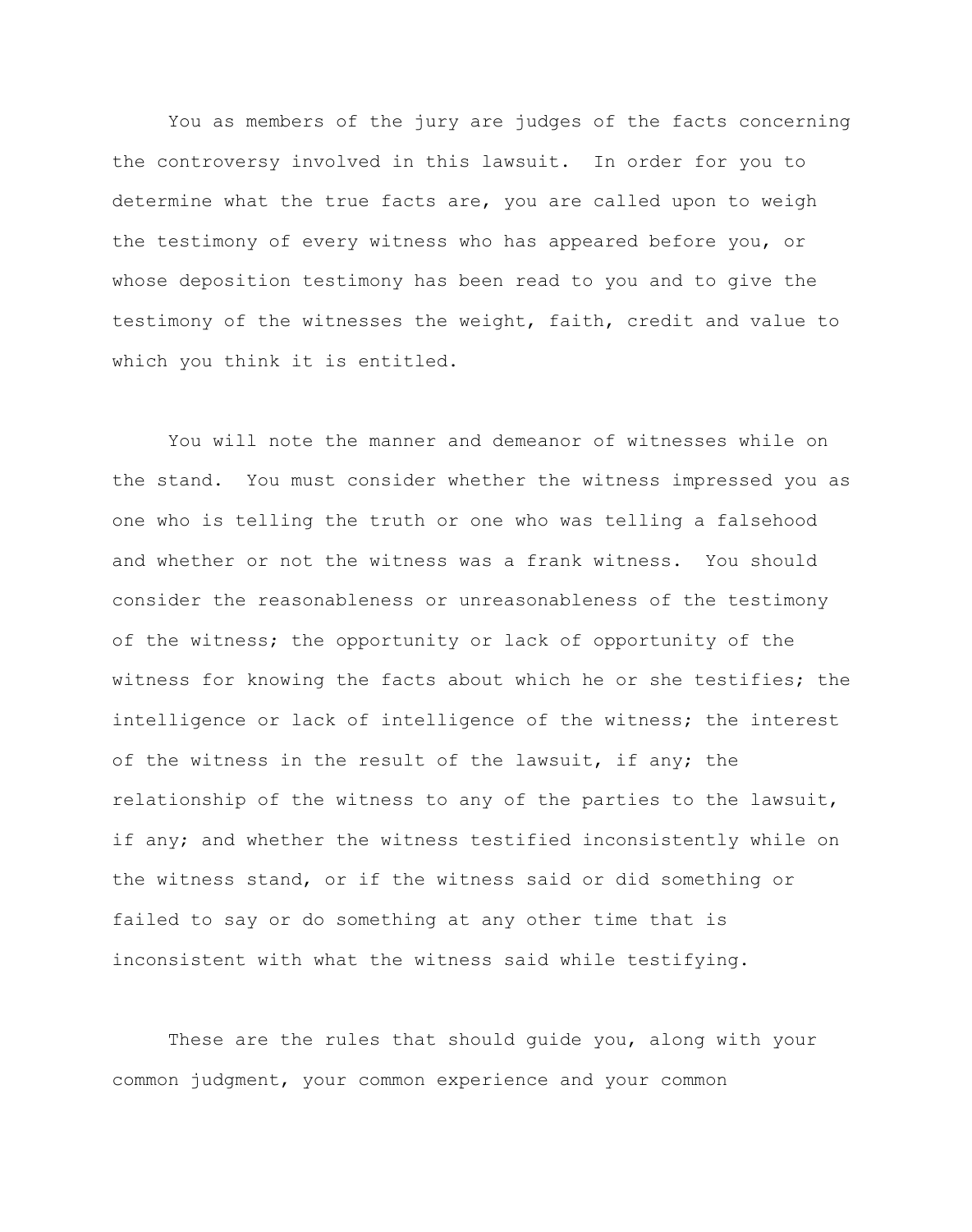You as members of the jury are judges of the facts concerning the controversy involved in this lawsuit. In order for you to determine what the true facts are, you are called upon to weigh the testimony of every witness who has appeared before you, or whose deposition testimony has been read to you and to give the testimony of the witnesses the weight, faith, credit and value to which you think it is entitled.

You will note the manner and demeanor of witnesses while on the stand. You must consider whether the witness impressed you as one who is telling the truth or one who was telling a falsehood and whether or not the witness was a frank witness. You should consider the reasonableness or unreasonableness of the testimony of the witness; the opportunity or lack of opportunity of the witness for knowing the facts about which he or she testifies; the intelligence or lack of intelligence of the witness; the interest of the witness in the result of the lawsuit, if any; the relationship of the witness to any of the parties to the lawsuit, if any; and whether the witness testified inconsistently while on the witness stand, or if the witness said or did something or failed to say or do something at any other time that is inconsistent with what the witness said while testifying.

These are the rules that should guide you, along with your common judgment, your common experience and your common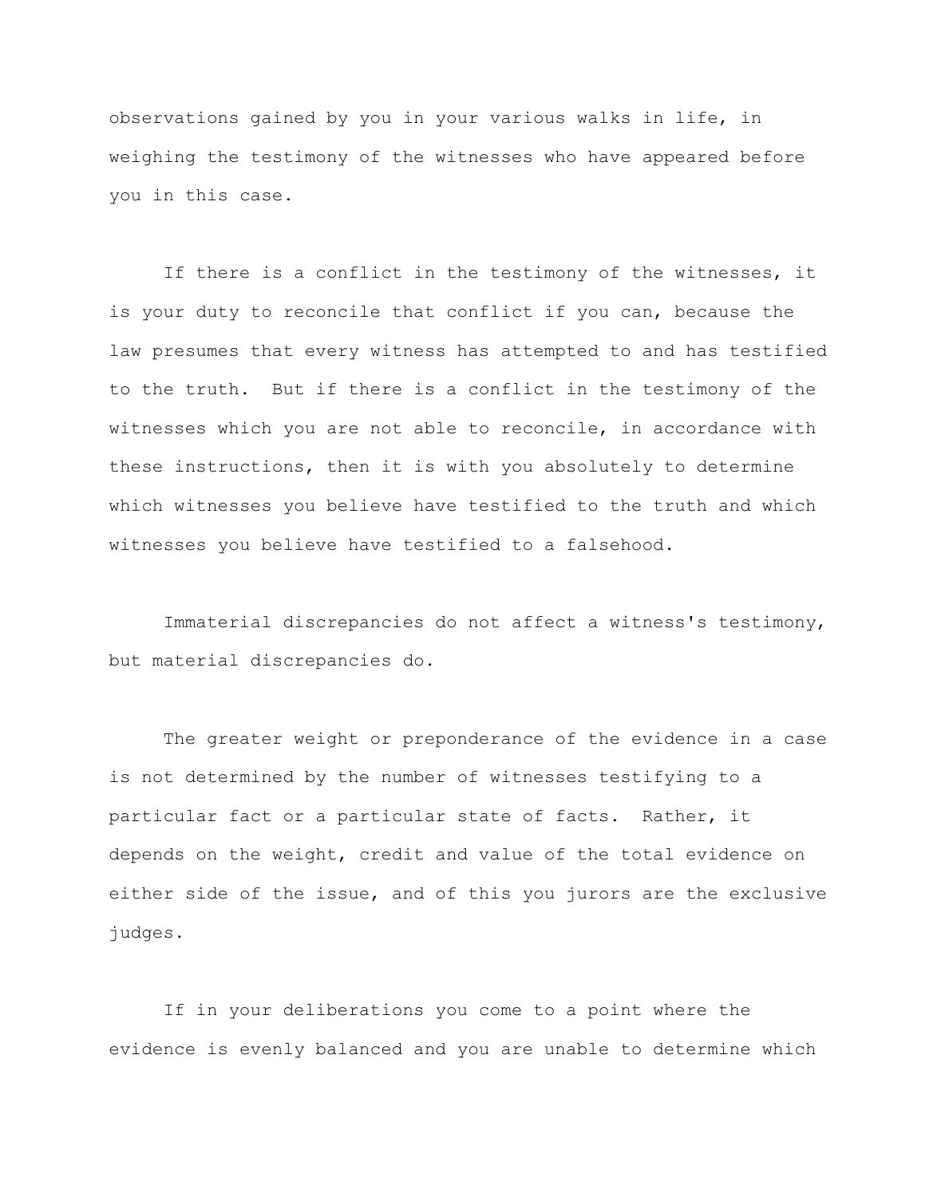observations gained by you in your various walks in life, in weighing the testimony of the witnesses who have appeared before you in this case.

If there is a conflict in the testimony of the witnesses, it is your duty to reconcile that conflict if you can, because the law presumes that every witness has attempted to and has testified to the truth. But if there is a conflict in the testimony of the witnesses which you are not able to reconcile, in accordance with these instructions, then it is with you absolutely to determine which witnesses you believe have testified to the truth and which witnesses you believe have testified to a falsehood.

Immaterial discrepancies do not affect a witness's testimony, but material discrepancies do.

The greater weight or preponderance of the evidence in a case is not determined by the number of witnesses testifying to a particular fact or a particular state of facts. Rather, it depends on the weight, credit and value of the total evidence on either side of the issue, and of this you jurors are the exclusive judges.

If in your deliberations you come to a point where the evidence is evenly balanced and you are unable to determine which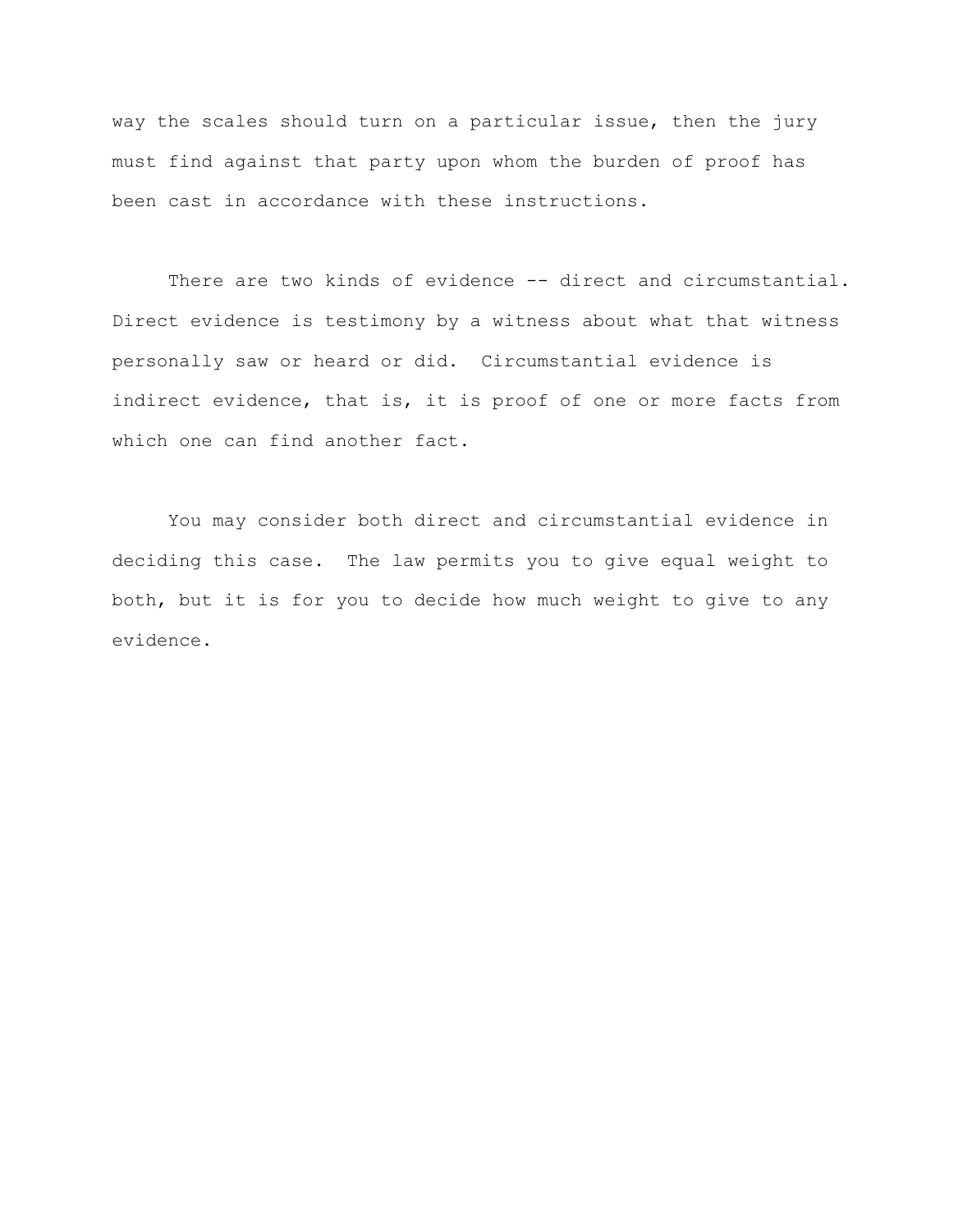way the scales should turn on a particular issue, then the jury must find against that party upon whom the burden of proof has been cast in accordance with these instructions.

There are two kinds of evidence -- direct and circumstantial. Direct evidence is testimony by a witness about what that witness personally saw or heard or did. Circumstantial evidence is indirect evidence, that is, it is proof of one or more facts from which one can find another fact.

You may consider both direct and circumstantial evidence in deciding this case. The law permits you to give equal weight to both, but it is for you to decide how much weight to give to any evidence.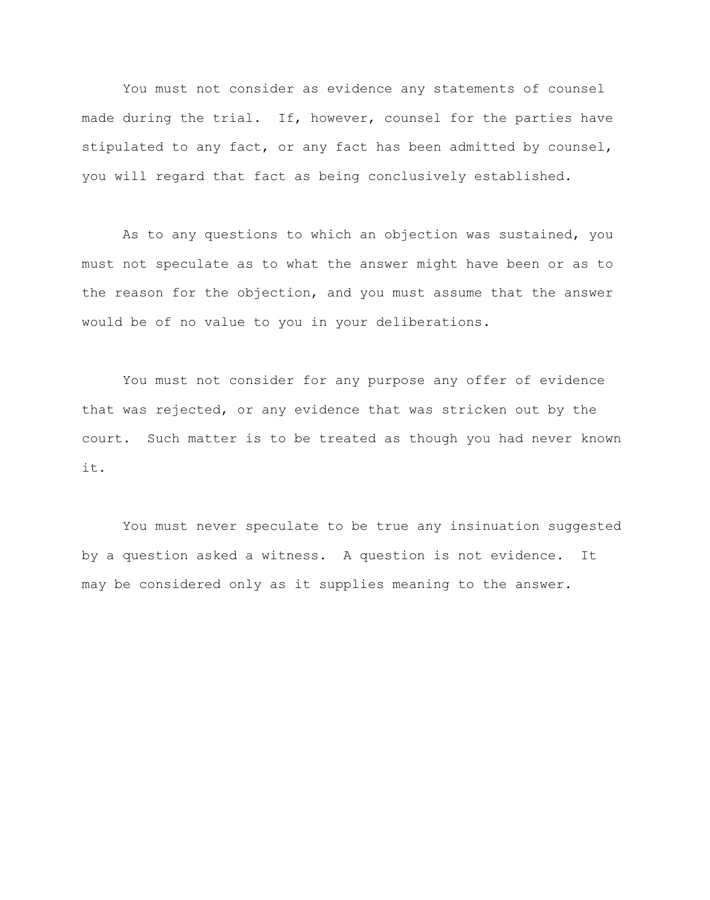You must not consider as evidence any statements of counsel made during the trial. If, however, counsel for the parties have stipulated to any fact, or any fact has been admitted by counsel, you will regard that fact as being conclusively established.

As to any questions to which an objection was sustained, you must not speculate as to what the answer might have been or as to the reason for the objection, and you must assume that the answer would be of no value to you in your deliberations.

You must not consider for any purpose any offer of evidence that was rejected, or any evidence that was stricken out by the court. Such matter is to be treated as though you had never known it.

You must never speculate to be true any insinuation suggested by a question asked a witness. A question is not evidence. It may be considered only as it supplies meaning to the answer.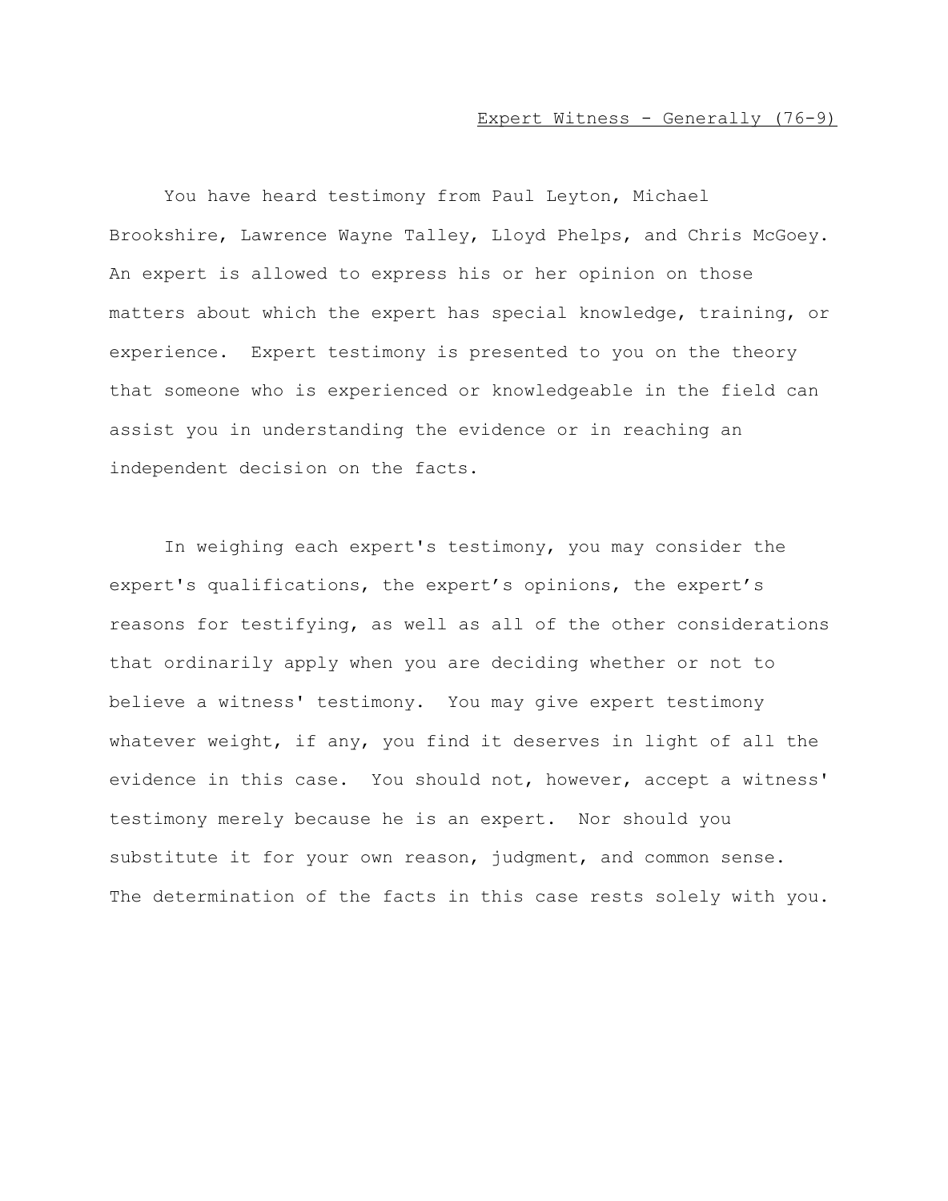<u>Expert Witness - Generally (76-9)</u>

You have heard testimony from Paul Leyton, Michael Brookshire, Lawrence Wayne Talley, Lloyd Phelps, and Chris McGoey. An expert is allowed to express his or her opinion on those matters about which the expert has special knowledge, training, or experience. Expert testimony is presented to you on the theory that someone who is experienced or knowledgeable in the field can assist you in understanding the evidence or in reaching an independent decision on the facts.

In weighing each expert's testimony, you may consider the expert's qualifications, the expert's opinions, the expert's reasons for testifying, as well as all of the other considerations that ordinarily apply when you are deciding whether or not to believe a witness' testimony. You may give expert testimony whatever weight, if any, you find it deserves in light of all the evidence in this case. You should not, however, accept a witness' testimony merely because he is an expert. Nor should you substitute it for your own reason, judgment, and common sense. The determination of the facts in this case rests solely with you.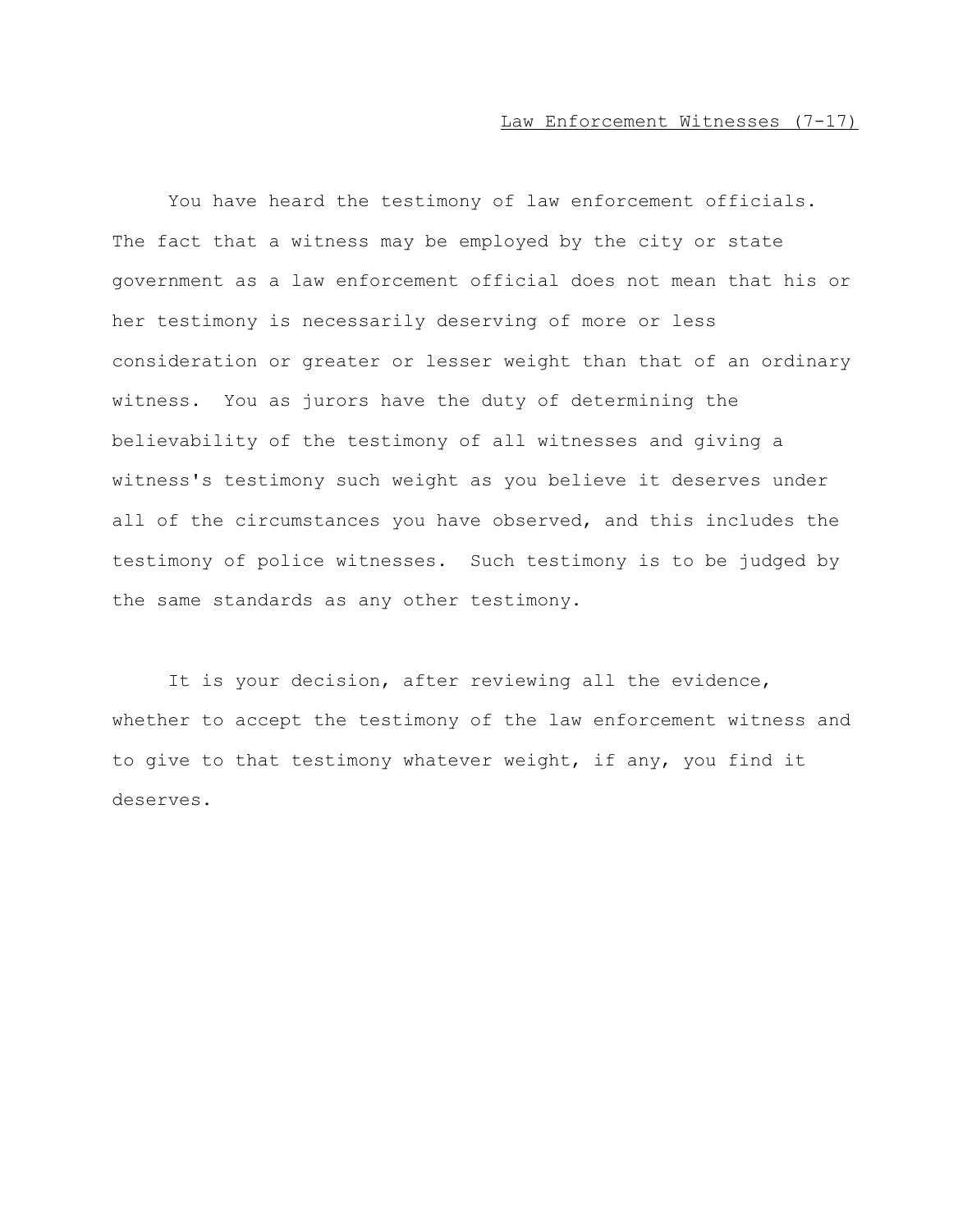<u>Law Enforcement Witnesses (7-17)</u>

You have heard the testimony of law enforcement officials. The fact that a witness may be employed by the city or state government as a law enforcement official does not mean that his or her testimony is necessarily deserving of more or less consideration or greater or lesser weight than that of an ordinary witness. You as jurors have the duty of determining the believability of the testimony of all witnesses and giving a witness's testimony such weight as you believe it deserves under all of the circumstances you have observed, and this includes the testimony of police witnesses. Such testimony is to be judged by the same standards as any other testimony.

It is your decision, after reviewing all the evidence, whether to accept the testimony of the law enforcement witness and to give to that testimony whatever weight, if any, you find it deserves.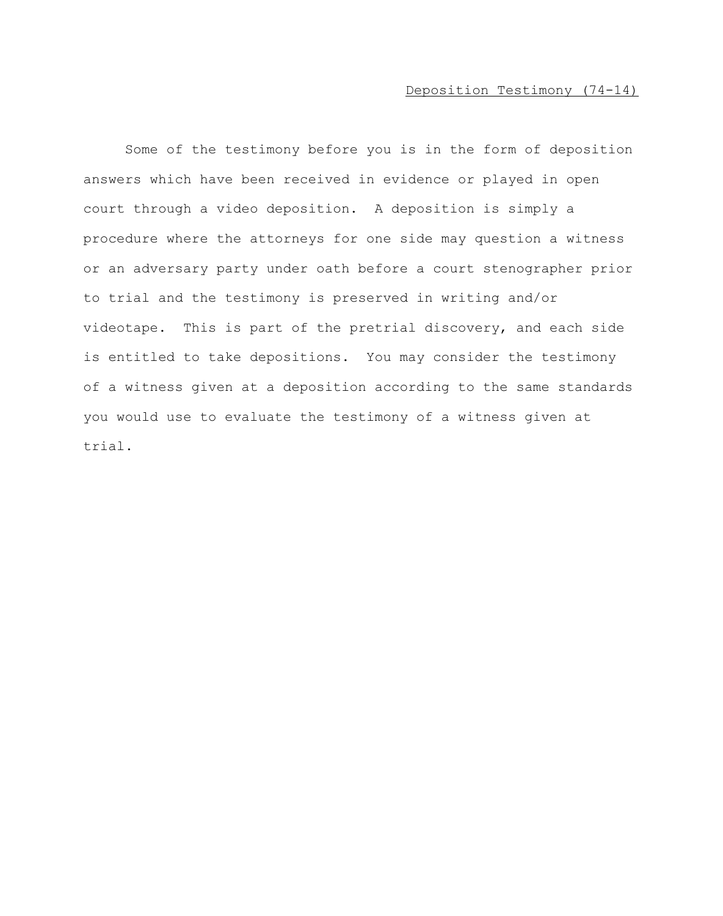Deposition Testimony (74-14)

Some of the testimony before you is in the form of deposition answers which have been received in evidence or played in open court through a video deposition. A deposition is simply a procedure where the attorneys for one side may question a witness or an adversary party under oath before a court stenographer prior to trial and the testimony is preserved in writing and/or videotape. This is part of the pretrial discovery, and each side is entitled to take depositions. You may consider the testimony of a witness given at a deposition according to the same standards you would use to evaluate the testimony of a witness given at trial.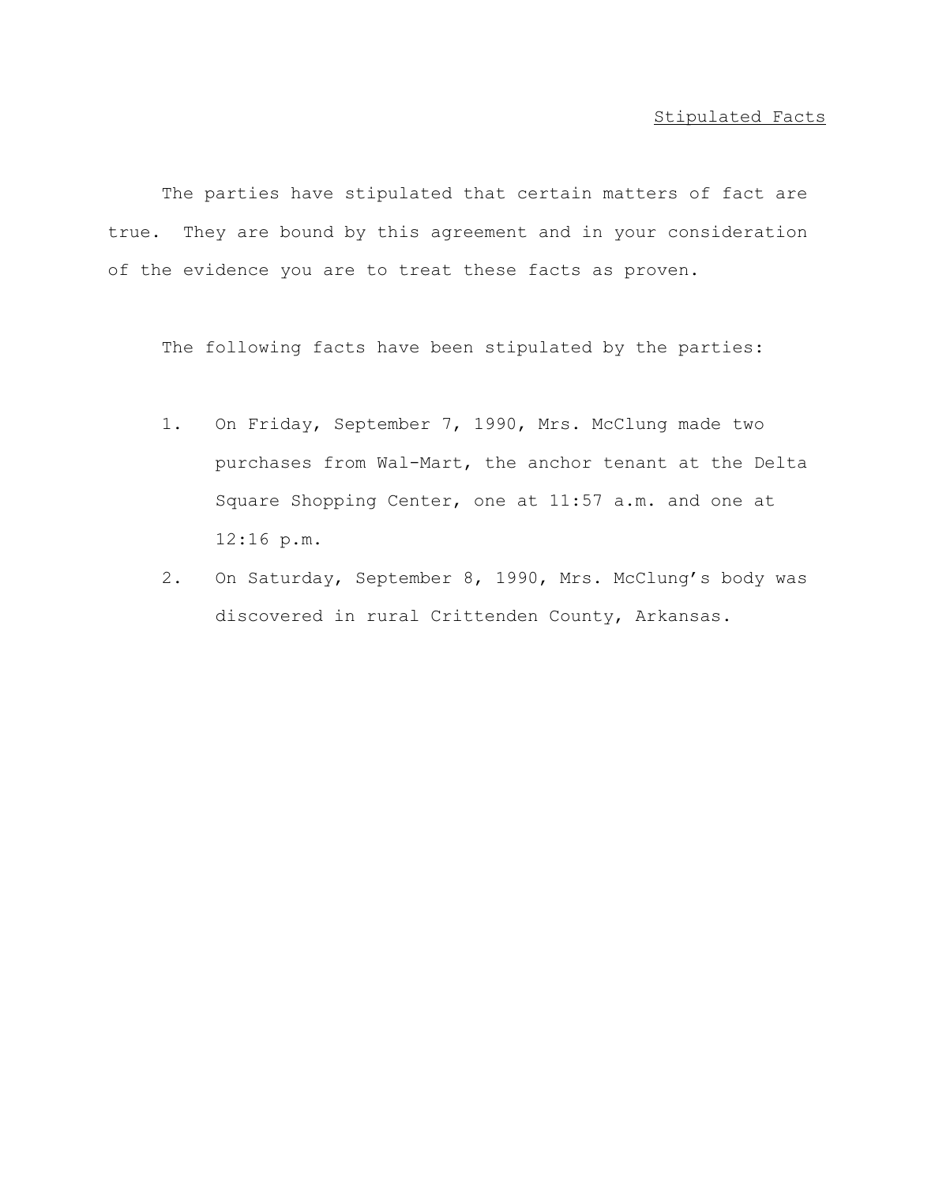Stipulated Facts

The parties have stipulated that certain matters of fact are true. They are bound by this agreement and in your consideration of the evidence you are to treat these facts as proven.

The following facts have been stipulated by the parties:

1. On Friday, September 7, 1990, Mrs. McClung made two purchases from Wal-Mart, the anchor tenant at the Delta Square Shopping Center, one at 11:57 a.m. and one at 12:16 p.m.
2. On Saturday, September 8, 1990, Mrs. McClung's body was discovered in rural Crittenden County, Arkansas.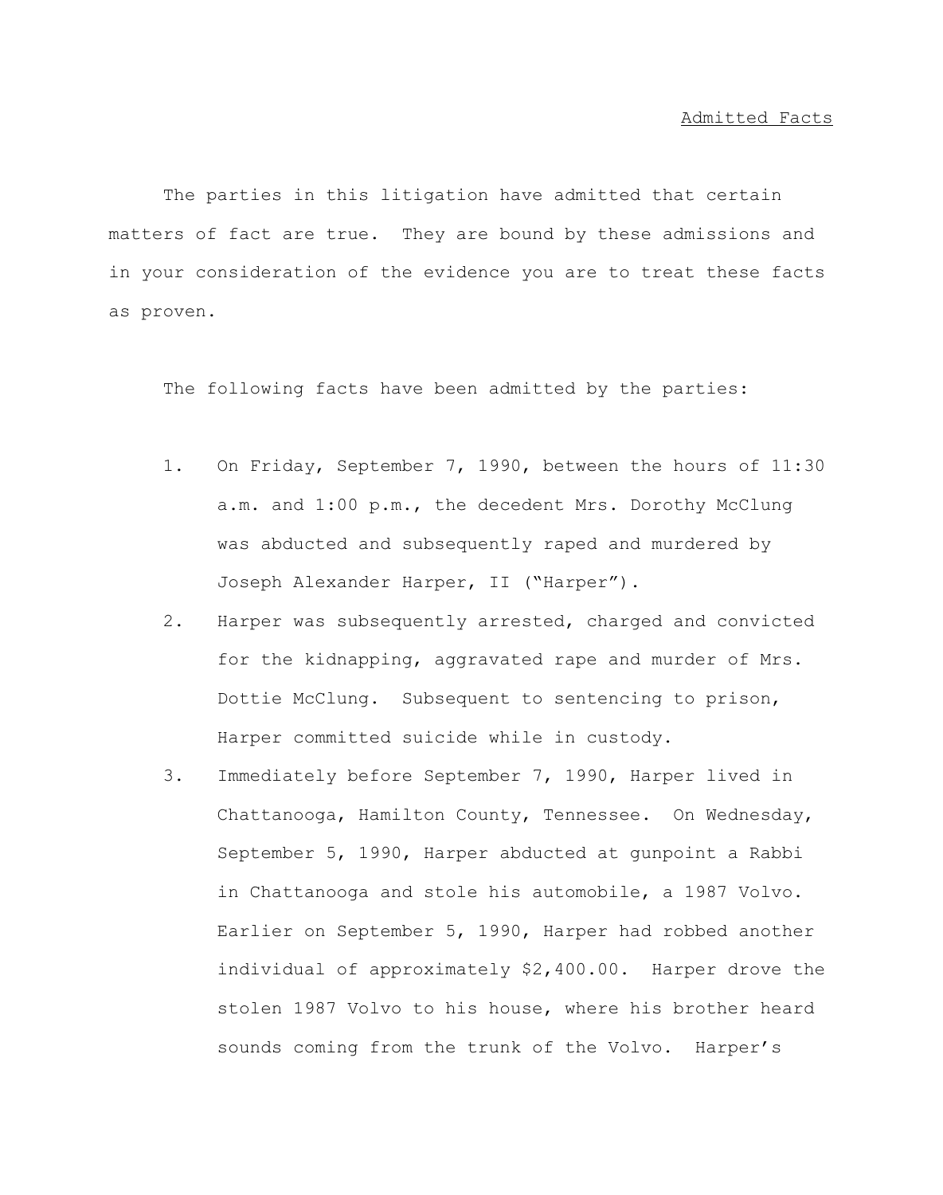Admitted Facts

The parties in this litigation have admitted that certain matters of fact are true. They are bound by these admissions and in your consideration of the evidence you are to treat these facts as proven.

The following facts have been admitted by the parties:

1. On Friday, September 7, 1990, between the hours of 11:30 a.m. and 1:00 p.m., the decedent Mrs. Dorothy McClung was abducted and subsequently raped and murdered by Joseph Alexander Harper, II ("Harper").
2. Harper was subsequently arrested, charged and convicted for the kidnapping, aggravated rape and murder of Mrs. Dottie McClung. Subsequent to sentencing to prison, Harper committed suicide while in custody.
3. Immediately before September 7, 1990, Harper lived in Chattanooga, Hamilton County, Tennessee. On Wednesday, September 5, 1990, Harper abducted at gunpoint a Rabbi in Chattanooga and stole his automobile, a 1987 Volvo. Earlier on September 5, 1990, Harper had robbed another individual of approximately $2,400.00. Harper drove the stolen 1987 Volvo to his house, where his brother heard sounds coming from the trunk of the Volvo. Harper's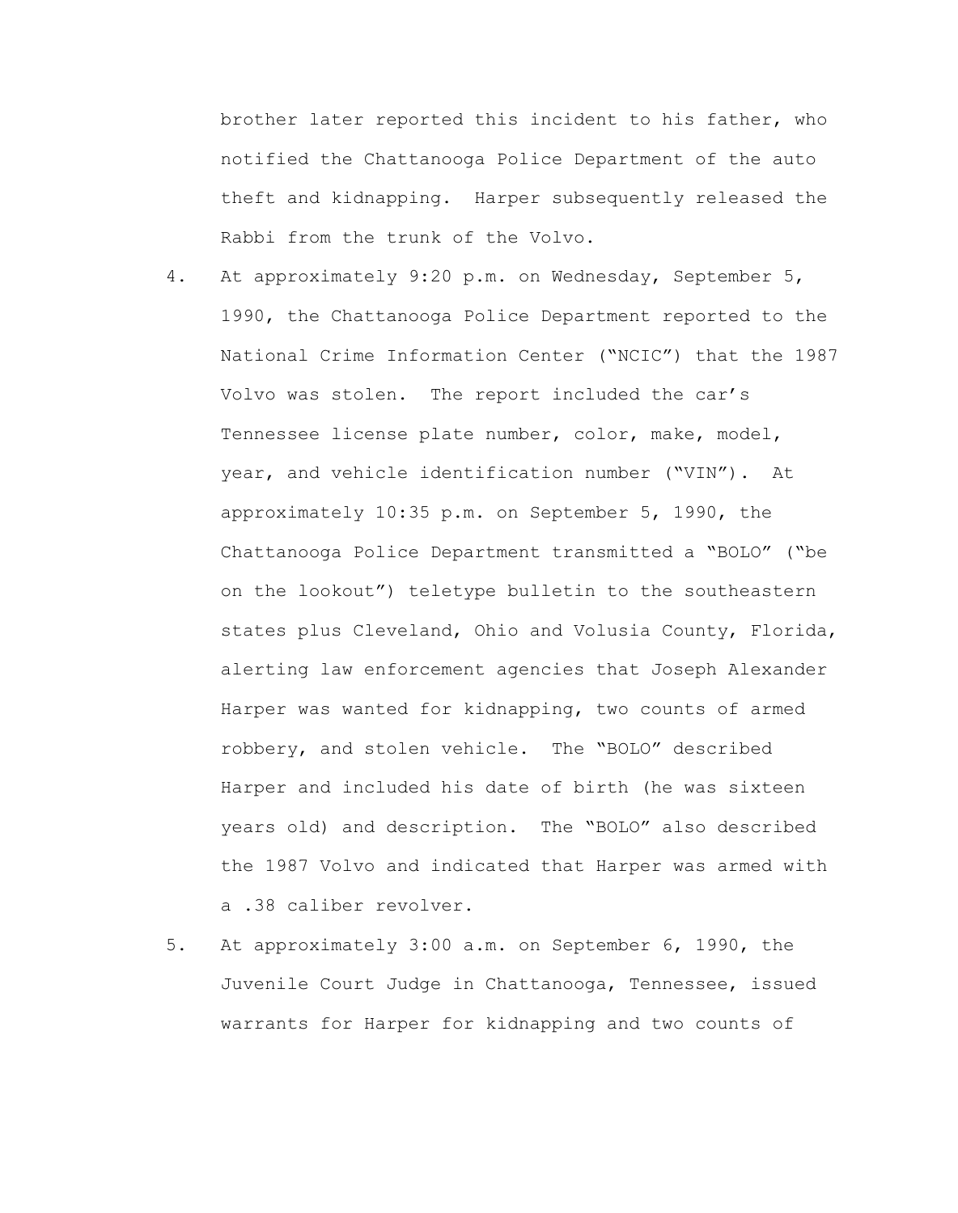brother later reported this incident to his father, who notified the Chattanooga Police Department of the auto theft and kidnapping. Harper subsequently released the Rabbi from the trunk of the Volvo.

4. At approximately 9:20 p.m. on Wednesday, September 5, 1990, the Chattanooga Police Department reported to the National Crime Information Center ("NCIC") that the 1987 Volvo was stolen. The report included the car's Tennessee license plate number, color, make, model, year, and vehicle identification number ("VIN"). At approximately 10:35 p.m. on September 5, 1990, the Chattanooga Police Department transmitted a "BOLO" ("be on the lookout") teletype bulletin to the southeastern states plus Cleveland, Ohio and Volusia County, Florida, alerting law enforcement agencies that Joseph Alexander Harper was wanted for kidnapping, two counts of armed robbery, and stolen vehicle. The "BOLO" described Harper and included his date of birth (he was sixteen years old) and description. The "BOLO" also described the 1987 Volvo and indicated that Harper was armed with a .38 caliber revolver.

5. At approximately 3:00 a.m. on September 6, 1990, the Juvenile Court Judge in Chattanooga, Tennessee, issued warrants for Harper for kidnapping and two counts of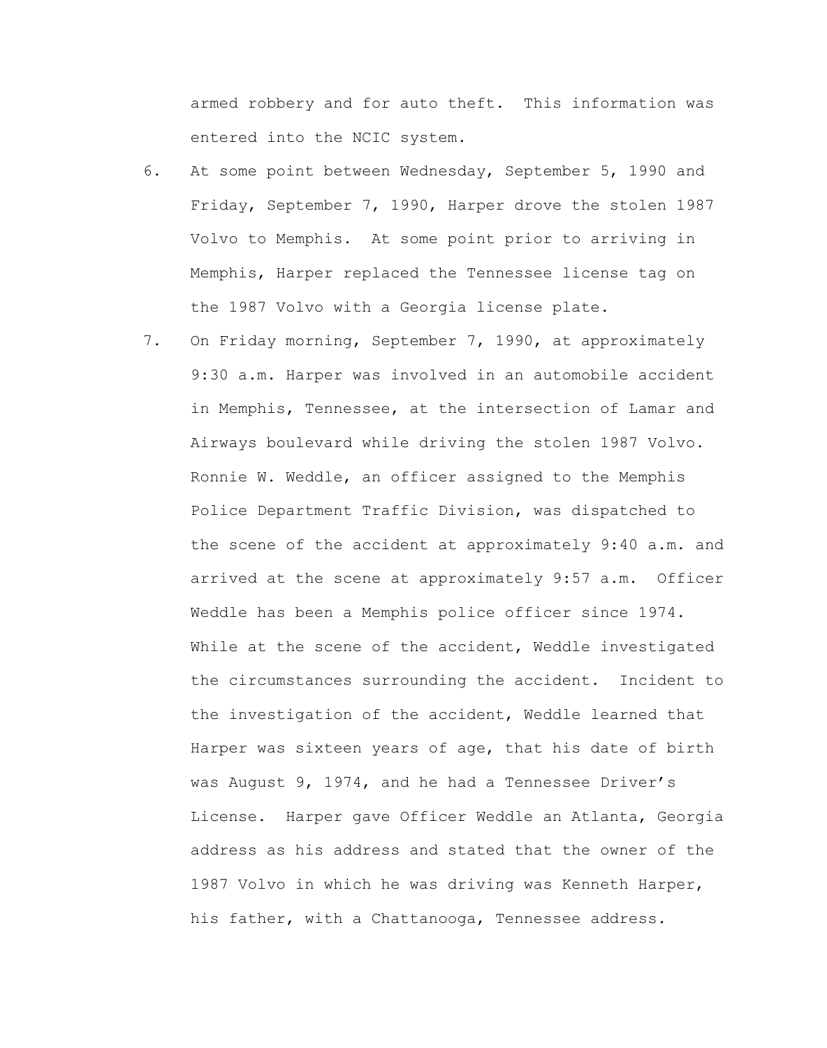armed robbery and for auto theft. This information was entered into the NCIC system.

6. At some point between Wednesday, September 5, 1990 and Friday, September 7, 1990, Harper drove the stolen 1987 Volvo to Memphis. At some point prior to arriving in Memphis, Harper replaced the Tennessee license tag on the 1987 Volvo with a Georgia license plate.

7. On Friday morning, September 7, 1990, at approximately 9:30 a.m. Harper was involved in an automobile accident in Memphis, Tennessee, at the intersection of Lamar and Airways boulevard while driving the stolen 1987 Volvo. Ronnie W. Weddle, an officer assigned to the Memphis Police Department Traffic Division, was dispatched to the scene of the accident at approximately 9:40 a.m. and arrived at the scene at approximately 9:57 a.m. Officer Weddle has been a Memphis police officer since 1974. While at the scene of the accident, Weddle investigated the circumstances surrounding the accident. Incident to the investigation of the accident, Weddle learned that Harper was sixteen years of age, that his date of birth was August 9, 1974, and he had a Tennessee Driver's License. Harper gave Officer Weddle an Atlanta, Georgia address as his address and stated that the owner of the 1987 Volvo in which he was driving was Kenneth Harper, his father, with a Chattanooga, Tennessee address.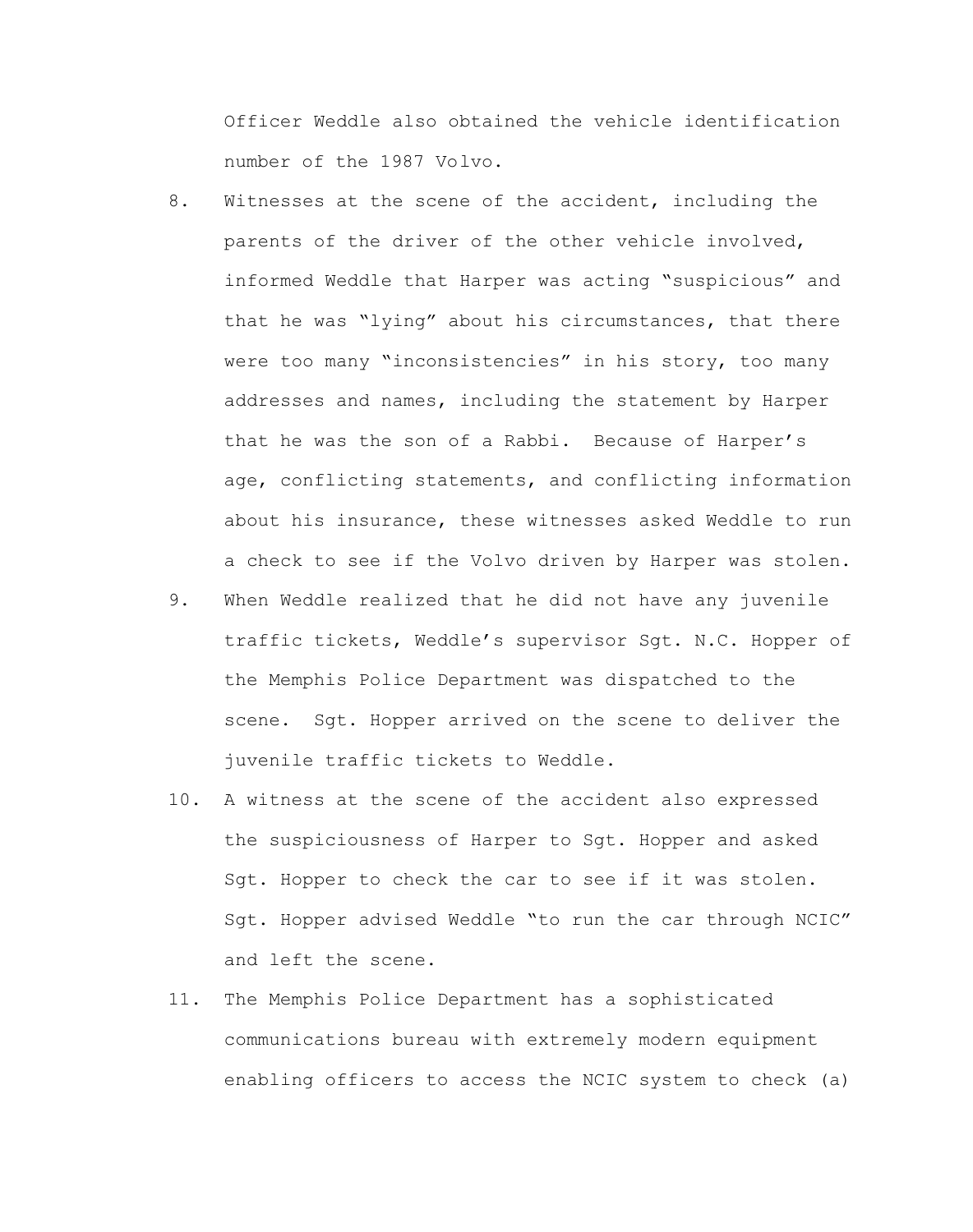Officer Weddle also obtained the vehicle identification number of the 1987 Volvo.

8. Witnesses at the scene of the accident, including the parents of the driver of the other vehicle involved, informed Weddle that Harper was acting "suspicious" and that he was "lying" about his circumstances, that there were too many "inconsistencies" in his story, too many addresses and names, including the statement by Harper that he was the son of a Rabbi. Because of Harper's age, conflicting statements, and conflicting information about his insurance, these witnesses asked Weddle to run a check to see if the Volvo driven by Harper was stolen.

9. When Weddle realized that he did not have any juvenile traffic tickets, Weddle's supervisor Sgt. N.C. Hopper of the Memphis Police Department was dispatched to the scene. Sgt. Hopper arrived on the scene to deliver the juvenile traffic tickets to Weddle.

10. A witness at the scene of the accident also expressed the suspiciousness of Harper to Sgt. Hopper and asked Sgt. Hopper to check the car to see if it was stolen. Sgt. Hopper advised Weddle "to run the car through NCIC" and left the scene.

11. The Memphis Police Department has a sophisticated communications bureau with extremely modern equipment enabling officers to access the NCIC system to check (a)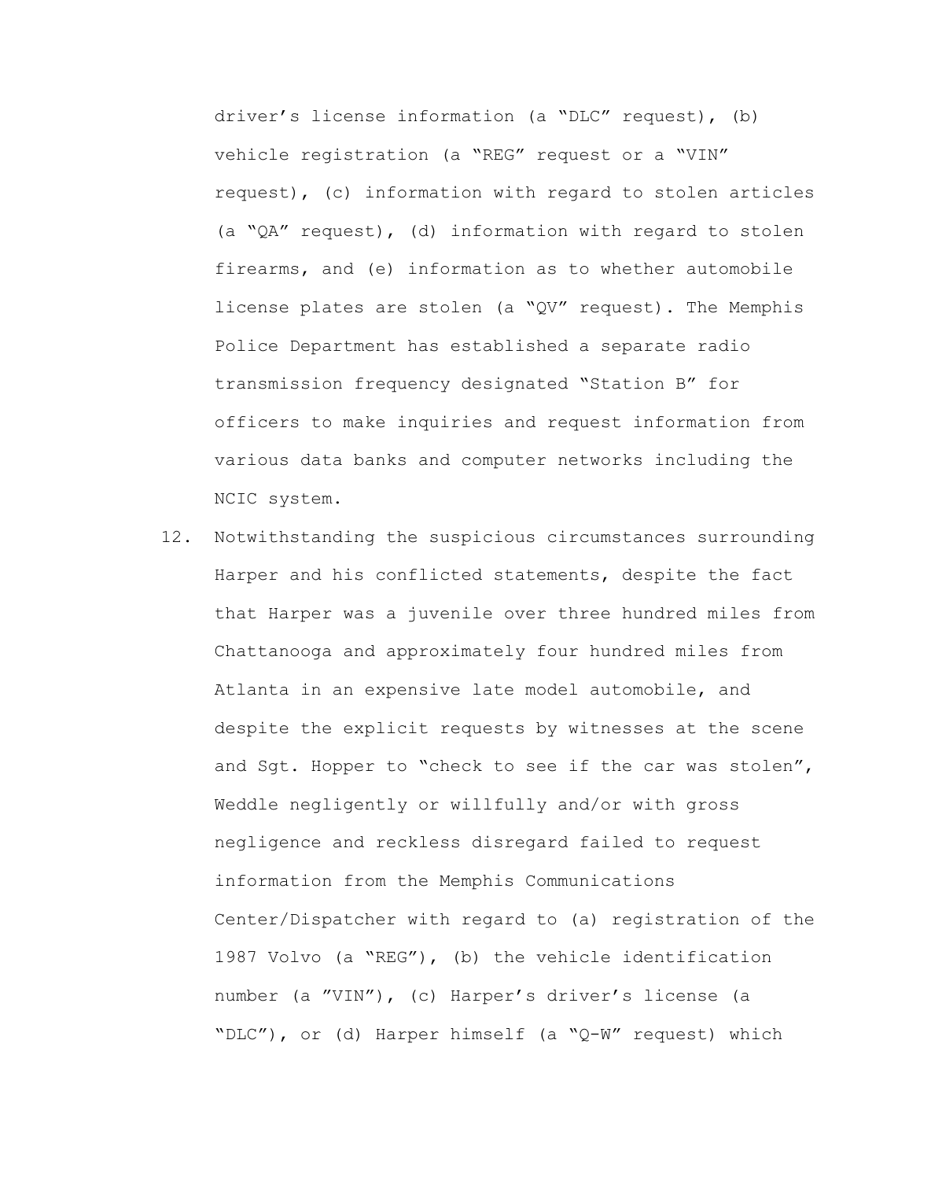driver's license information (a "DLC" request), (b) vehicle registration (a "REG" request or a "VIN" request), (c) information with regard to stolen articles (a "QA" request), (d) information with regard to stolen firearms, and (e) information as to whether automobile license plates are stolen (a "QV" request). The Memphis Police Department has established a separate radio transmission frequency designated "Station B" for officers to make inquiries and request information from various data banks and computer networks including the NCIC system.

12. Notwithstanding the suspicious circumstances surrounding Harper and his conflicted statements, despite the fact that Harper was a juvenile over three hundred miles from Chattanooga and approximately four hundred miles from Atlanta in an expensive late model automobile, and despite the explicit requests by witnesses at the scene and Sgt. Hopper to "check to see if the car was stolen", Weddle negligently or willfully and/or with gross negligence and reckless disregard failed to request information from the Memphis Communications Center/Dispatcher with regard to (a) registration of the 1987 Volvo (a "REG"), (b) the vehicle identification number (a "VIN"), (c) Harper's driver's license (a "DLC"), or (d) Harper himself (a "Q-W" request) which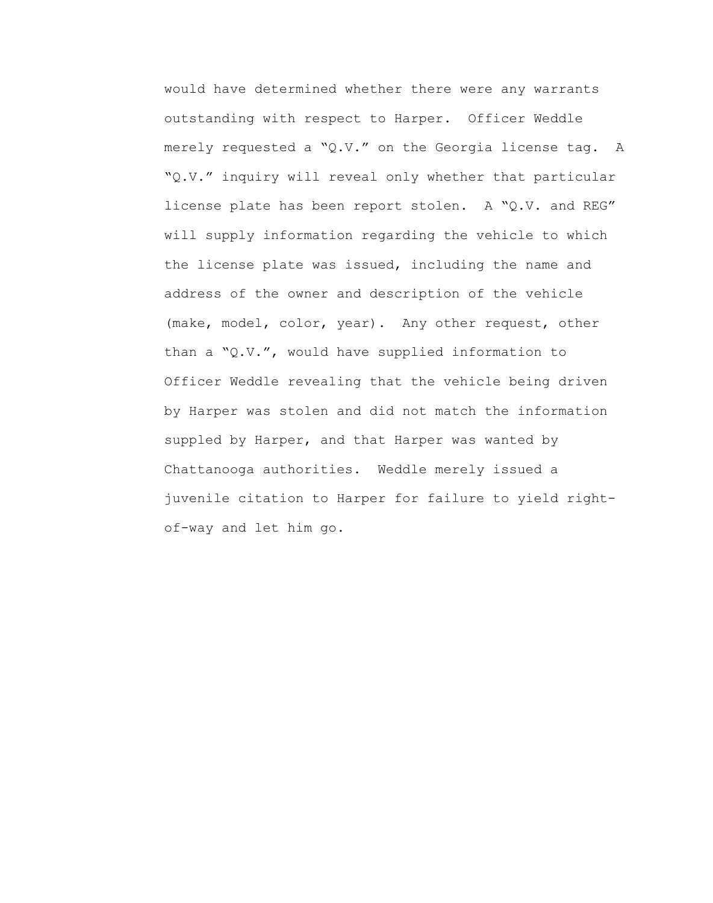would have determined whether there were any warrants outstanding with respect to Harper. Officer Weddle merely requested a "Q.V." on the Georgia license tag. A "Q.V." inquiry will reveal only whether that particular license plate has been report stolen. A "Q.V. and REG" will supply information regarding the vehicle to which the license plate was issued, including the name and address of the owner and description of the vehicle (make, model, color, year). Any other request, other than a "Q.V.", would have supplied information to Officer Weddle revealing that the vehicle being driven by Harper was stolen and did not match the information suppled by Harper, and that Harper was wanted by Chattanooga authorities. Weddle merely issued a juvenile citation to Harper for failure to yield right-of-way and let him go.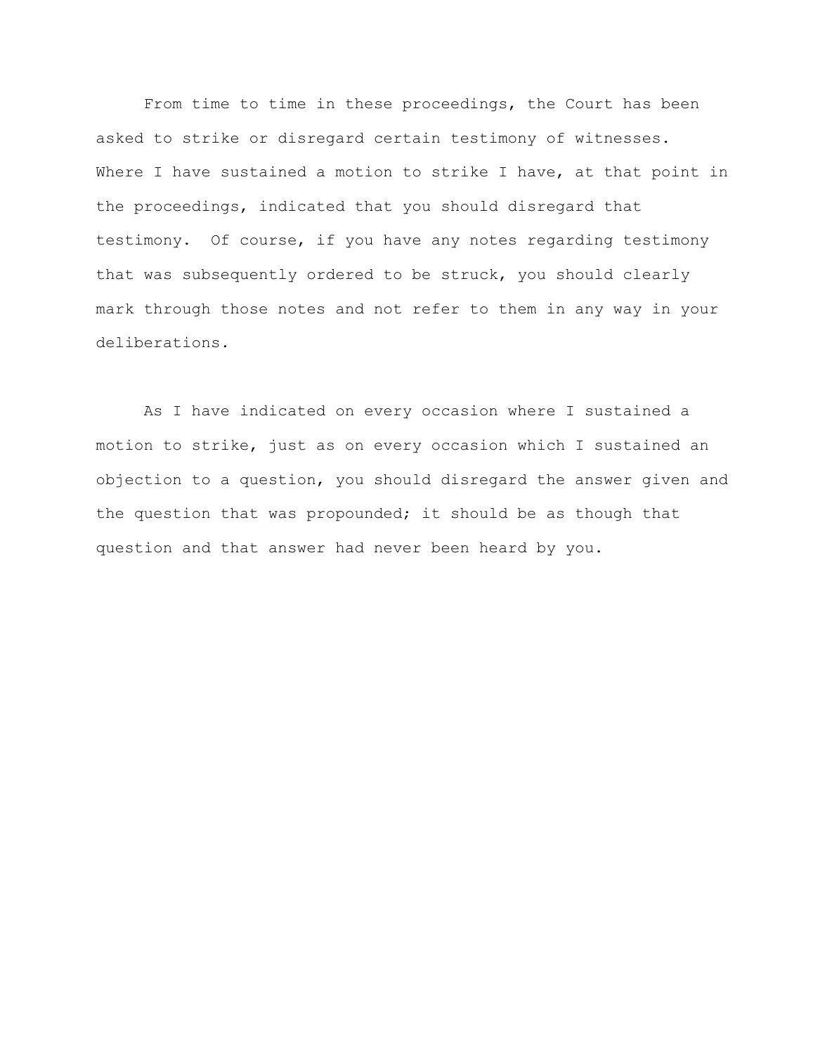From time to time in these proceedings, the Court has been asked to strike or disregard certain testimony of witnesses. Where I have sustained a motion to strike I have, at that point in the proceedings, indicated that you should disregard that testimony. Of course, if you have any notes regarding testimony that was subsequently ordered to be struck, you should clearly mark through those notes and not refer to them in any way in your deliberations.

As I have indicated on every occasion where I sustained a motion to strike, just as on every occasion which I sustained an objection to a question, you should disregard the answer given and the question that was propounded; it should be as though that question and that answer had never been heard by you.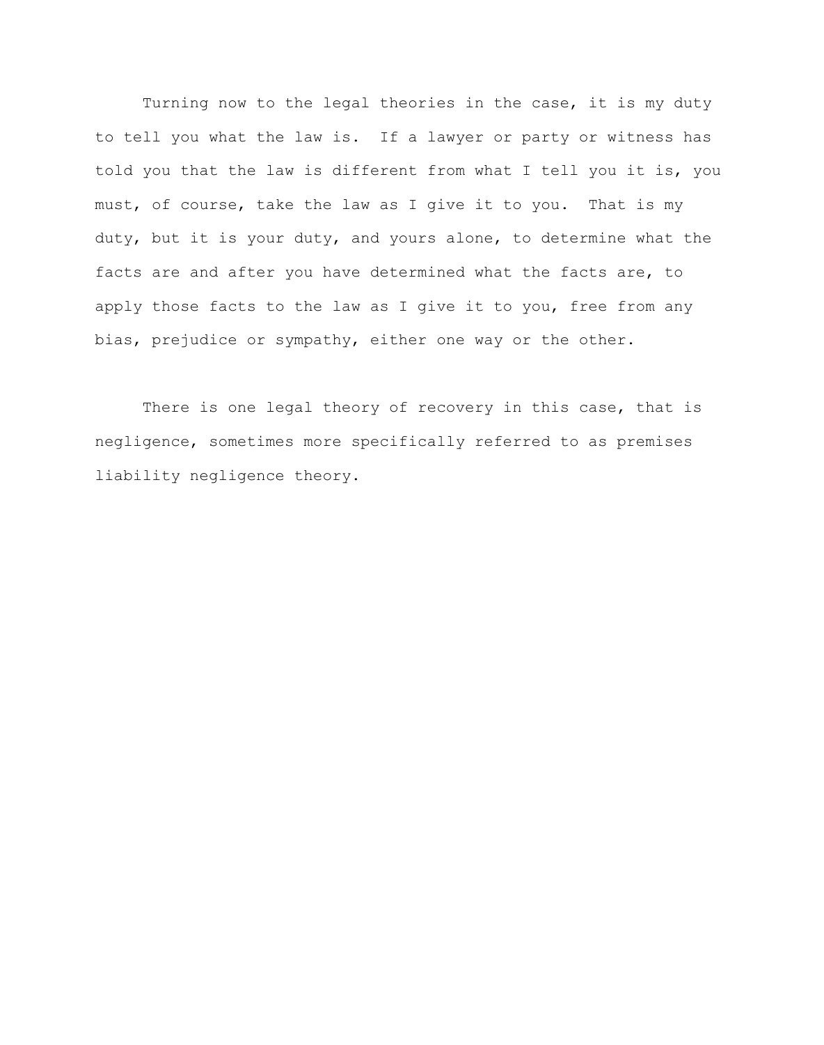Turning now to the legal theories in the case, it is my duty to tell you what the law is. If a lawyer or party or witness has told you that the law is different from what I tell you it is, you must, of course, take the law as I give it to you. That is my duty, but it is your duty, and yours alone, to determine what the facts are and after you have determined what the facts are, to apply those facts to the law as I give it to you, free from any bias, prejudice or sympathy, either one way or the other.

There is one legal theory of recovery in this case, that is negligence, sometimes more specifically referred to as premises liability negligence theory.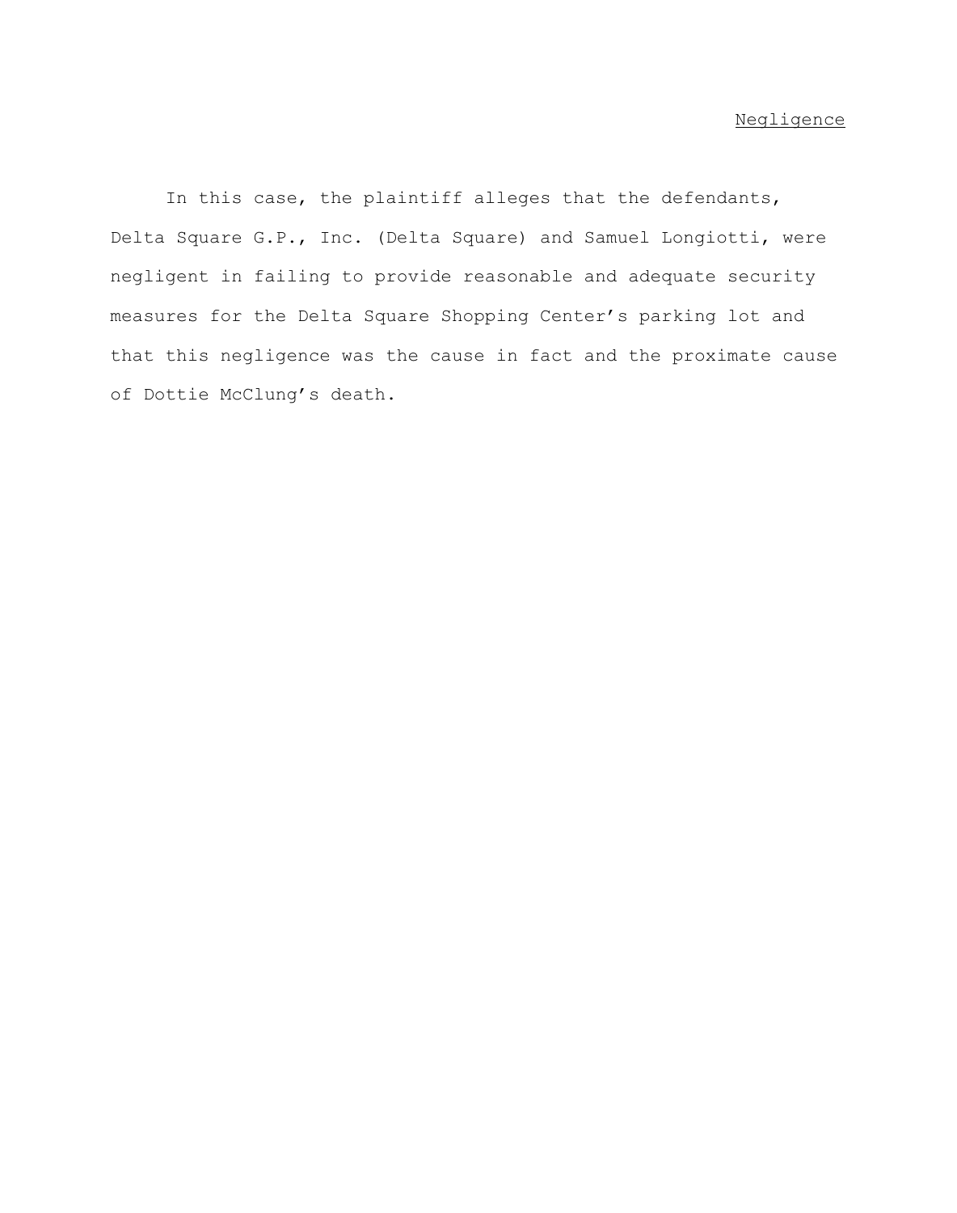<u>Negligence</u>

In this case, the plaintiff alleges that the defendants, Delta Square G.P., Inc. (Delta Square) and Samuel Longiotti, were negligent in failing to provide reasonable and adequate security measures for the Delta Square Shopping Center's parking lot and that this negligence was the cause in fact and the proximate cause of Dottie McClung's death.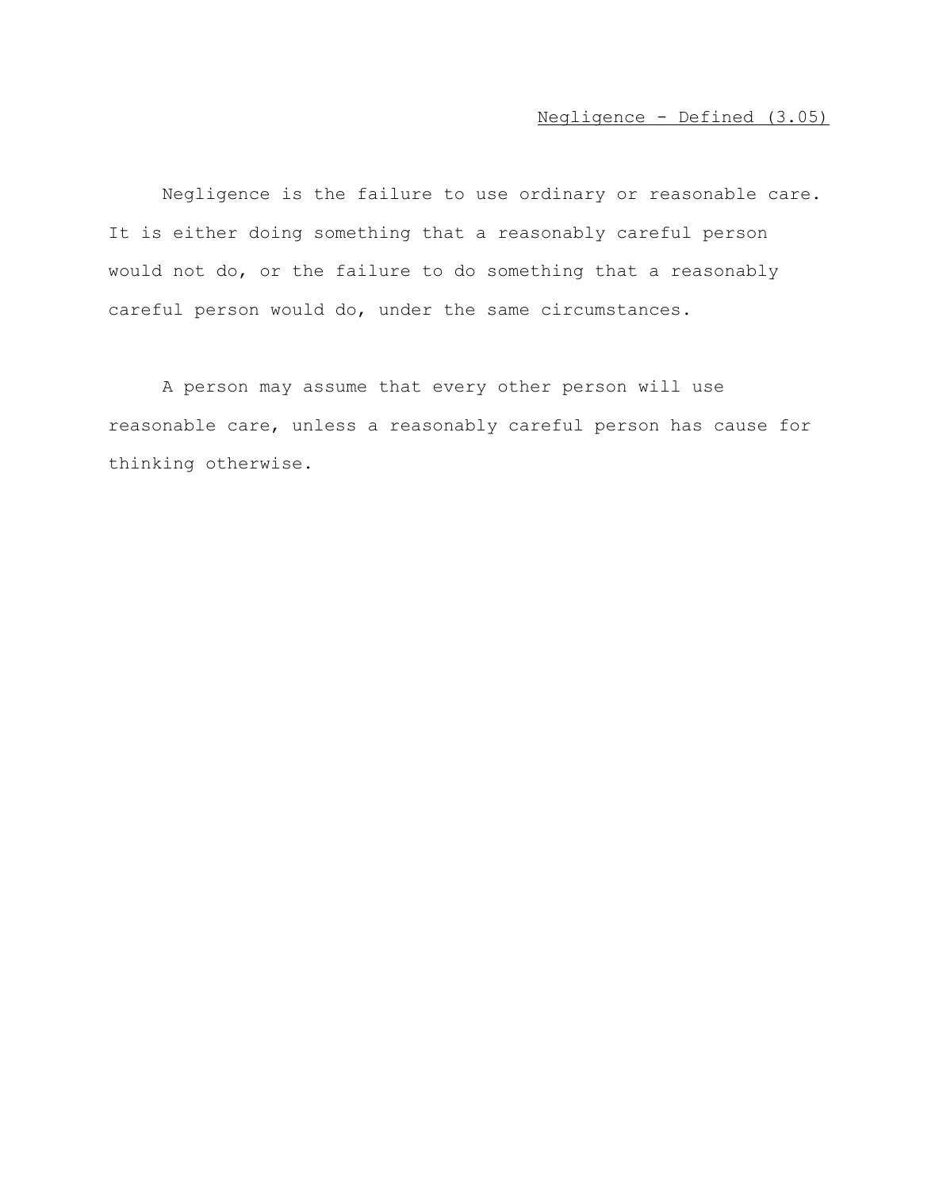## Negligence - Defined (3.05)

Negligence is the failure to use ordinary or reasonable care. It is either doing something that a reasonably careful person would not do, or the failure to do something that a reasonably careful person would do, under the same circumstances.

A person may assume that every other person will use reasonable care, unless a reasonably careful person has cause for thinking otherwise.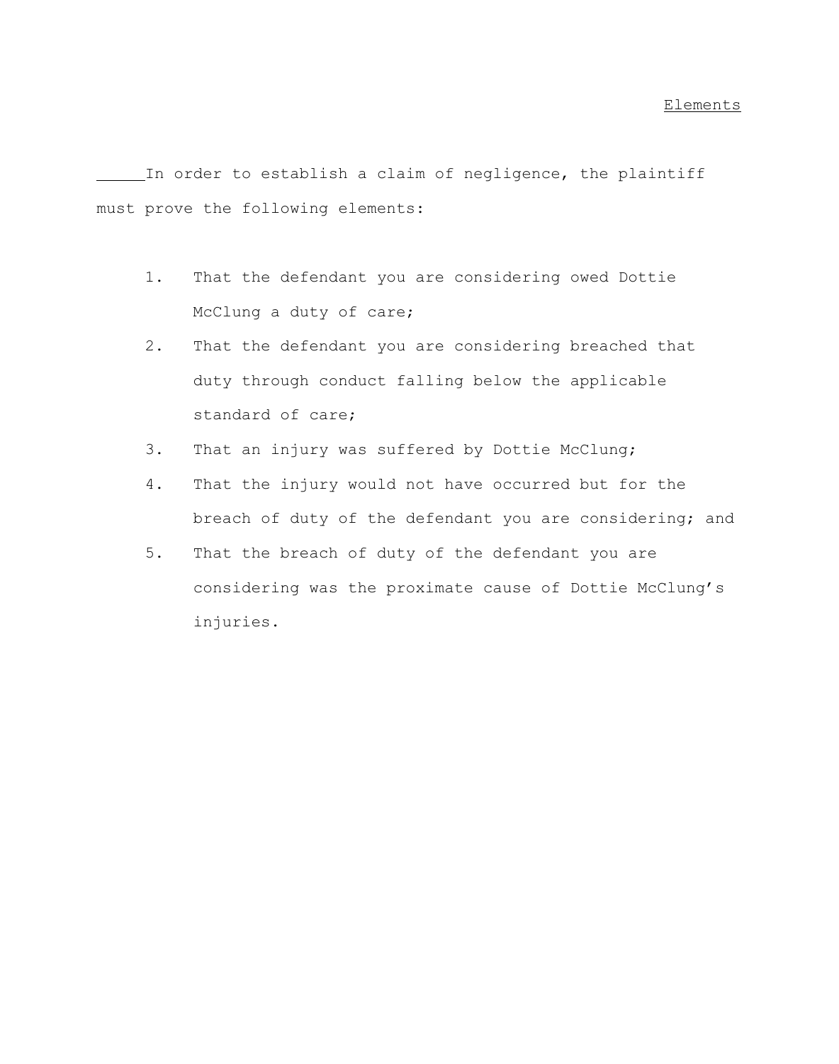# Elements

In order to establish a claim of negligence, the plaintiff must prove the following elements:

1. That the defendant you are considering owed Dottie McClung a duty of care;
2. That the defendant you are considering breached that duty through conduct falling below the applicable standard of care;
3. That an injury was suffered by Dottie McClung;
4. That the injury would not have occurred but for the breach of duty of the defendant you are considering; and
5. That the breach of duty of the defendant you are considering was the proximate cause of Dottie McClung's injuries.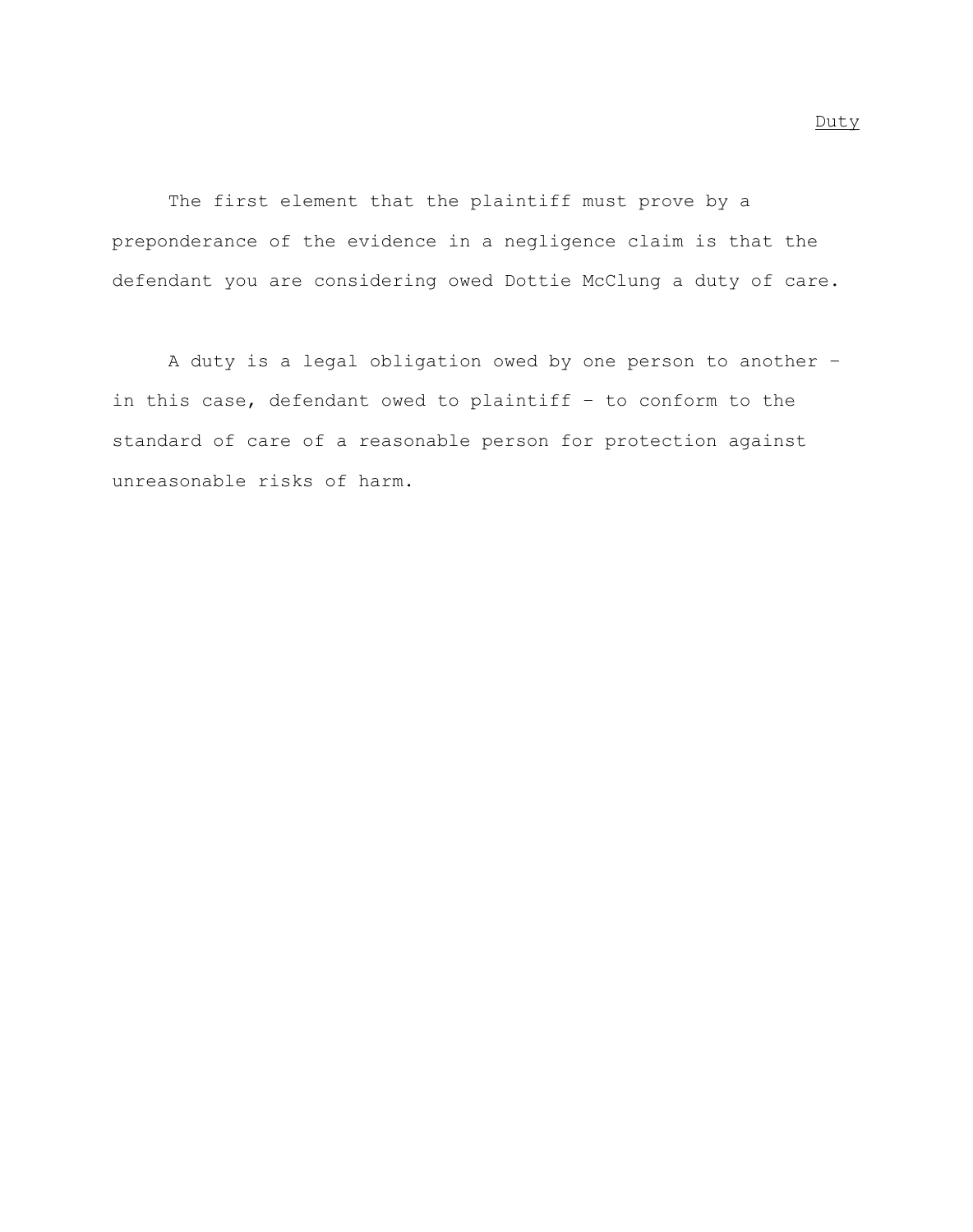<u>Duty</u>

The first element that the plaintiff must prove by a preponderance of the evidence in a negligence claim is that the defendant you are considering owed Dottie McClung a duty of care.

A duty is a legal obligation owed by one person to another – in this case, defendant owed to plaintiff – to conform to the standard of care of a reasonable person for protection against unreasonable risks of harm.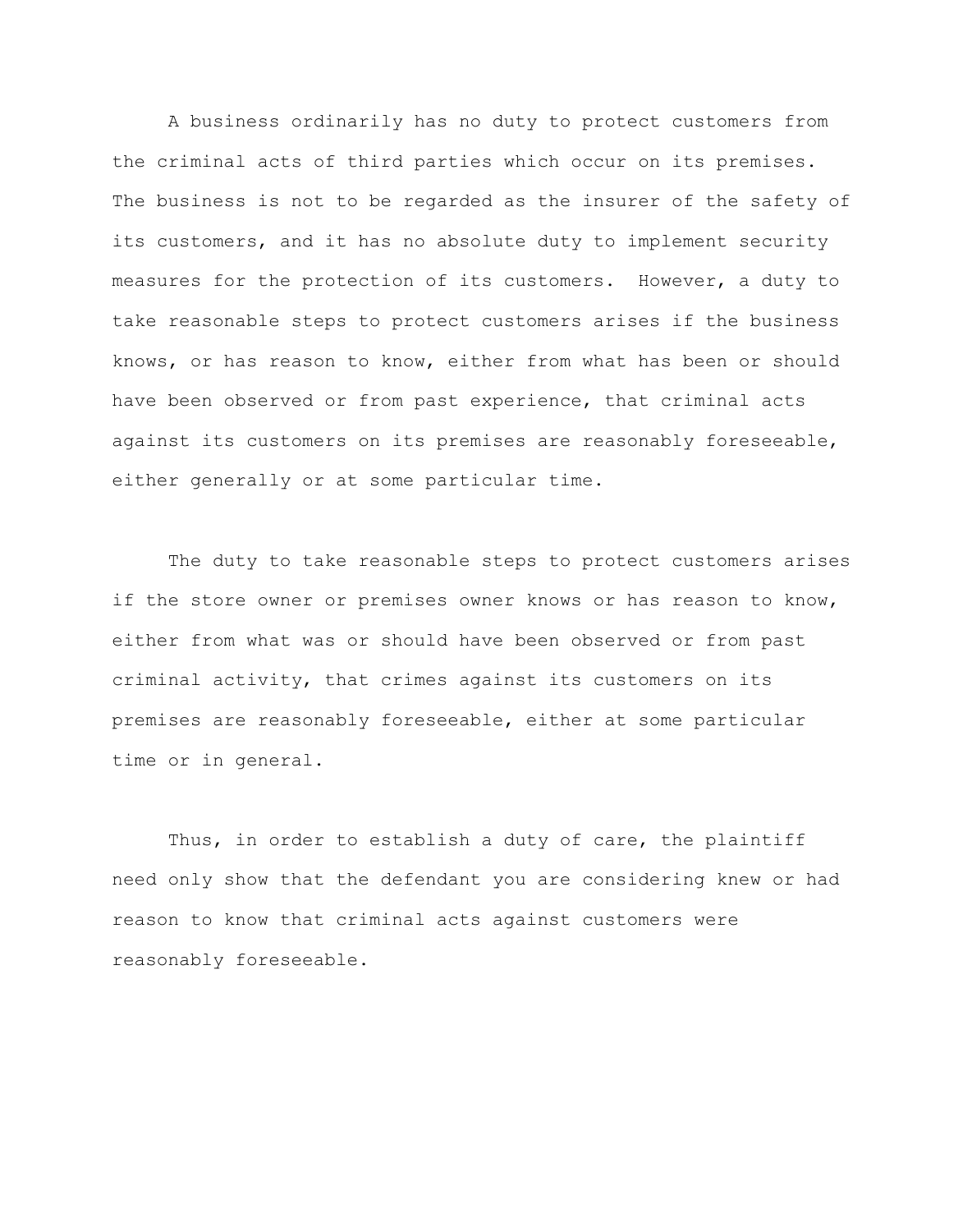A business ordinarily has no duty to protect customers from the criminal acts of third parties which occur on its premises. The business is not to be regarded as the insurer of the safety of its customers, and it has no absolute duty to implement security measures for the protection of its customers. However, a duty to take reasonable steps to protect customers arises if the business knows, or has reason to know, either from what has been or should have been observed or from past experience, that criminal acts against its customers on its premises are reasonably foreseeable, either generally or at some particular time.

The duty to take reasonable steps to protect customers arises if the store owner or premises owner knows or has reason to know, either from what was or should have been observed or from past criminal activity, that crimes against its customers on its premises are reasonably foreseeable, either at some particular time or in general.

Thus, in order to establish a duty of care, the plaintiff need only show that the defendant you are considering knew or had reason to know that criminal acts against customers were reasonably foreseeable.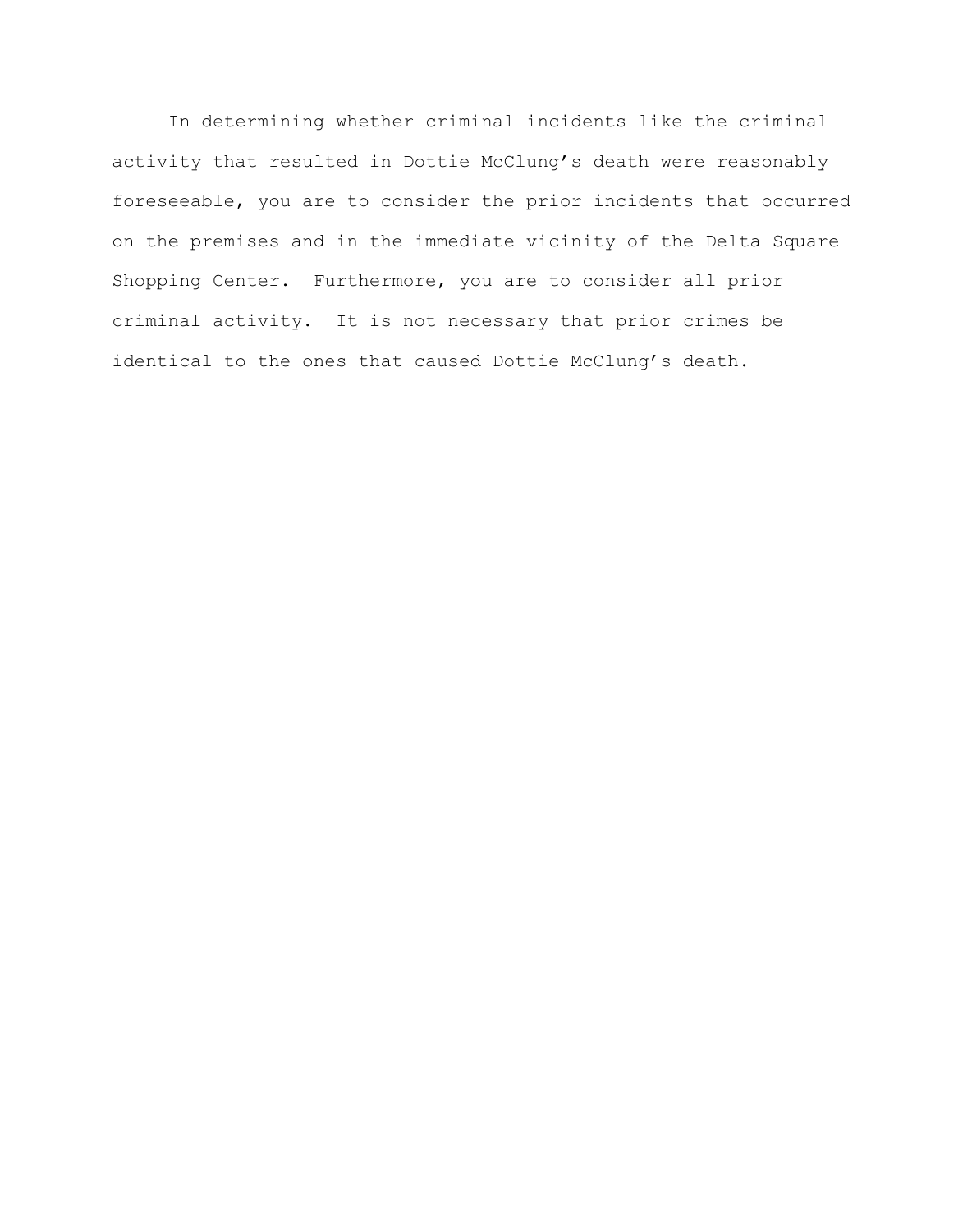In determining whether criminal incidents like the criminal activity that resulted in Dottie McClung's death were reasonably foreseeable, you are to consider the prior incidents that occurred on the premises and in the immediate vicinity of the Delta Square Shopping Center. Furthermore, you are to consider all prior criminal activity. It is not necessary that prior crimes be identical to the ones that caused Dottie McClung's death.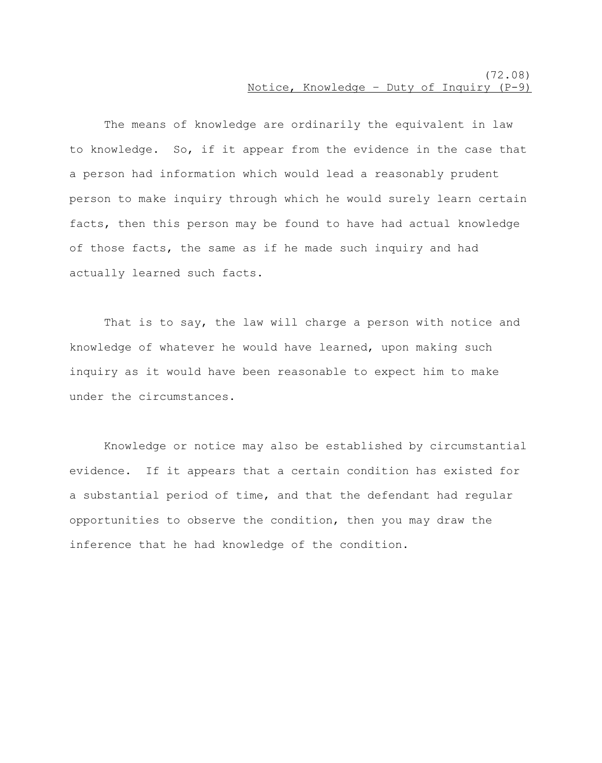(72.08)

## Notice, Knowledge – Duty of Inquiry (P-9)

The means of knowledge are ordinarily the equivalent in law to knowledge. So, if it appear from the evidence in the case that a person had information which would lead a reasonably prudent person to make inquiry through which he would surely learn certain facts, then this person may be found to have had actual knowledge of those facts, the same as if he made such inquiry and had actually learned such facts.

That is to say, the law will charge a person with notice and knowledge of whatever he would have learned, upon making such inquiry as it would have been reasonable to expect him to make under the circumstances.

Knowledge or notice may also be established by circumstantial evidence. If it appears that a certain condition has existed for a substantial period of time, and that the defendant had regular opportunities to observe the condition, then you may draw the inference that he had knowledge of the condition.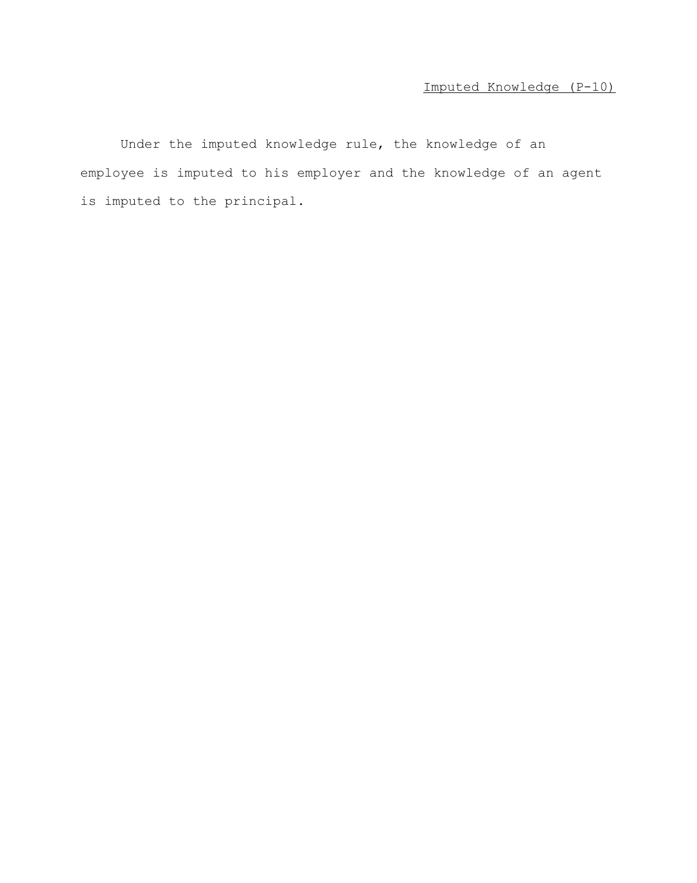Imputed Knowledge (P-10)

Under the imputed knowledge rule, the knowledge of an employee is imputed to his employer and the knowledge of an agent is imputed to the principal.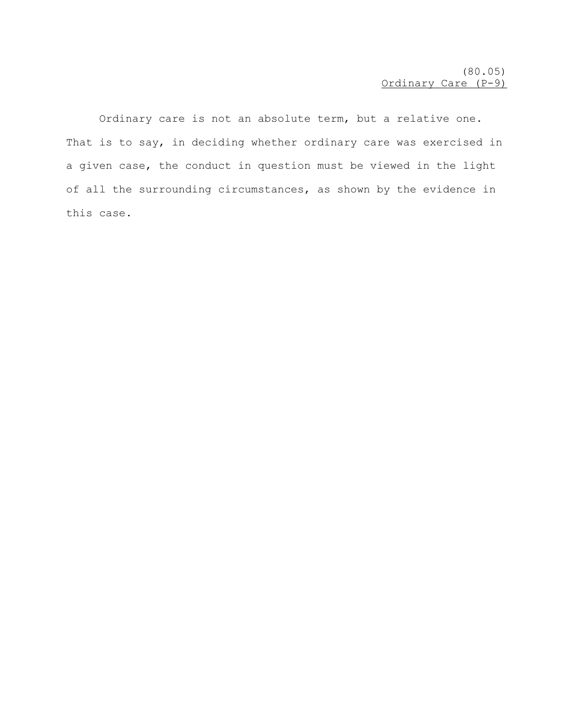(80.05)
Ordinary Care (P-9)

Ordinary care is not an absolute term, but a relative one. That is to say, in deciding whether ordinary care was exercised in a given case, the conduct in question must be viewed in the light of all the surrounding circumstances, as shown by the evidence in this case.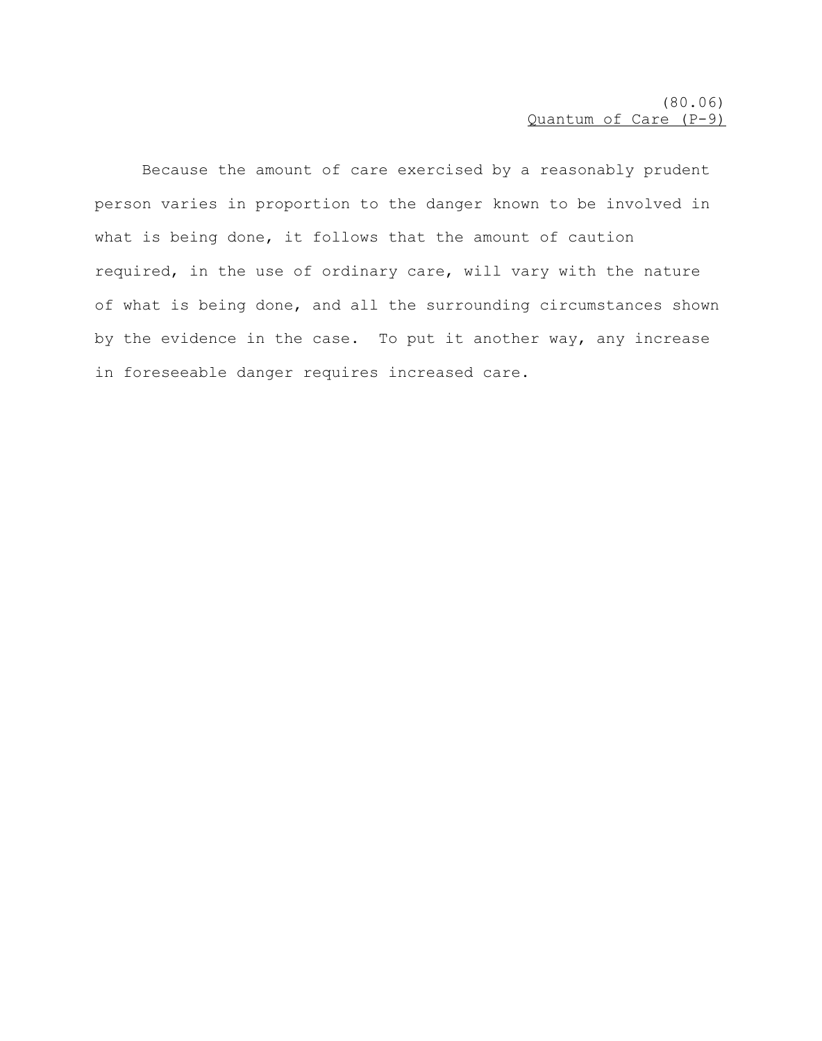(80.06)

## Quantum of Care (P-9)

Because the amount of care exercised by a reasonably prudent person varies in proportion to the danger known to be involved in what is being done, it follows that the amount of caution required, in the use of ordinary care, will vary with the nature of what is being done, and all the surrounding circumstances shown by the evidence in the case. To put it another way, any increase in foreseeable danger requires increased care.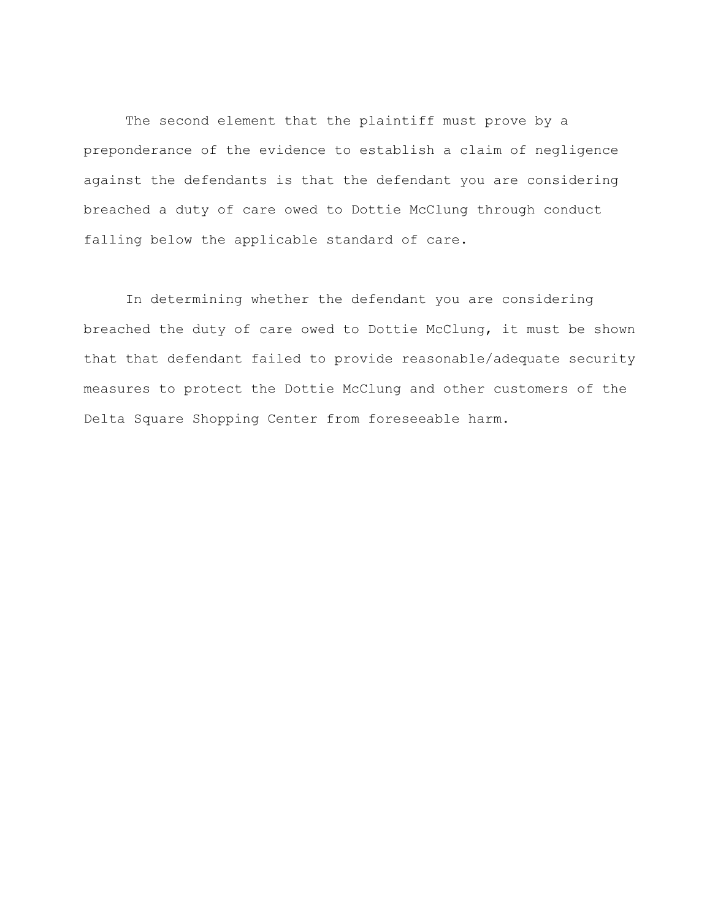The second element that the plaintiff must prove by a preponderance of the evidence to establish a claim of negligence against the defendants is that the defendant you are considering breached a duty of care owed to Dottie McClung through conduct falling below the applicable standard of care.

In determining whether the defendant you are considering breached the duty of care owed to Dottie McClung, it must be shown that that defendant failed to provide reasonable/adequate security measures to protect the Dottie McClung and other customers of the Delta Square Shopping Center from foreseeable harm.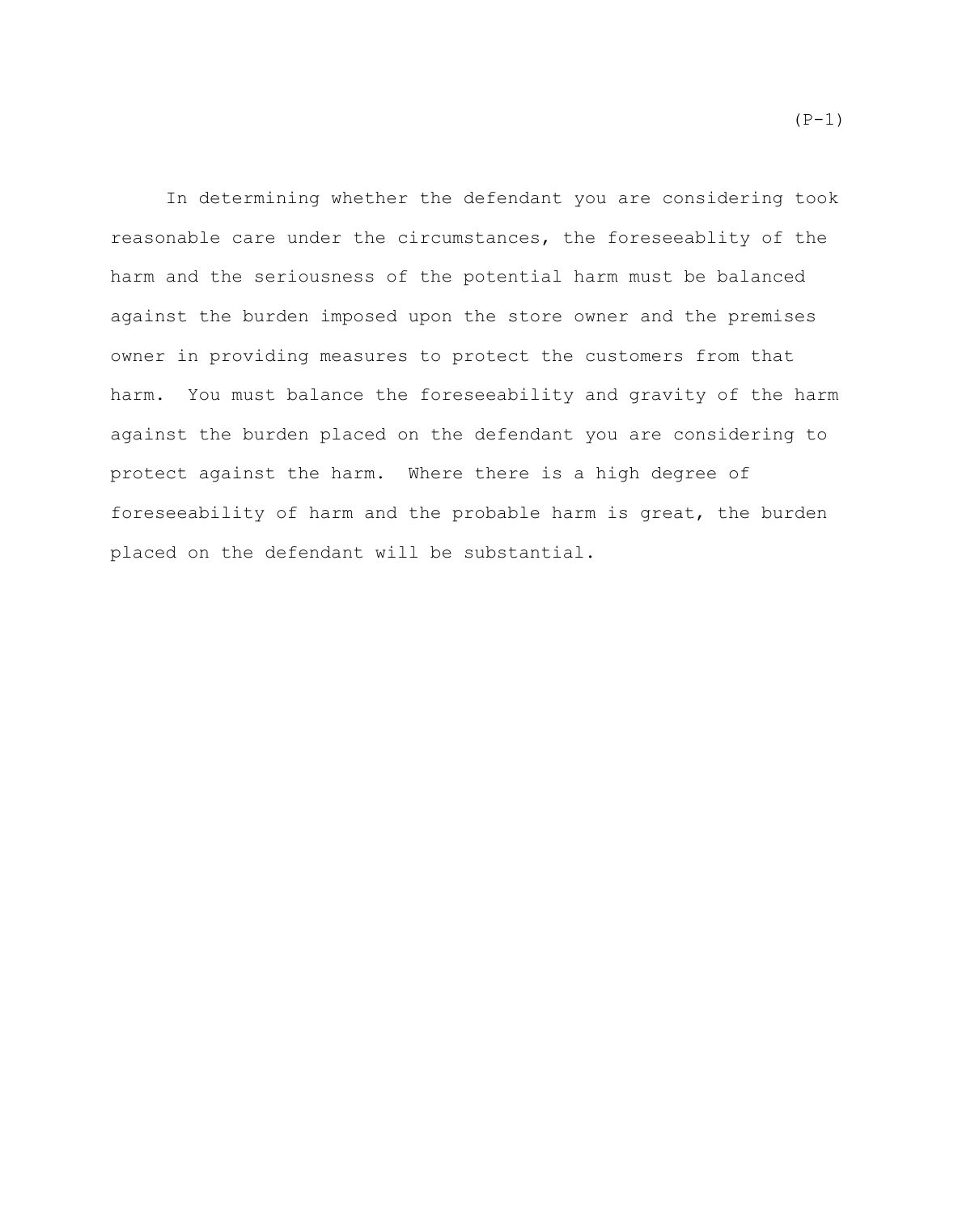(P-1)

In determining whether the defendant you are considering took reasonable care under the circumstances, the foreseeablity of the harm and the seriousness of the potential harm must be balanced against the burden imposed upon the store owner and the premises owner in providing measures to protect the customers from that harm. You must balance the foreseeability and gravity of the harm against the burden placed on the defendant you are considering to protect against the harm. Where there is a high degree of foreseeability of harm and the probable harm is great, the burden placed on the defendant will be substantial.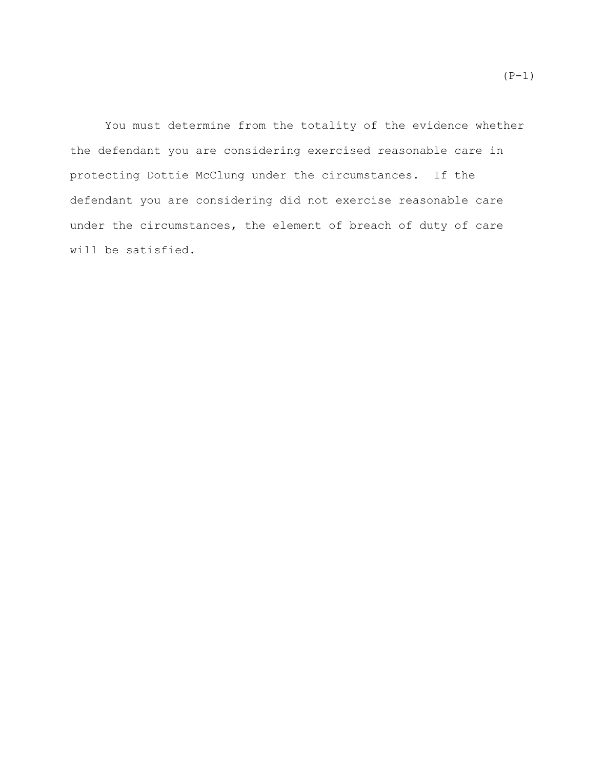(P-1)

You must determine from the totality of the evidence whether the defendant you are considering exercised reasonable care in protecting Dottie McClung under the circumstances. If the defendant you are considering did not exercise reasonable care under the circumstances, the element of breach of duty of care will be satisfied.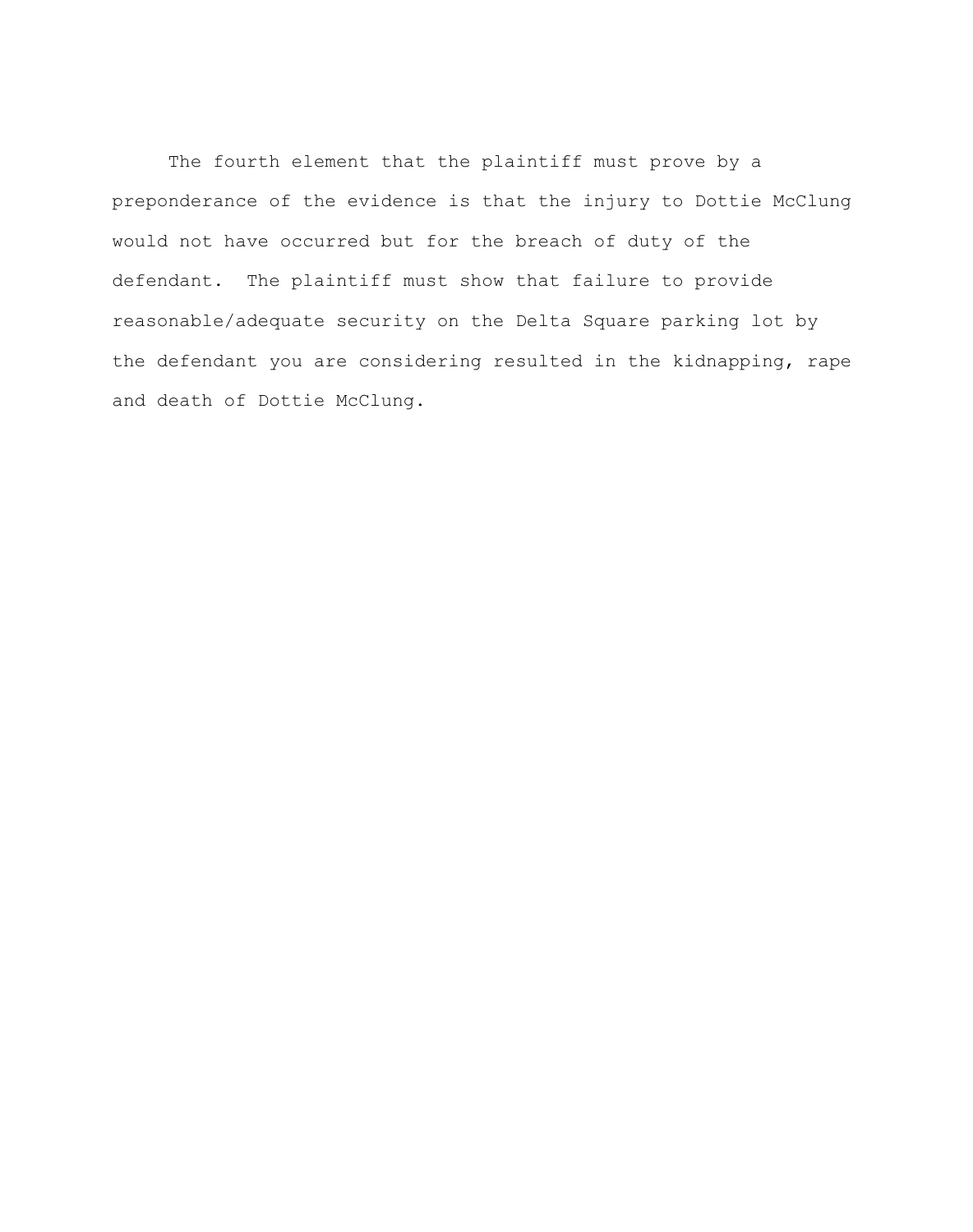The fourth element that the plaintiff must prove by a preponderance of the evidence is that the injury to Dottie McClung would not have occurred but for the breach of duty of the defendant. The plaintiff must show that failure to provide reasonable/adequate security on the Delta Square parking lot by the defendant you are considering resulted in the kidnapping, rape and death of Dottie McClung.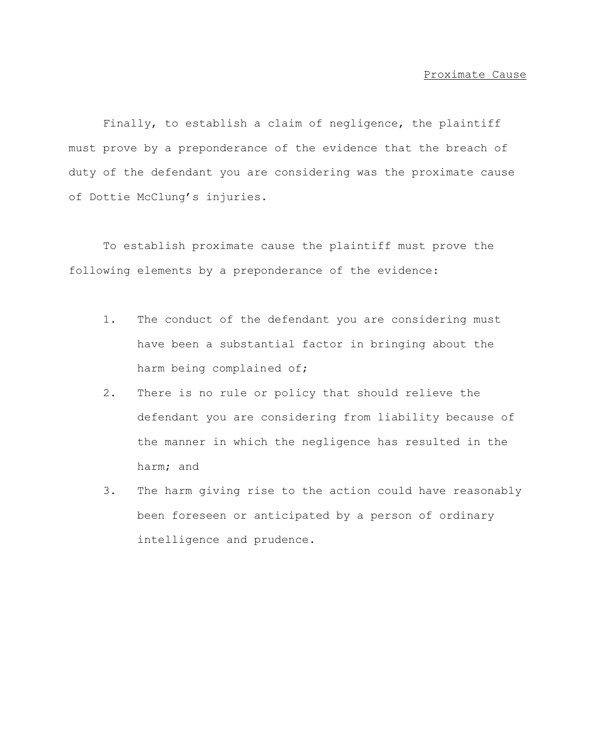Proximate Cause

Finally, to establish a claim of negligence, the plaintiff must prove by a preponderance of the evidence that the breach of duty of the defendant you are considering was the proximate cause of Dottie McClung's injuries.

To establish proximate cause the plaintiff must prove the following elements by a preponderance of the evidence:

1. The conduct of the defendant you are considering must have been a substantial factor in bringing about the harm being complained of;
2. There is no rule or policy that should relieve the defendant you are considering from liability because of the manner in which the negligence has resulted in the harm; and
3. The harm giving rise to the action could have reasonably been foreseen or anticipated by a person of ordinary intelligence and prudence.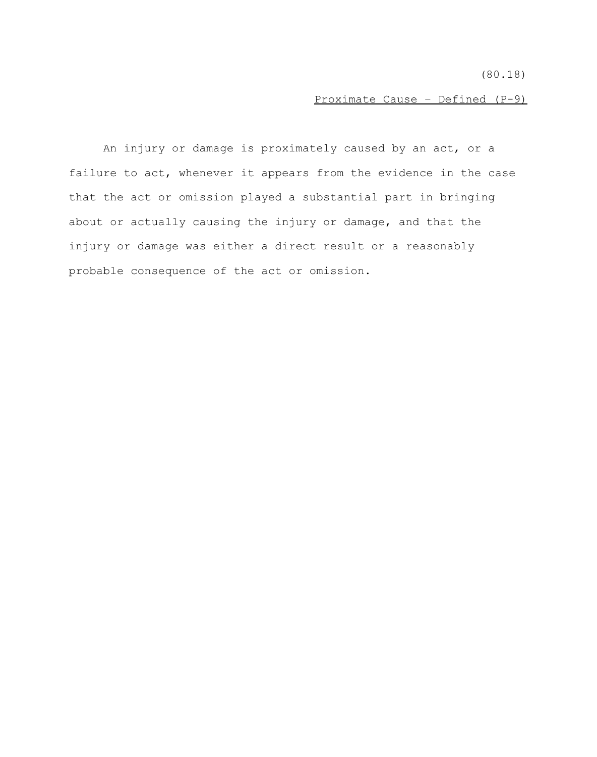(80.18)

Proximate Cause – Defined (P-9)

An injury or damage is proximately caused by an act, or a failure to act, whenever it appears from the evidence in the case that the act or omission played a substantial part in bringing about or actually causing the injury or damage, and that the injury or damage was either a direct result or a reasonably probable consequence of the act or omission.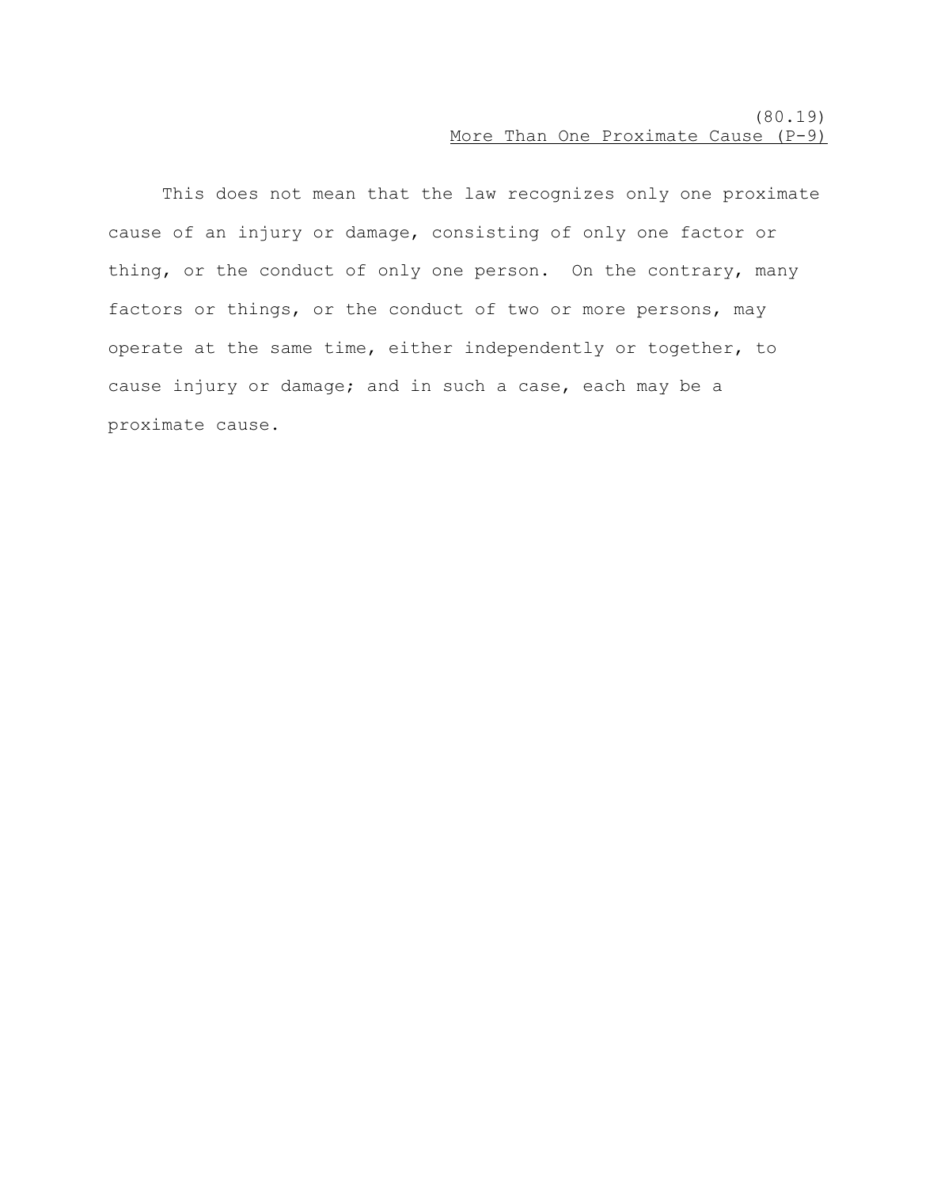(80.19)

More Than One Proximate Cause (P-9)

This does not mean that the law recognizes only one proximate cause of an injury or damage, consisting of only one factor or thing, or the conduct of only one person. On the contrary, many factors or things, or the conduct of two or more persons, may operate at the same time, either independently or together, to cause injury or damage; and in such a case, each may be a proximate cause.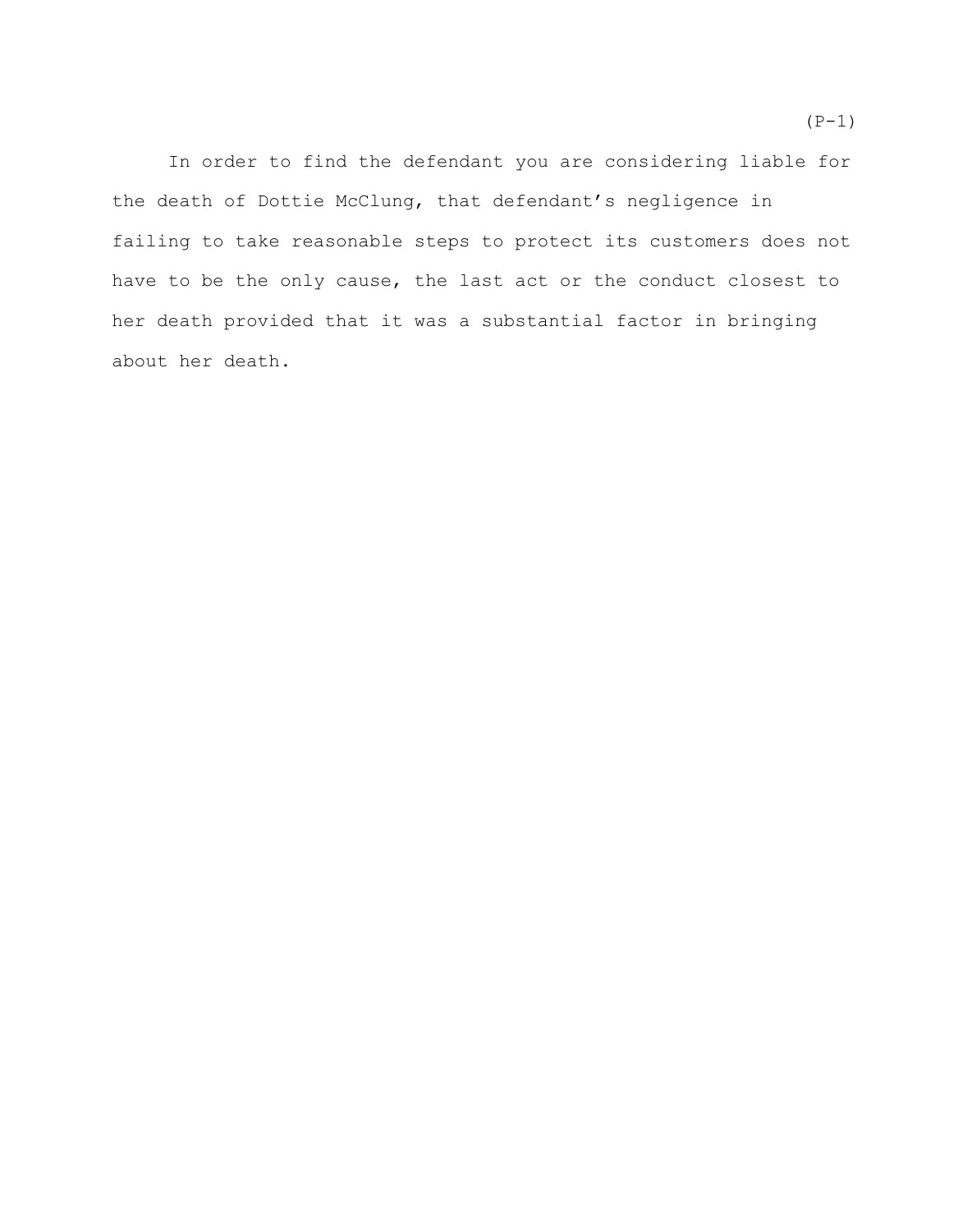(P-1)

In order to find the defendant you are considering liable for the death of Dottie McClung, that defendant's negligence in failing to take reasonable steps to protect its customers does not have to be the only cause, the last act or the conduct closest to her death provided that it was a substantial factor in bringing about her death.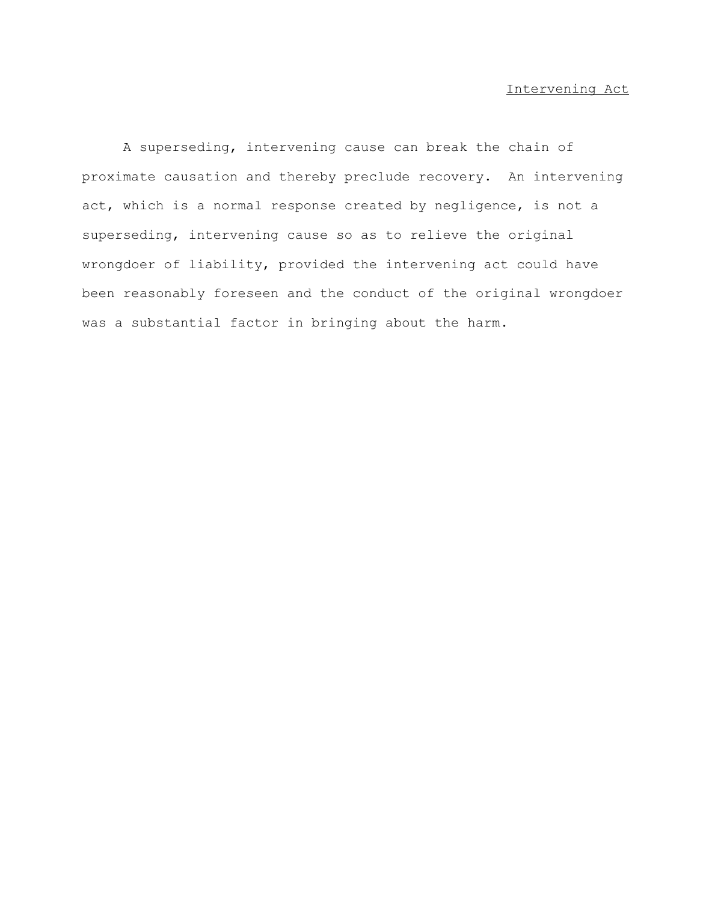Intervening Act

A superseding, intervening cause can break the chain of proximate causation and thereby preclude recovery. An intervening act, which is a normal response created by negligence, is not a superseding, intervening cause so as to relieve the original wrongdoer of liability, provided the intervening act could have been reasonably foreseen and the conduct of the original wrongdoer was a substantial factor in bringing about the harm.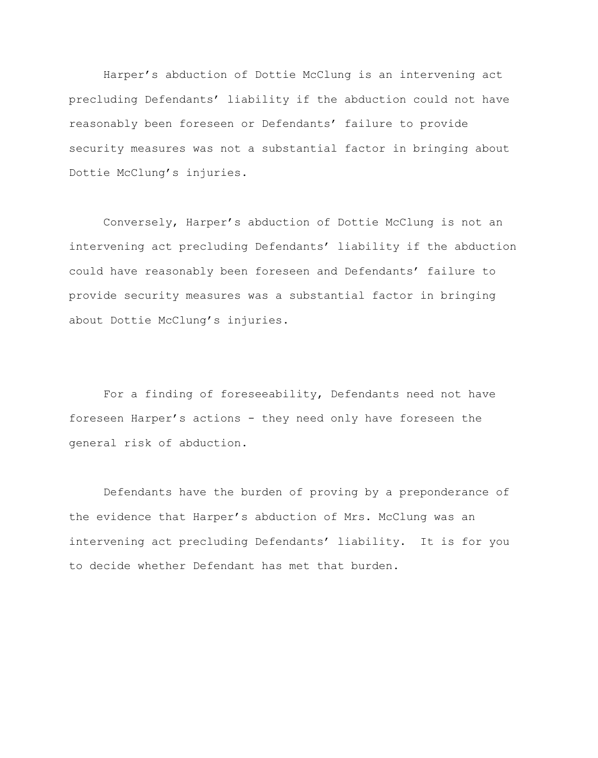Harper’s abduction of Dottie McClung is an intervening act precluding Defendants’ liability if the abduction could not have reasonably been foreseen or Defendants’ failure to provide security measures was not a substantial factor in bringing about Dottie McClung’s injuries.

Conversely, Harper’s abduction of Dottie McClung is not an intervening act precluding Defendants’ liability if the abduction could have reasonably been foreseen and Defendants’ failure to provide security measures was a substantial factor in bringing about Dottie McClung’s injuries.

For a finding of foreseeability, Defendants need not have foreseen Harper’s actions - they need only have foreseen the general risk of abduction.

Defendants have the burden of proving by a preponderance of the evidence that Harper’s abduction of Mrs. McClung was an intervening act precluding Defendants’ liability. It is for you to decide whether Defendant has met that burden.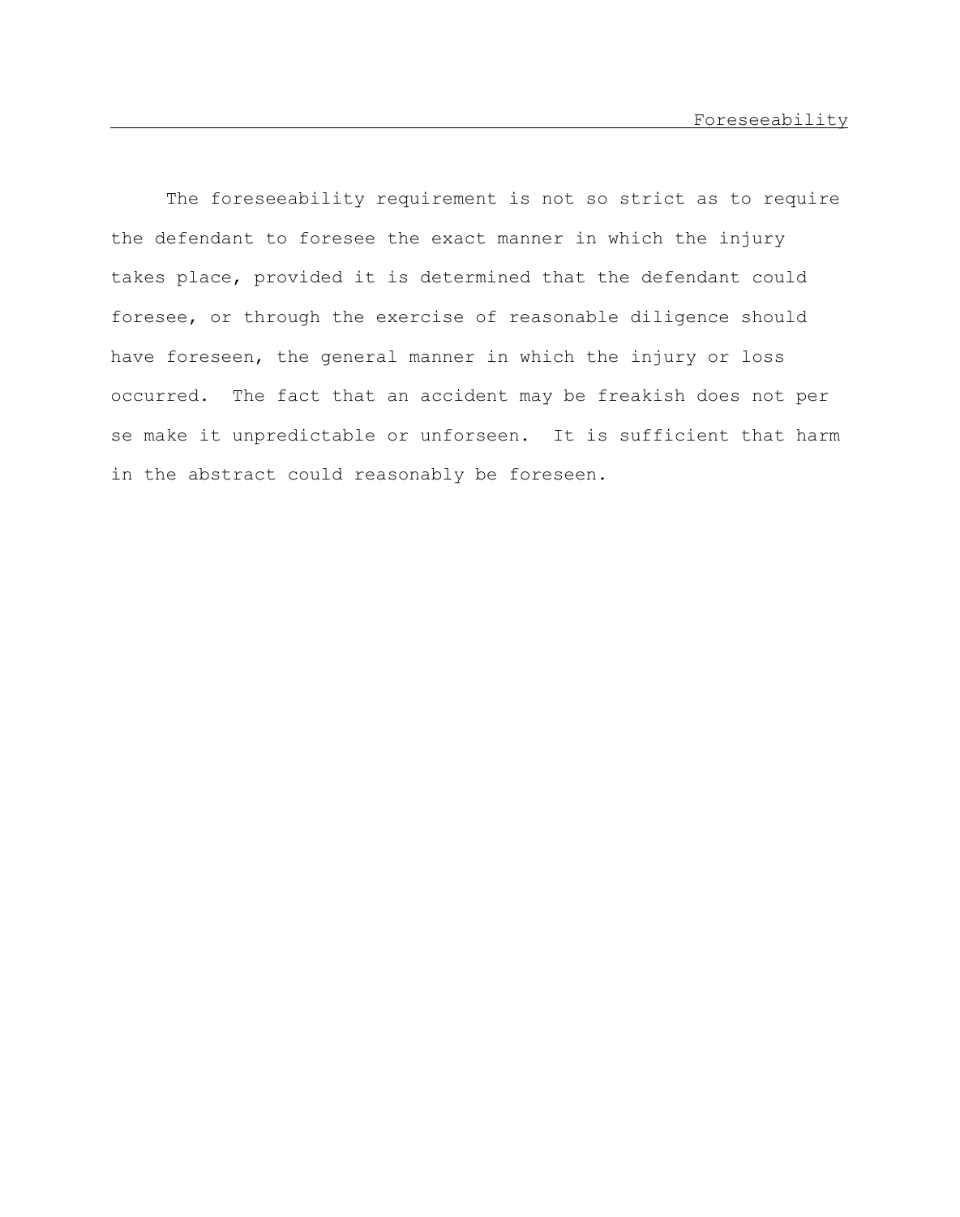# Foreseeability

The foreseeability requirement is not so strict as to require the defendant to foresee the exact manner in which the injury takes place, provided it is determined that the defendant could foresee, or through the exercise of reasonable diligence should have foreseen, the general manner in which the injury or loss occurred. The fact that an accident may be freakish does not per se make it unpredictable or unforseen. It is sufficient that harm in the abstract could reasonably be foreseen.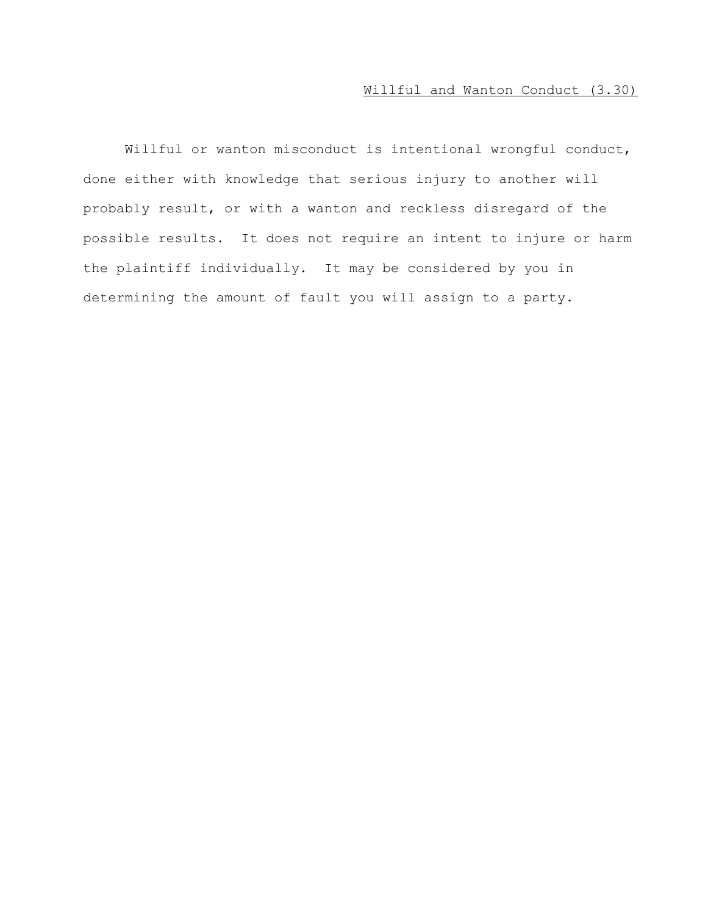Willful and Wanton Conduct (3.30)

Willful or wanton misconduct is intentional wrongful conduct, done either with knowledge that serious injury to another will probably result, or with a wanton and reckless disregard of the possible results. It does not require an intent to injure or harm the plaintiff individually. It may be considered by you in determining the amount of fault you will assign to a party.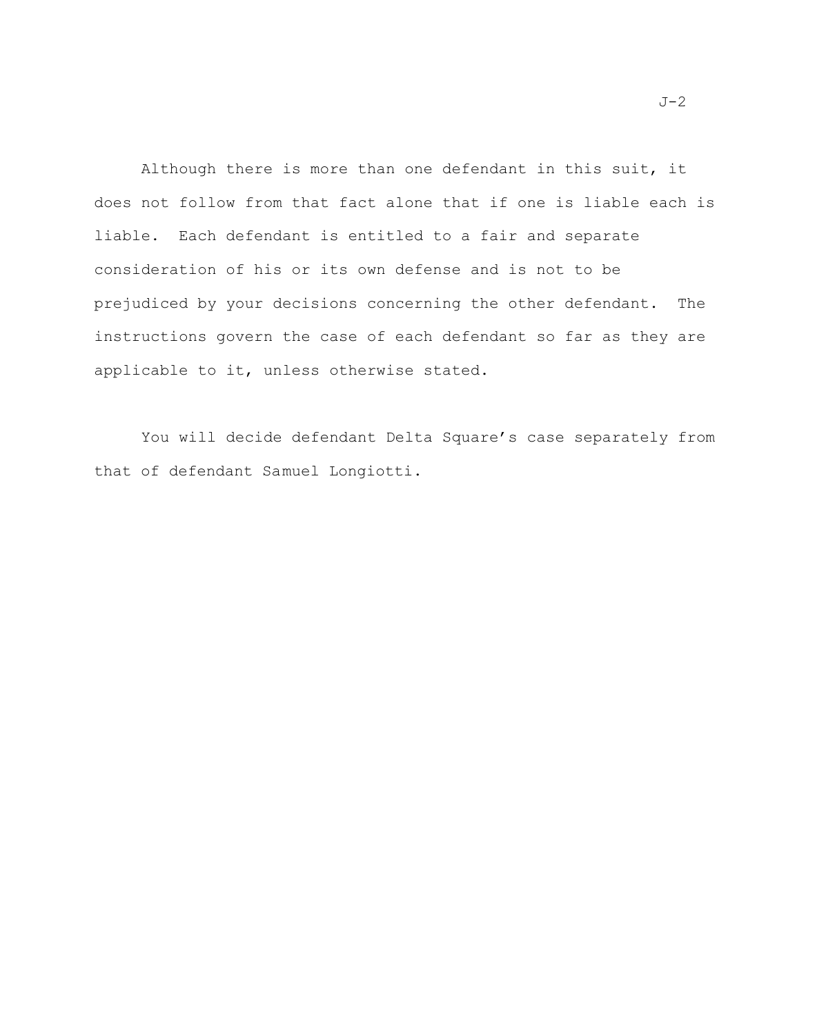Although there is more than one defendant in this suit, it does not follow from that fact alone that if one is liable each is liable. Each defendant is entitled to a fair and separate consideration of his or its own defense and is not to be prejudiced by your decisions concerning the other defendant. The instructions govern the case of each defendant so far as they are applicable to it, unless otherwise stated.

You will decide defendant Delta Square's case separately from that of defendant Samuel Longiotti.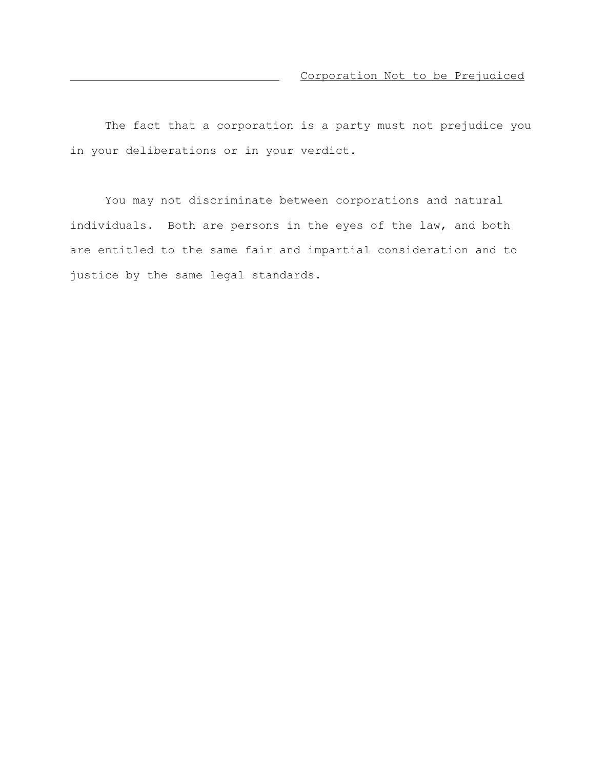## Corporation Not to be Prejudiced

The fact that a corporation is a party must not prejudice you in your deliberations or in your verdict.

You may not discriminate between corporations and natural individuals. Both are persons in the eyes of the law, and both are entitled to the same fair and impartial consideration and to justice by the same legal standards.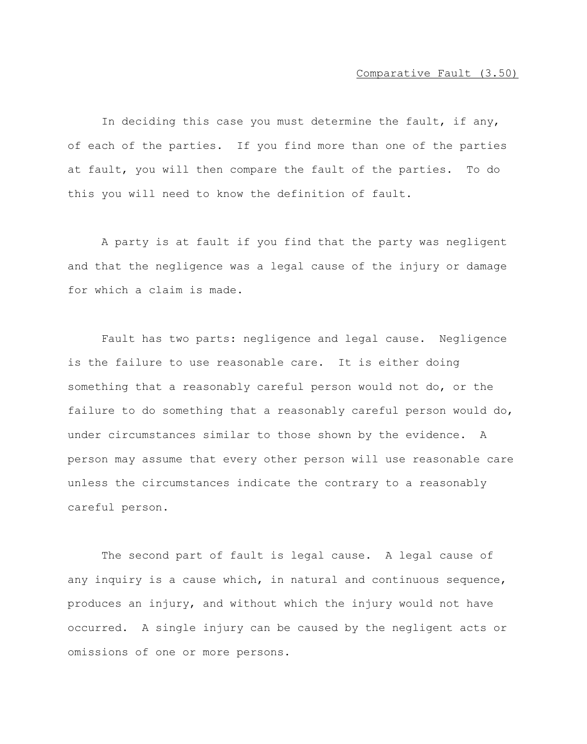<u>Comparative Fault (3.50)</u>

In deciding this case you must determine the fault, if any, of each of the parties. If you find more than one of the parties at fault, you will then compare the fault of the parties. To do this you will need to know the definition of fault.

A party is at fault if you find that the party was negligent and that the negligence was a legal cause of the injury or damage for which a claim is made.

Fault has two parts: negligence and legal cause. Negligence is the failure to use reasonable care. It is either doing something that a reasonably careful person would not do, or the failure to do something that a reasonably careful person would do, under circumstances similar to those shown by the evidence. A person may assume that every other person will use reasonable care unless the circumstances indicate the contrary to a reasonably careful person.

The second part of fault is legal cause. A legal cause of any inquiry is a cause which, in natural and continuous sequence, produces an injury, and without which the injury would not have occurred. A single injury can be caused by the negligent acts or omissions of one or more persons.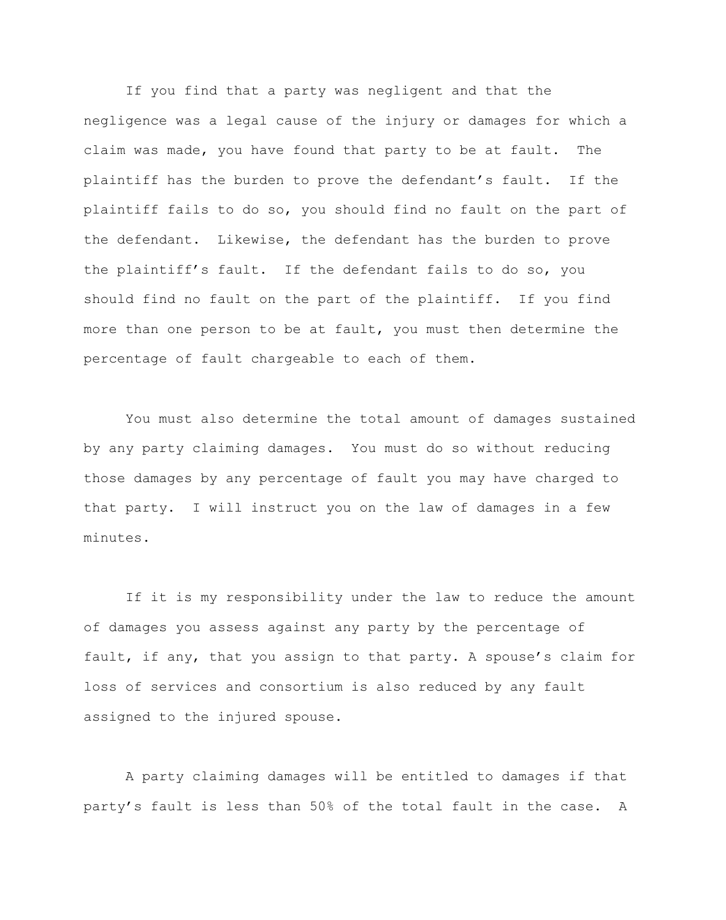If you find that a party was negligent and that the negligence was a legal cause of the injury or damages for which a claim was made, you have found that party to be at fault. The plaintiff has the burden to prove the defendant's fault. If the plaintiff fails to do so, you should find no fault on the part of the defendant. Likewise, the defendant has the burden to prove the plaintiff's fault. If the defendant fails to do so, you should find no fault on the part of the plaintiff. If you find more than one person to be at fault, you must then determine the percentage of fault chargeable to each of them.

You must also determine the total amount of damages sustained by any party claiming damages. You must do so without reducing those damages by any percentage of fault you may have charged to that party. I will instruct you on the law of damages in a few minutes.

If it is my responsibility under the law to reduce the amount of damages you assess against any party by the percentage of fault, if any, that you assign to that party. A spouse's claim for loss of services and consortium is also reduced by any fault assigned to the injured spouse.

A party claiming damages will be entitled to damages if that party's fault is less than 50% of the total fault in the case. A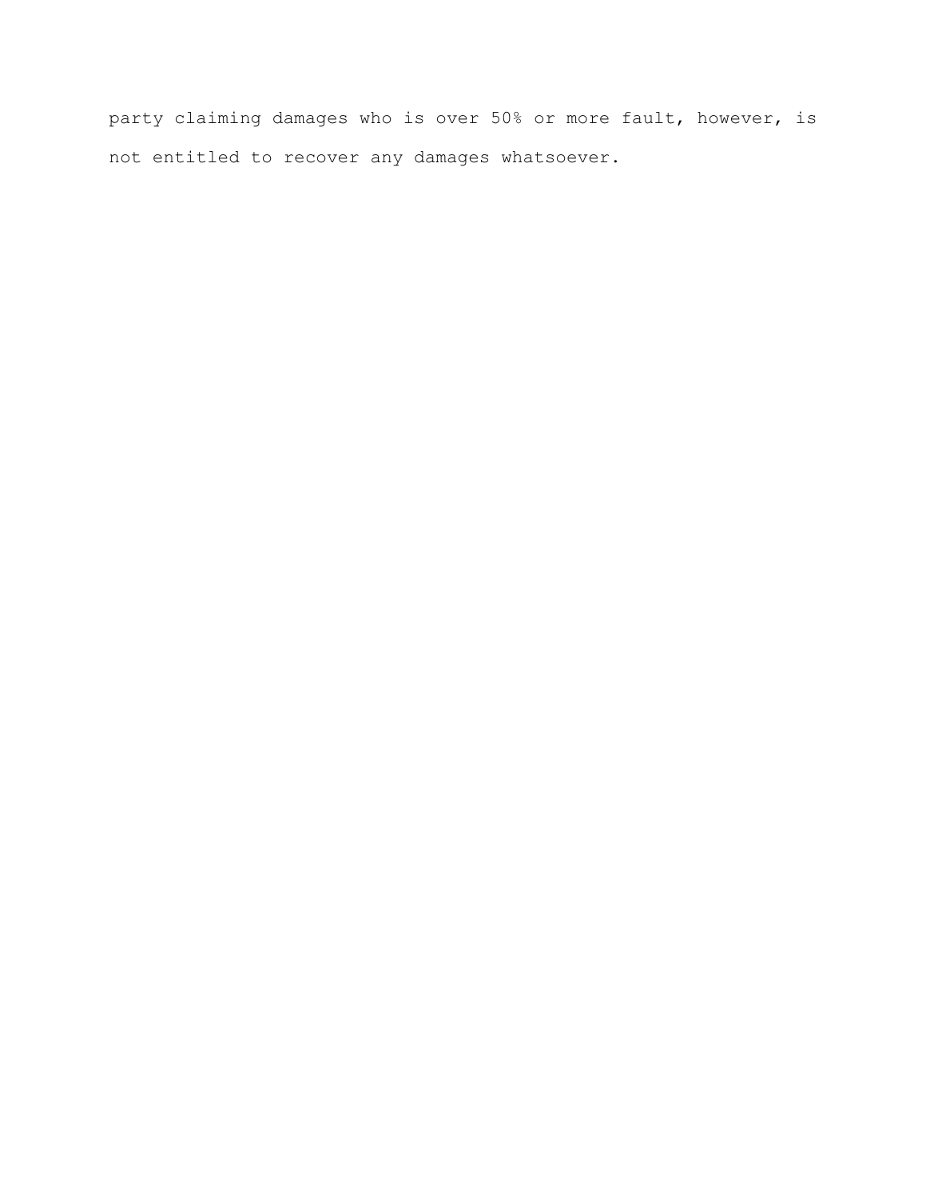party claiming damages who is over 50% or more fault, however, is not entitled to recover any damages whatsoever.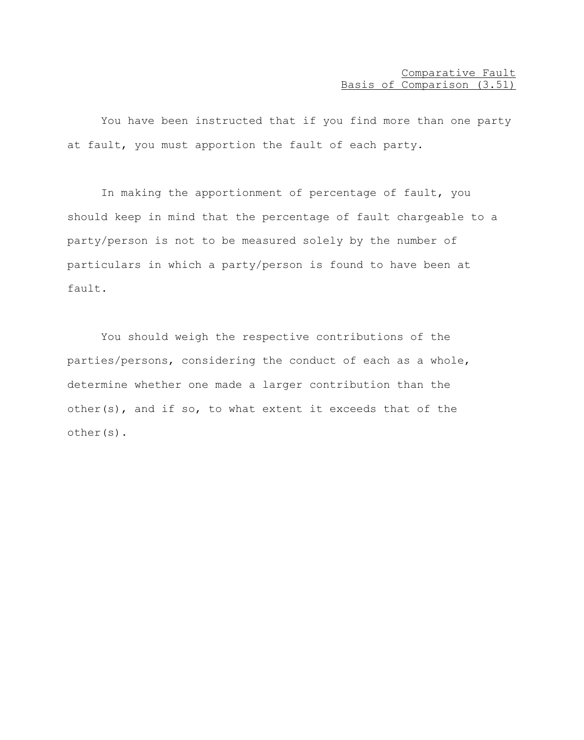Comparative Fault
Basis of Comparison (3.51)

You have been instructed that if you find more than one party at fault, you must apportion the fault of each party.

In making the apportionment of percentage of fault, you should keep in mind that the percentage of fault chargeable to a party/person is not to be measured solely by the number of particulars in which a party/person is found to have been at fault.

You should weigh the respective contributions of the parties/persons, considering the conduct of each as a whole, determine whether one made a larger contribution than the other(s), and if so, to what extent it exceeds that of the other(s).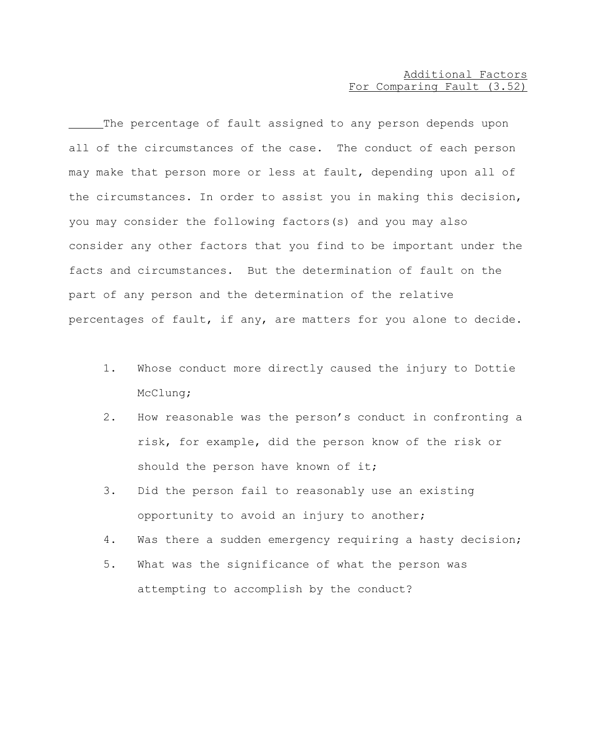<u>Additional Factors</u>
<u>For Comparing Fault (3.52)</u>

_____The percentage of fault assigned to any person depends upon all of the circumstances of the case. The conduct of each person may make that person more or less at fault, depending upon all of the circumstances. In order to assist you in making this decision, you may consider the following factors(s) and you may also consider any other factors that you find to be important under the facts and circumstances. But the determination of fault on the part of any person and the determination of the relative percentages of fault, if any, are matters for you alone to decide.

1. Whose conduct more directly caused the injury to Dottie McClung;
2. How reasonable was the person's conduct in confronting a risk, for example, did the person know of the risk or should the person have known of it;
3. Did the person fail to reasonably use an existing opportunity to avoid an injury to another;
4. Was there a sudden emergency requiring a hasty decision;
5. What was the significance of what the person was attempting to accomplish by the conduct?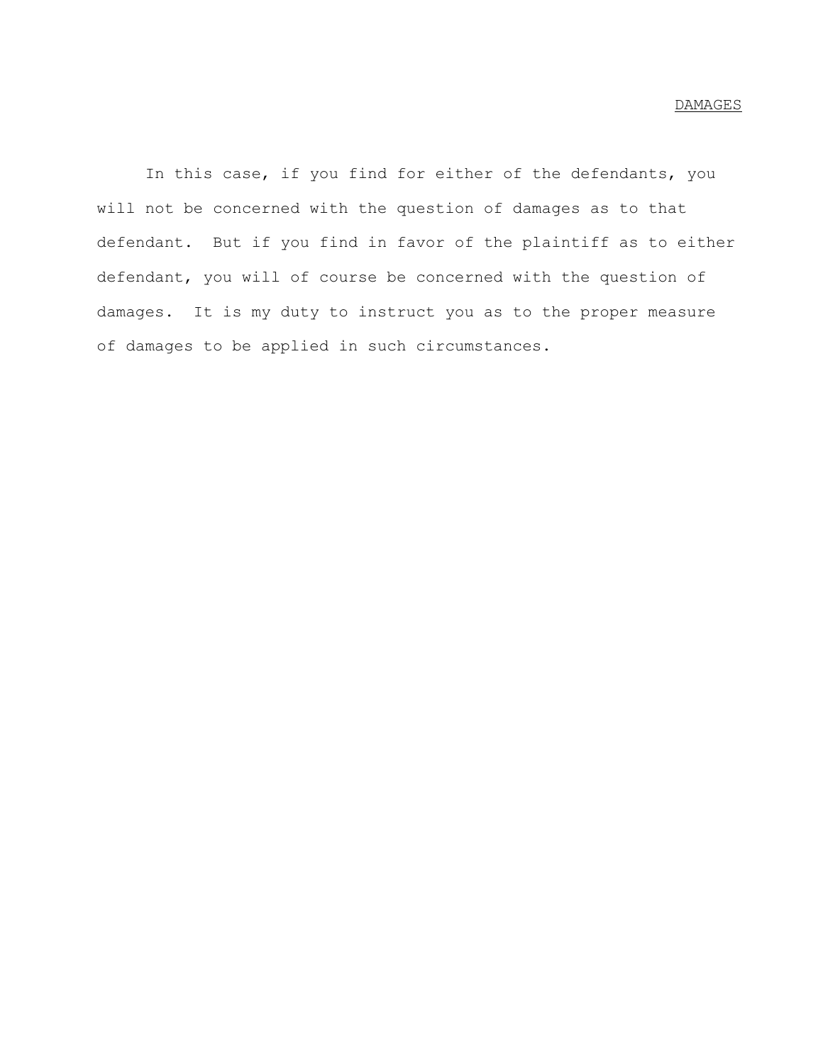## DAMAGES

In this case, if you find for either of the defendants, you will not be concerned with the question of damages as to that defendant. But if you find in favor of the plaintiff as to either defendant, you will of course be concerned with the question of damages. It is my duty to instruct you as to the proper measure of damages to be applied in such circumstances.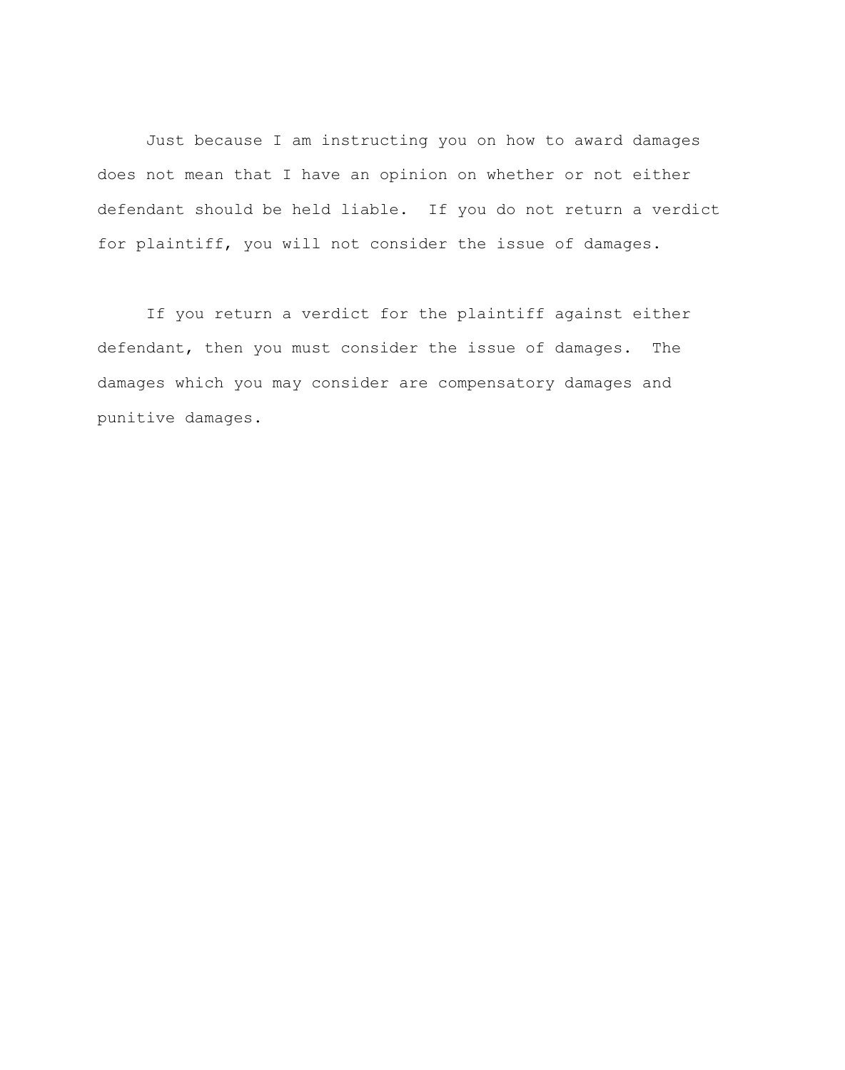Just because I am instructing you on how to award damages does not mean that I have an opinion on whether or not either defendant should be held liable. If you do not return a verdict for plaintiff, you will not consider the issue of damages.

If you return a verdict for the plaintiff against either defendant, then you must consider the issue of damages. The damages which you may consider are compensatory damages and punitive damages.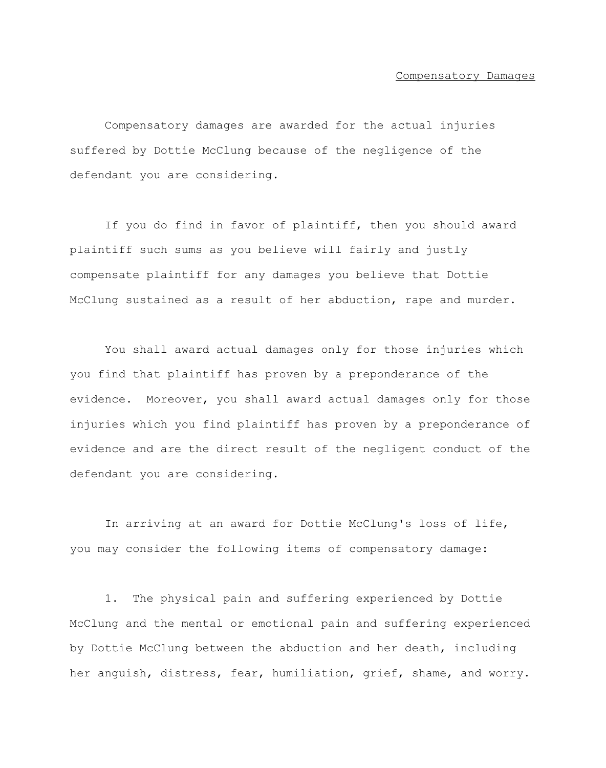Compensatory Damages

Compensatory damages are awarded for the actual injuries suffered by Dottie McClung because of the negligence of the defendant you are considering.

If you do find in favor of plaintiff, then you should award plaintiff such sums as you believe will fairly and justly compensate plaintiff for any damages you believe that Dottie McClung sustained as a result of her abduction, rape and murder.

You shall award actual damages only for those injuries which you find that plaintiff has proven by a preponderance of the evidence. Moreover, you shall award actual damages only for those injuries which you find plaintiff has proven by a preponderance of evidence and are the direct result of the negligent conduct of the defendant you are considering.

In arriving at an award for Dottie McClung's loss of life, you may consider the following items of compensatory damage:

1. The physical pain and suffering experienced by Dottie McClung and the mental or emotional pain and suffering experienced by Dottie McClung between the abduction and her death, including her anguish, distress, fear, humiliation, grief, shame, and worry.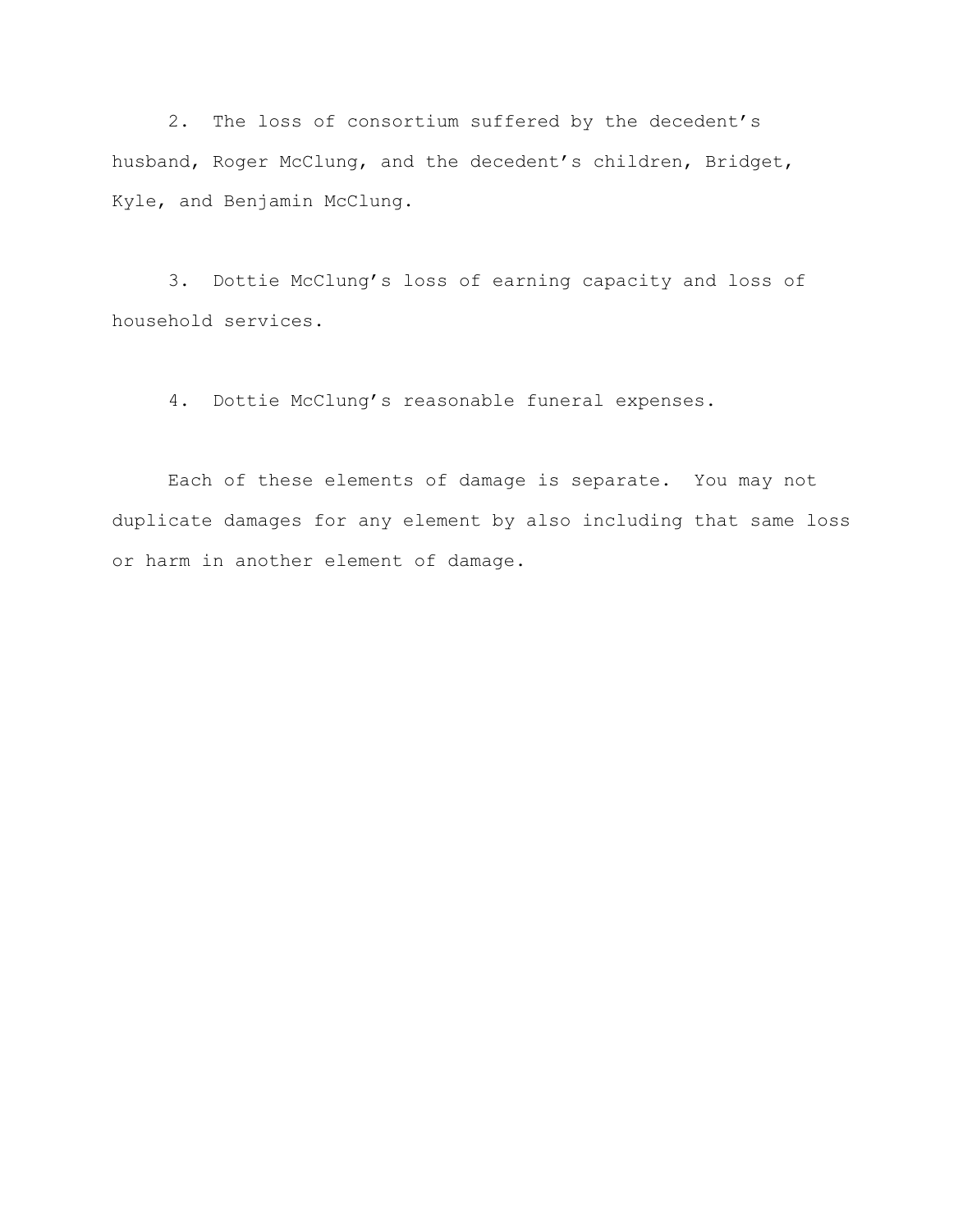2. The loss of consortium suffered by the decedent's husband, Roger McClung, and the decedent's children, Bridget, Kyle, and Benjamin McClung.

3. Dottie McClung's loss of earning capacity and loss of household services.

4. Dottie McClung's reasonable funeral expenses.

Each of these elements of damage is separate. You may not duplicate damages for any element by also including that same loss or harm in another element of damage.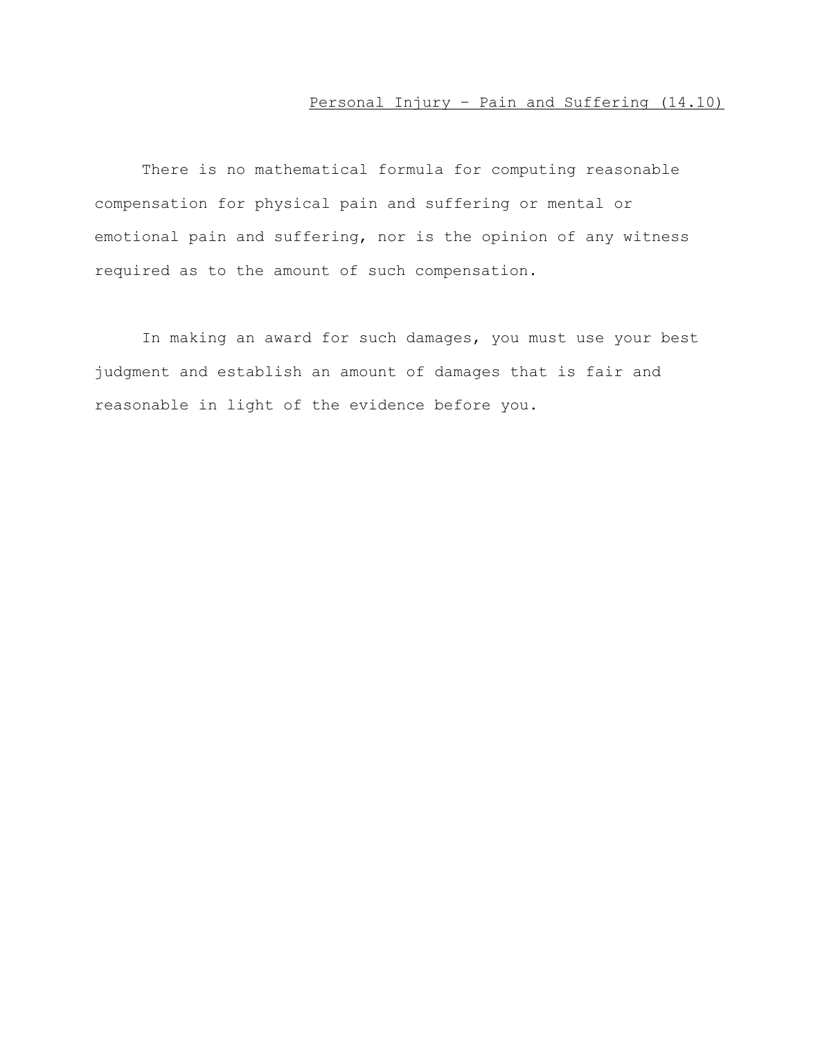## Personal Injury – Pain and Suffering (14.10)

There is no mathematical formula for computing reasonable compensation for physical pain and suffering or mental or emotional pain and suffering, nor is the opinion of any witness required as to the amount of such compensation.

In making an award for such damages, you must use your best judgment and establish an amount of damages that is fair and reasonable in light of the evidence before you.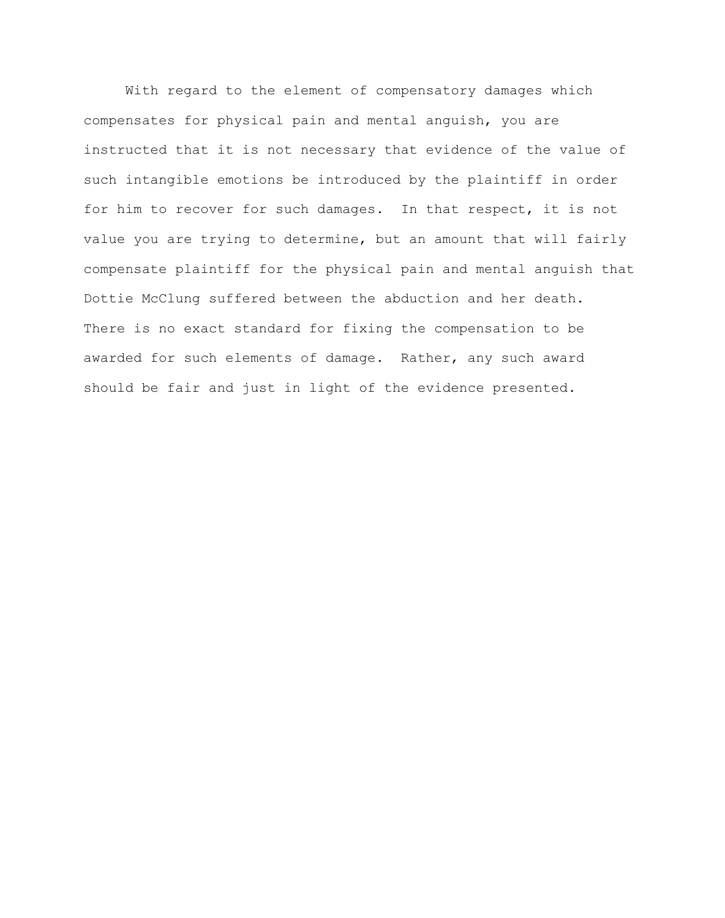With regard to the element of compensatory damages which compensates for physical pain and mental anguish, you are instructed that it is not necessary that evidence of the value of such intangible emotions be introduced by the plaintiff in order for him to recover for such damages. In that respect, it is not value you are trying to determine, but an amount that will fairly compensate plaintiff for the physical pain and mental anguish that Dottie McClung suffered between the abduction and her death. There is no exact standard for fixing the compensation to be awarded for such elements of damage. Rather, any such award should be fair and just in light of the evidence presented.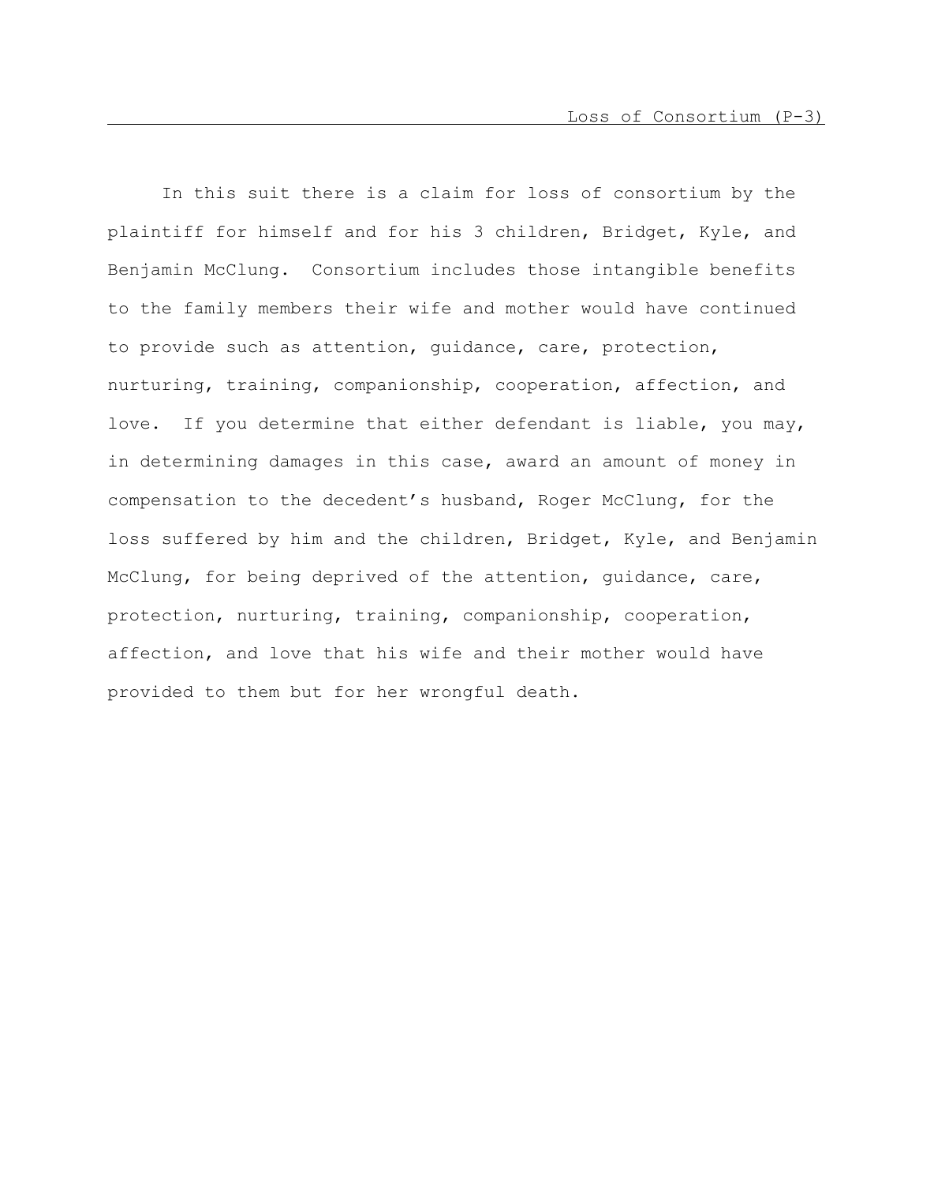Loss of Consortium (P-3)

In this suit there is a claim for loss of consortium by the plaintiff for himself and for his 3 children, Bridget, Kyle, and Benjamin McClung. Consortium includes those intangible benefits to the family members their wife and mother would have continued to provide such as attention, guidance, care, protection, nurturing, training, companionship, cooperation, affection, and love. If you determine that either defendant is liable, you may, in determining damages in this case, award an amount of money in compensation to the decedent's husband, Roger McClung, for the loss suffered by him and the children, Bridget, Kyle, and Benjamin McClung, for being deprived of the attention, guidance, care, protection, nurturing, training, companionship, cooperation, affection, and love that his wife and their mother would have provided to them but for her wrongful death.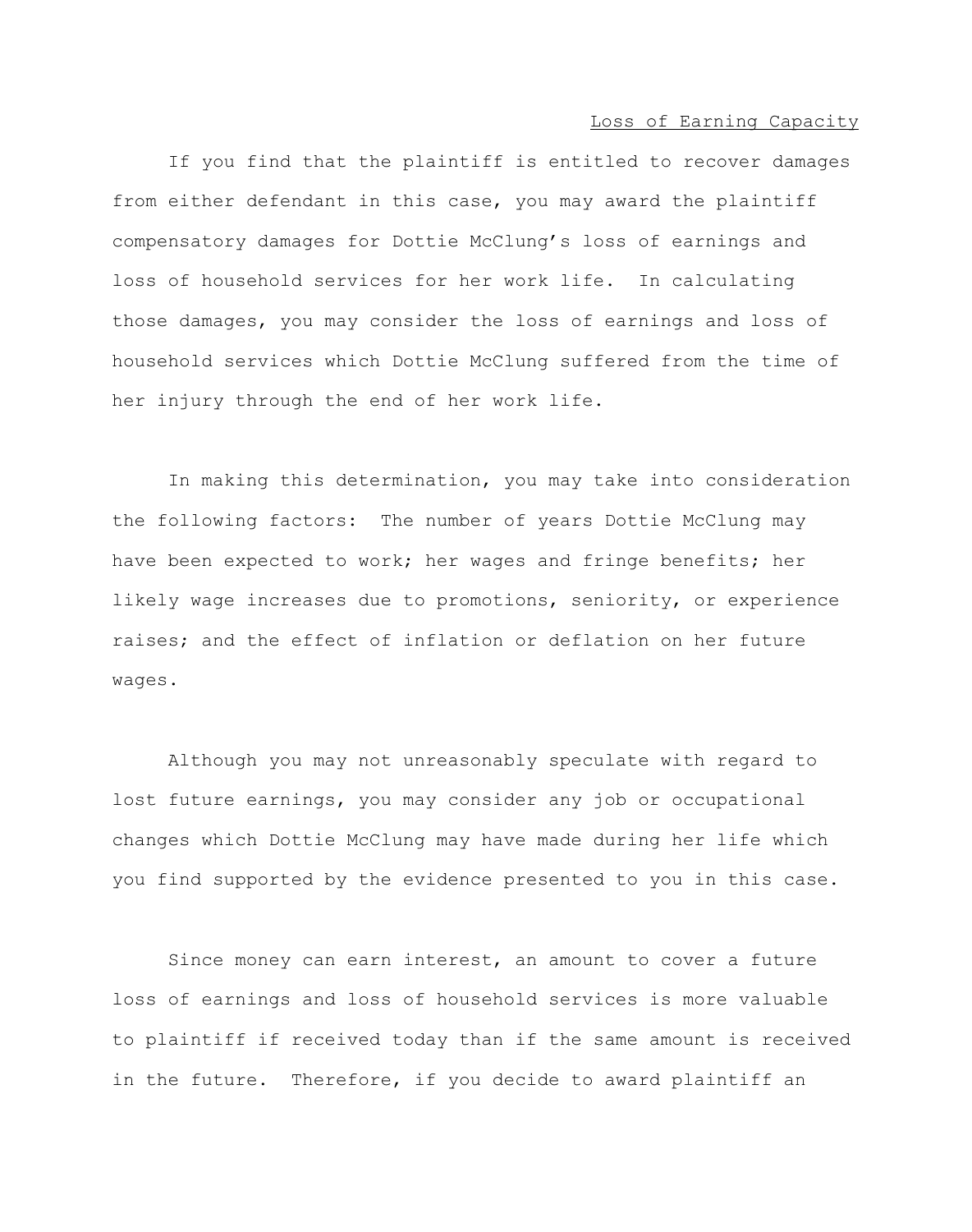## Loss of Earning Capacity

If you find that the plaintiff is entitled to recover damages from either defendant in this case, you may award the plaintiff compensatory damages for Dottie McClung's loss of earnings and loss of household services for her work life. In calculating those damages, you may consider the loss of earnings and loss of household services which Dottie McClung suffered from the time of her injury through the end of her work life.

In making this determination, you may take into consideration the following factors: The number of years Dottie McClung may have been expected to work; her wages and fringe benefits; her likely wage increases due to promotions, seniority, or experience raises; and the effect of inflation or deflation on her future wages.

Although you may not unreasonably speculate with regard to lost future earnings, you may consider any job or occupational changes which Dottie McClung may have made during her life which you find supported by the evidence presented to you in this case.

Since money can earn interest, an amount to cover a future loss of earnings and loss of household services is more valuable to plaintiff if received today than if the same amount is received in the future. Therefore, if you decide to award plaintiff an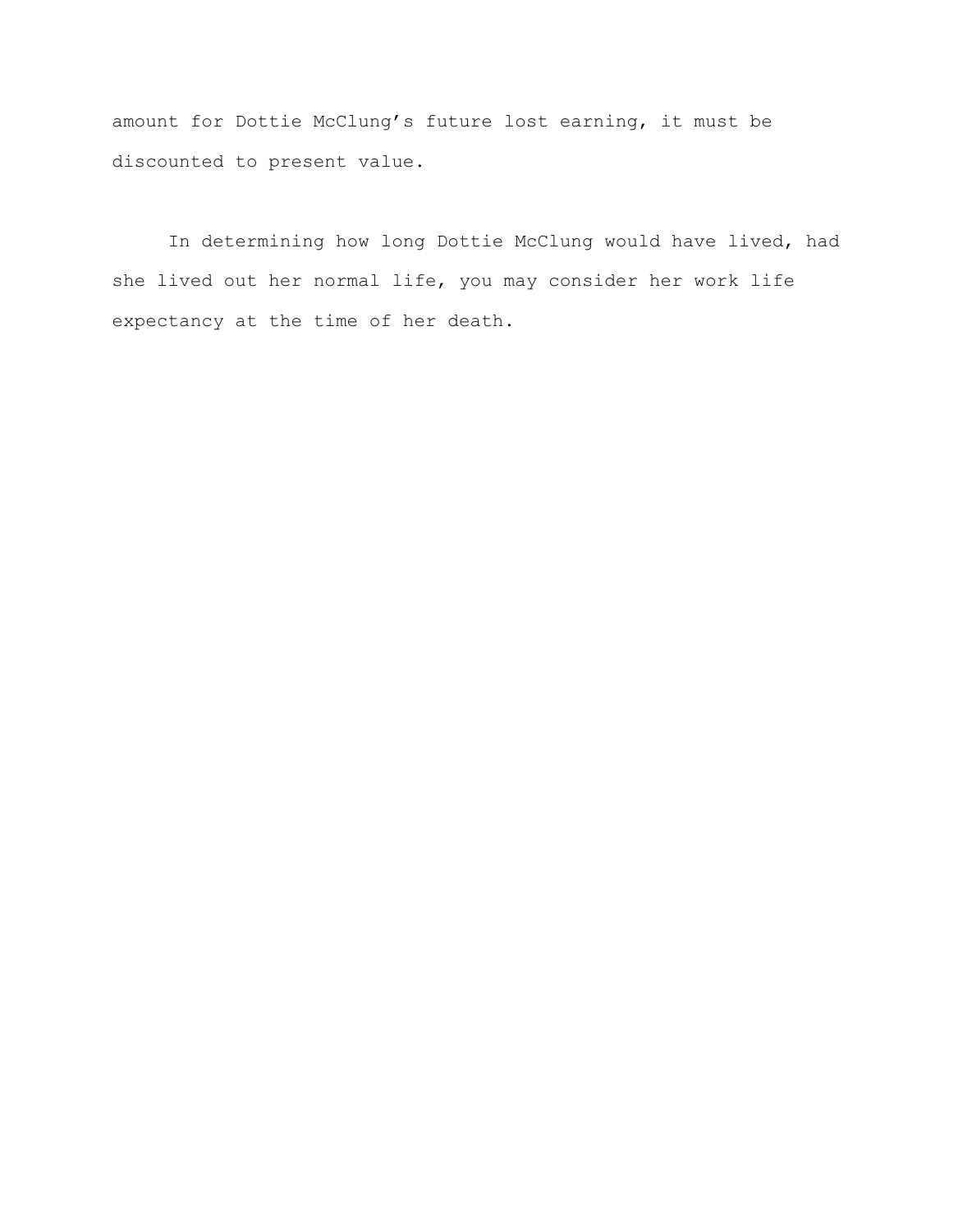amount for Dottie McClung's future lost earning, it must be discounted to present value.

In determining how long Dottie McClung would have lived, had she lived out her normal life, you may consider her work life expectancy at the time of her death.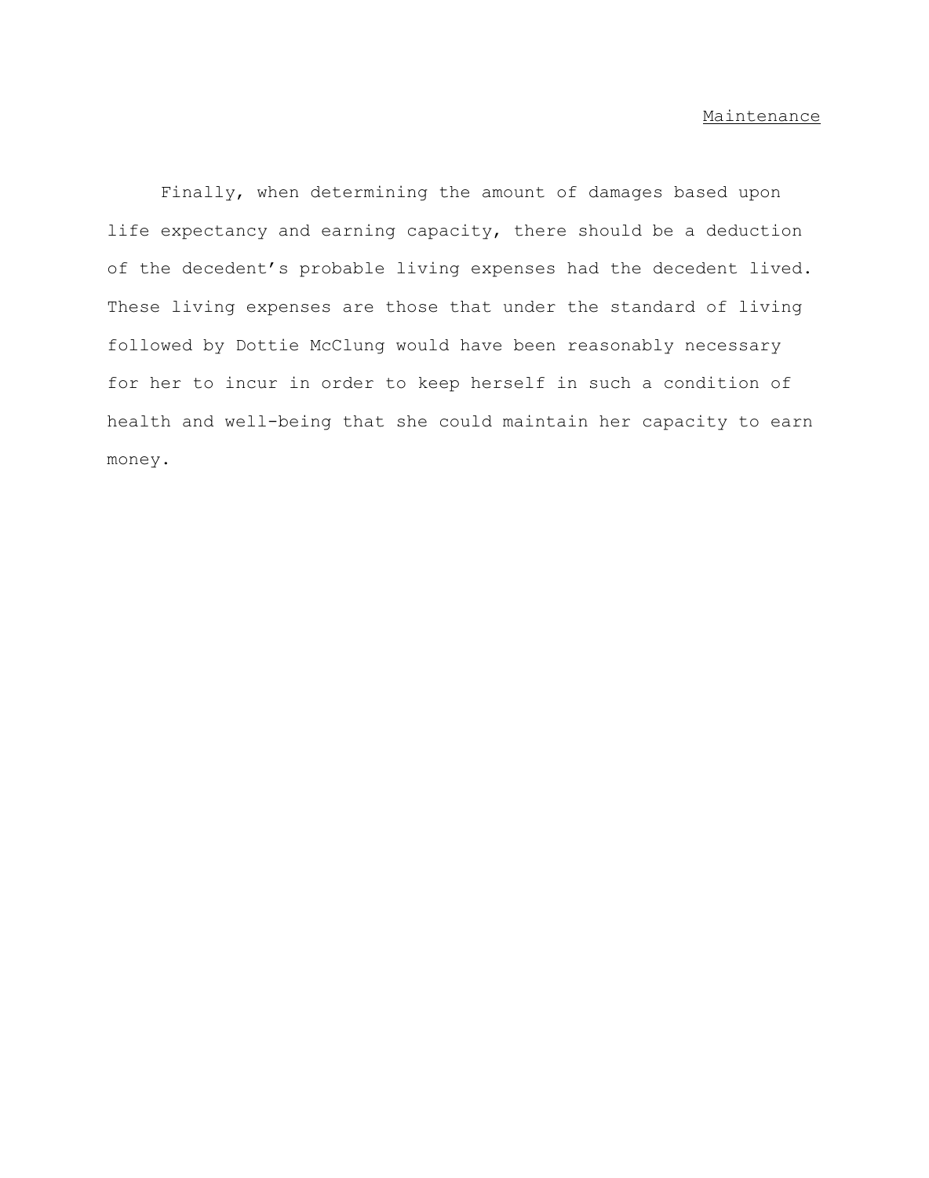## Maintenance

Finally, when determining the amount of damages based upon life expectancy and earning capacity, there should be a deduction of the decedent's probable living expenses had the decedent lived. These living expenses are those that under the standard of living followed by Dottie McClung would have been reasonably necessary for her to incur in order to keep herself in such a condition of health and well-being that she could maintain her capacity to earn money.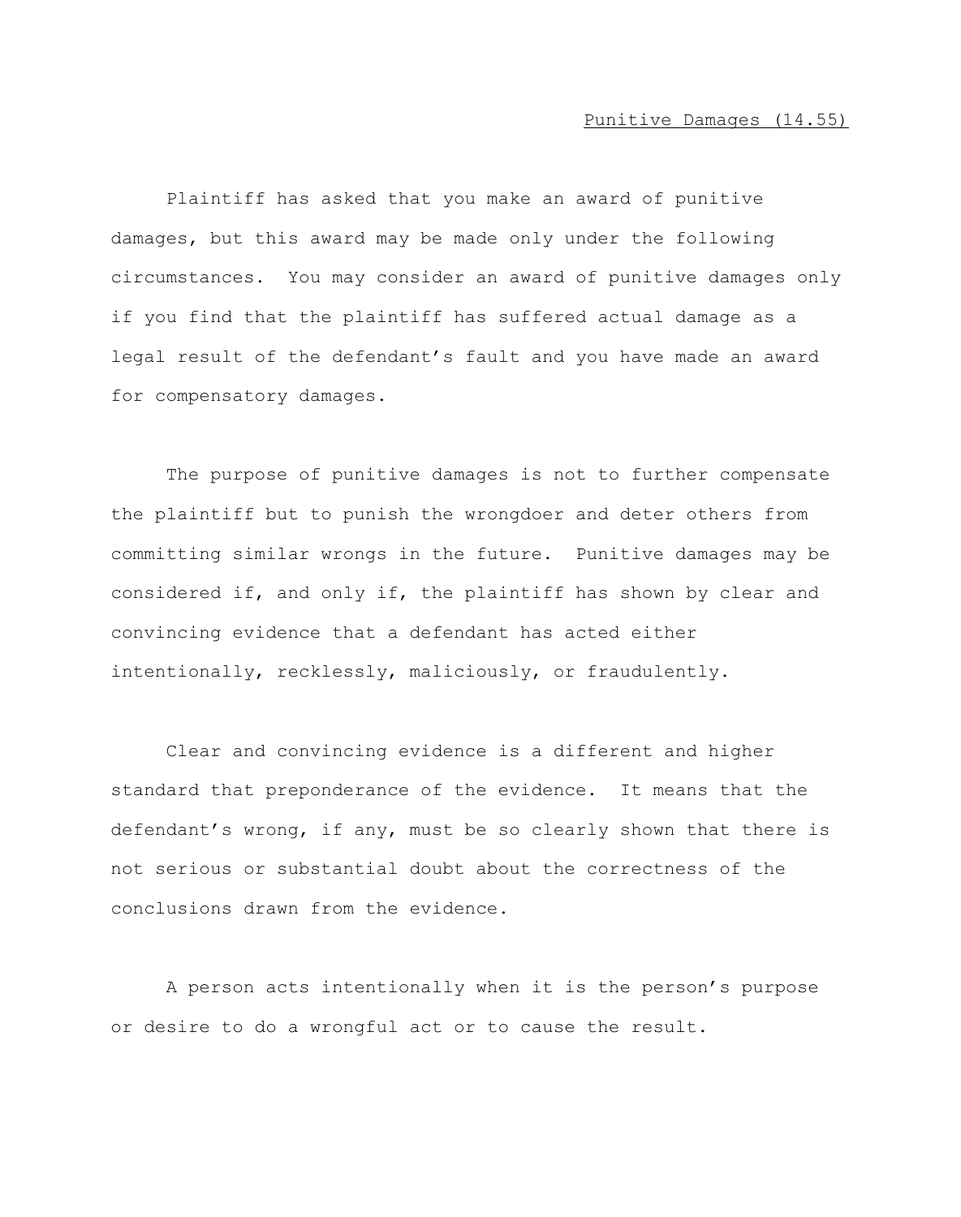Punitive Damages (14.55)

Plaintiff has asked that you make an award of punitive damages, but this award may be made only under the following circumstances. You may consider an award of punitive damages only if you find that the plaintiff has suffered actual damage as a legal result of the defendant's fault and you have made an award for compensatory damages.

The purpose of punitive damages is not to further compensate the plaintiff but to punish the wrongdoer and deter others from committing similar wrongs in the future. Punitive damages may be considered if, and only if, the plaintiff has shown by clear and convincing evidence that a defendant has acted either intentionally, recklessly, maliciously, or fraudulently.

Clear and convincing evidence is a different and higher standard that preponderance of the evidence. It means that the defendant's wrong, if any, must be so clearly shown that there is not serious or substantial doubt about the correctness of the conclusions drawn from the evidence.

A person acts intentionally when it is the person's purpose or desire to do a wrongful act or to cause the result.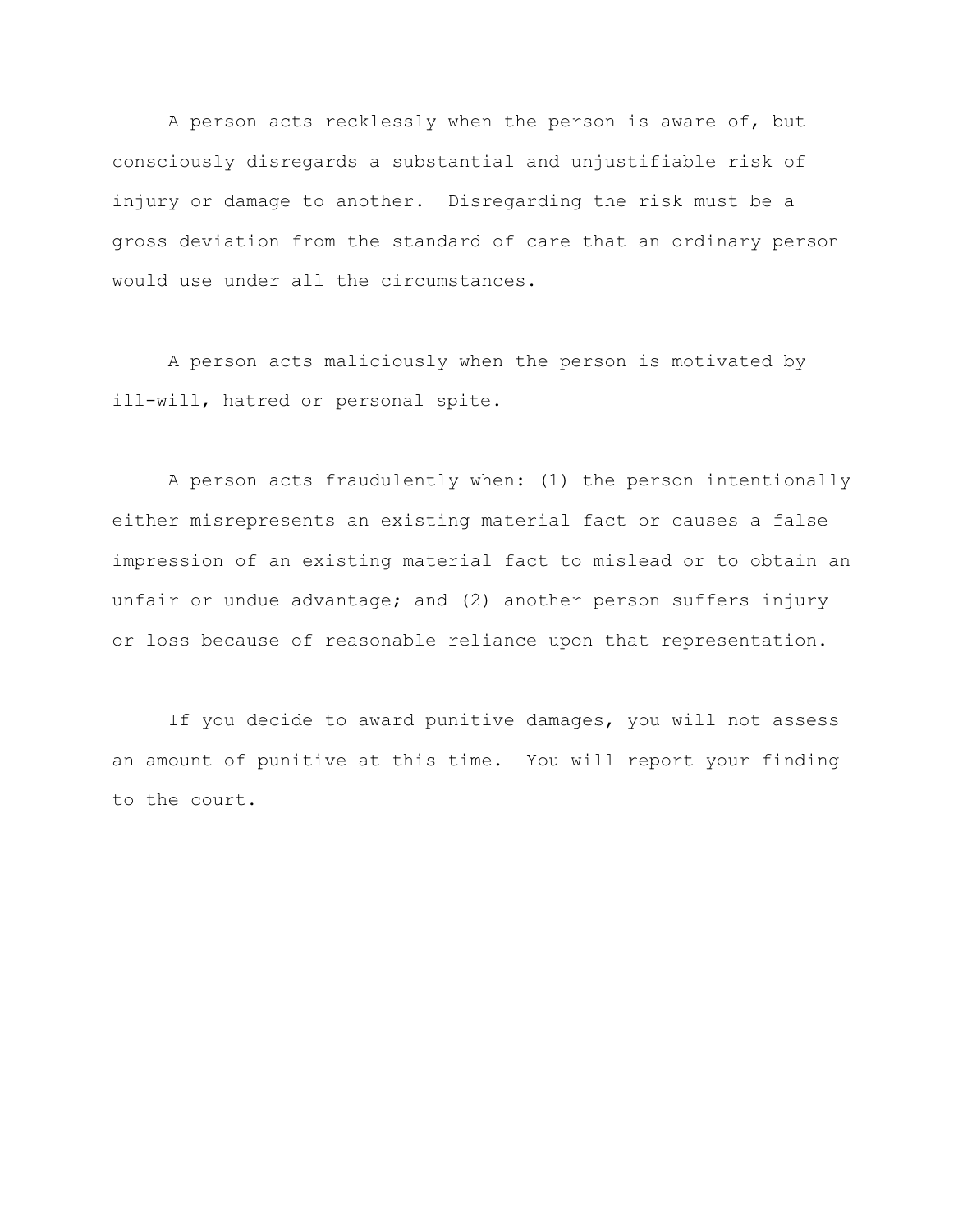A person acts recklessly when the person is aware of, but consciously disregards a substantial and unjustifiable risk of injury or damage to another. Disregarding the risk must be a gross deviation from the standard of care that an ordinary person would use under all the circumstances.

A person acts maliciously when the person is motivated by ill-will, hatred or personal spite.

A person acts fraudulently when: (1) the person intentionally either misrepresents an existing material fact or causes a false impression of an existing material fact to mislead or to obtain an unfair or undue advantage; and (2) another person suffers injury or loss because of reasonable reliance upon that representation.

If you decide to award punitive damages, you will not assess an amount of punitive at this time. You will report your finding to the court.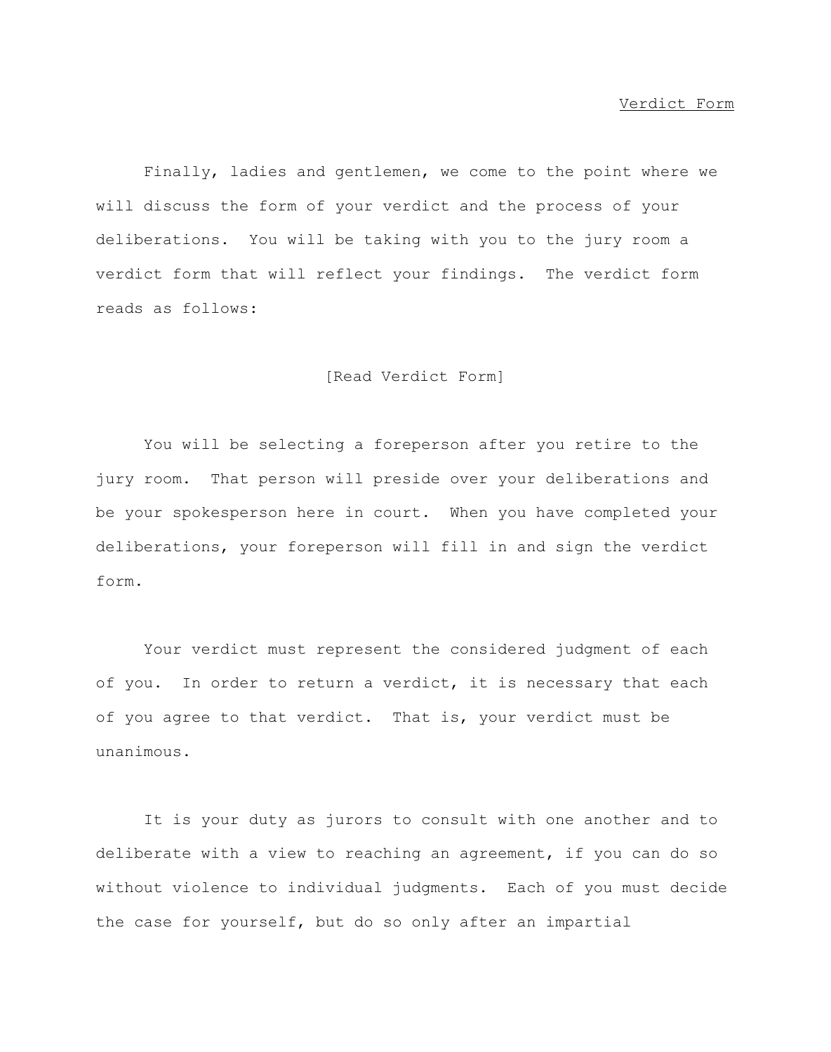<u>Verdict Form</u>

Finally, ladies and gentlemen, we come to the point where we will discuss the form of your verdict and the process of your deliberations. You will be taking with you to the jury room a verdict form that will reflect your findings. The verdict form reads as follows:

[Read Verdict Form]

You will be selecting a foreperson after you retire to the jury room. That person will preside over your deliberations and be your spokesperson here in court. When you have completed your deliberations, your foreperson will fill in and sign the verdict form.

Your verdict must represent the considered judgment of each of you. In order to return a verdict, it is necessary that each of you agree to that verdict. That is, your verdict must be unanimous.

It is your duty as jurors to consult with one another and to deliberate with a view to reaching an agreement, if you can do so without violence to individual judgments. Each of you must decide the case for yourself, but do so only after an impartial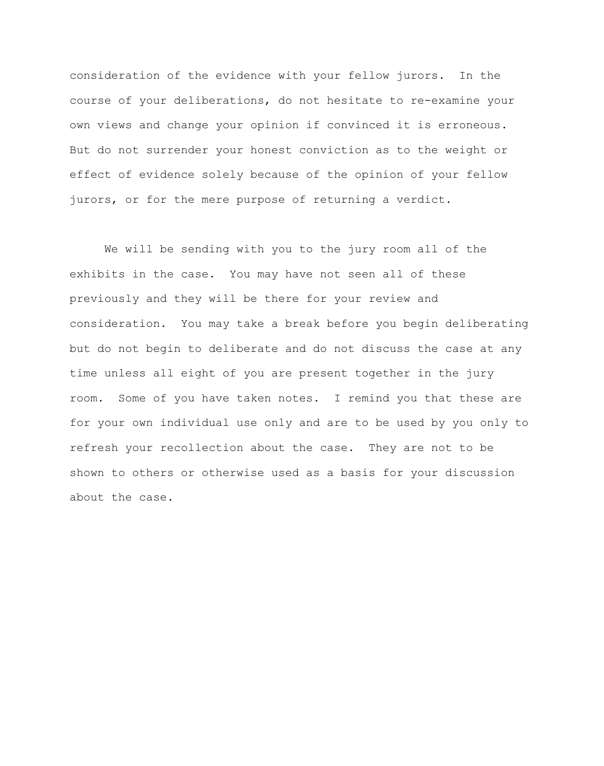consideration of the evidence with your fellow jurors. In the course of your deliberations, do not hesitate to re-examine your own views and change your opinion if convinced it is erroneous. But do not surrender your honest conviction as to the weight or effect of evidence solely because of the opinion of your fellow jurors, or for the mere purpose of returning a verdict.

We will be sending with you to the jury room all of the exhibits in the case. You may have not seen all of these previously and they will be there for your review and consideration. You may take a break before you begin deliberating but do not begin to deliberate and do not discuss the case at any time unless all eight of you are present together in the jury room. Some of you have taken notes. I remind you that these are for your own individual use only and are to be used by you only to refresh your recollection about the case. They are not to be shown to others or otherwise used as a basis for your discussion about the case.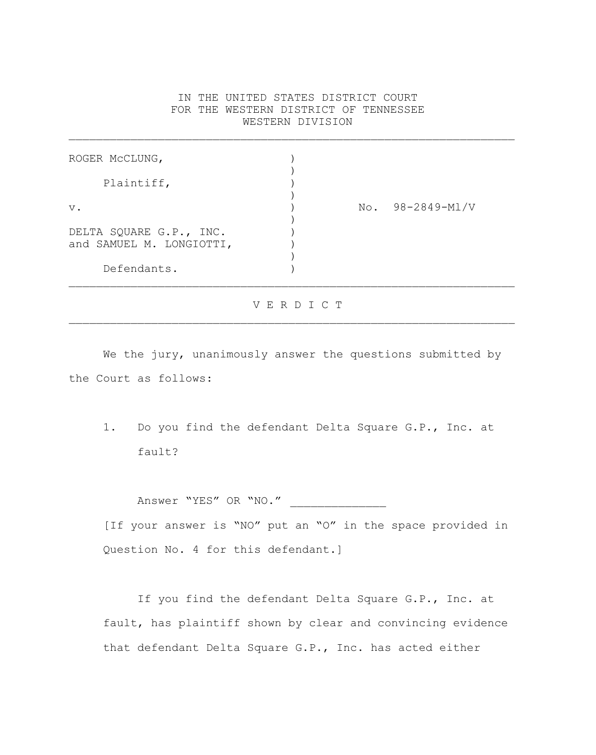IN THE UNITED STATES DISTRICT COURT
FOR THE WESTERN DISTRICT OF TENNESSEE
WESTERN DIVISION

---

| | | |
|---|---|---|
| ROGER McCLUNG, | ) | |
| Plaintiff, | ) | |
| v. | ) | No. 98-2849-Ml/V |
| DELTA SQUARE G.P., INC. and SAMUEL M. LONGIOTTI, | ) | |
| Defendants. | ) | |

---

V E R D I C T

---

We the jury, unanimously answer the questions submitted by the Court as follows:

1. Do you find the defendant Delta Square G.P., Inc. at fault?

   Answer "YES" OR "NO." _____________

   [If your answer is "NO" put an "O" in the space provided in Question No. 4 for this defendant.]

   If you find the defendant Delta Square G.P., Inc. at fault, has plaintiff shown by clear and convincing evidence that defendant Delta Square G.P., Inc. has acted either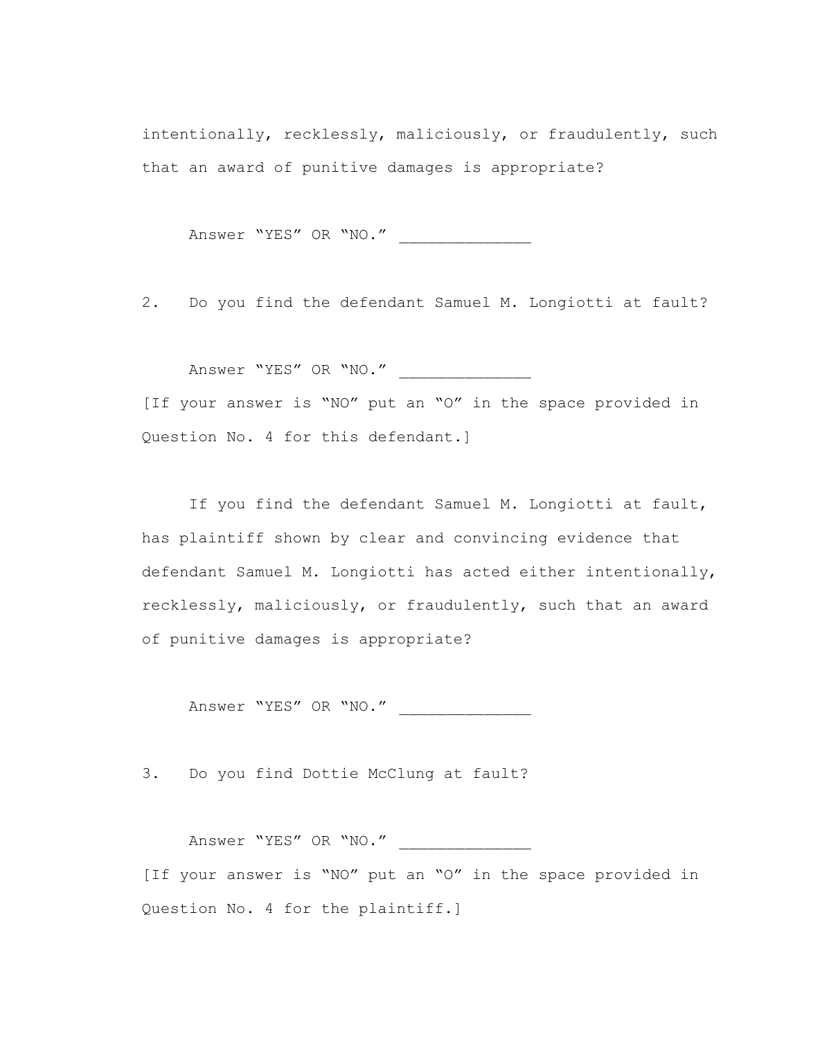intentionally, recklessly, maliciously, or fraudulently, such that an award of punitive damages is appropriate?

Answer "YES" OR "NO." ______________

2. Do you find the defendant Samuel M. Longiotti at fault?

Answer "YES" OR "NO." ______________

[If your answer is "NO" put an "O" in the space provided in Question No. 4 for this defendant.]

If you find the defendant Samuel M. Longiotti at fault, has plaintiff shown by clear and convincing evidence that defendant Samuel M. Longiotti has acted either intentionally, recklessly, maliciously, or fraudulently, such that an award of punitive damages is appropriate?

Answer "YES" OR "NO." ______________

3. Do you find Dottie McClung at fault?

Answer "YES" OR "NO." ______________

[If your answer is "NO" put an "O" in the space provided in Question No. 4 for the plaintiff.]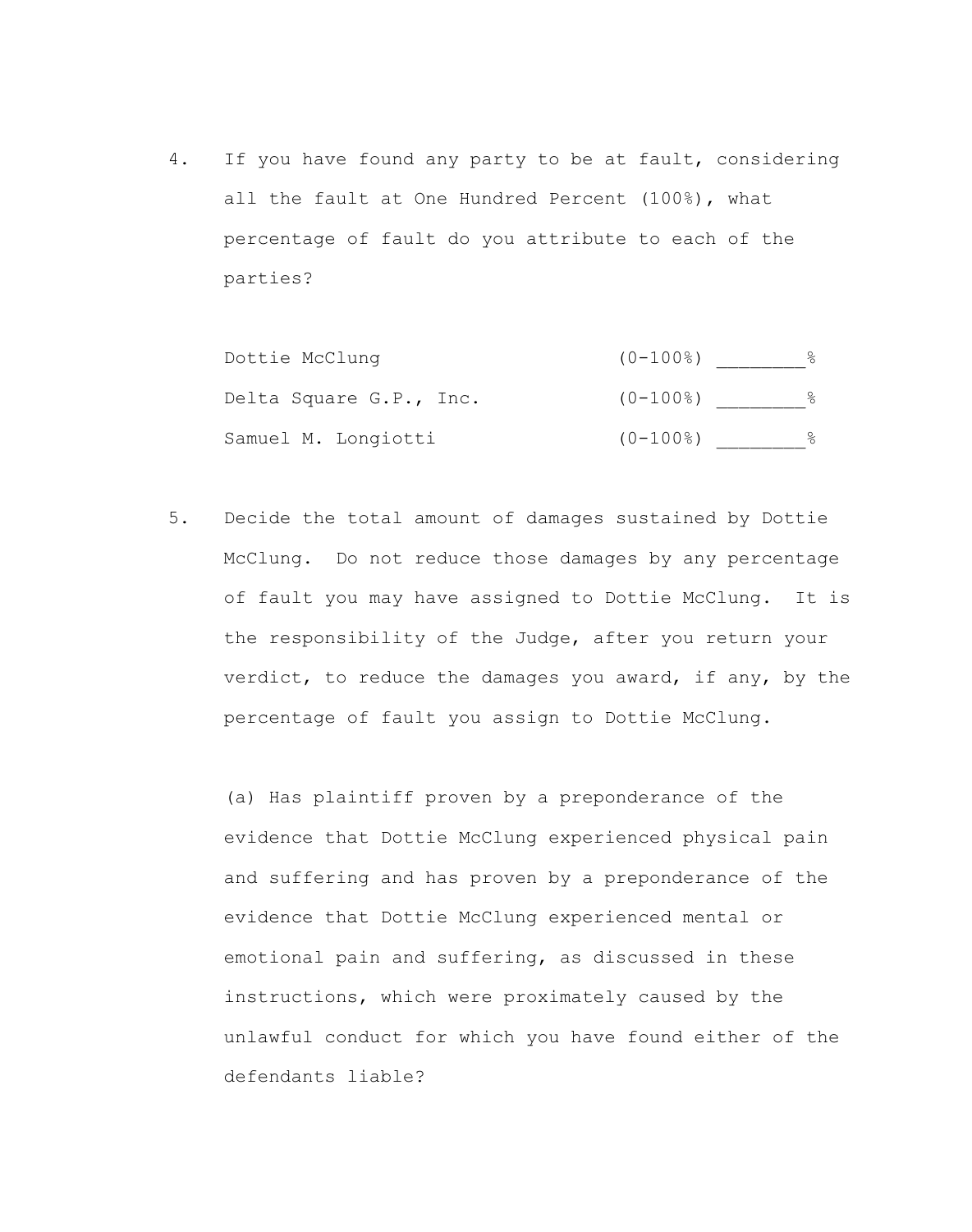4. If you have found any party to be at fault, considering all the fault at One Hundred Percent (100%), what percentage of fault do you attribute to each of the parties?

| | | |
|---|---|---|
| Dottie McClung | (0-100%) | ________% |
| Delta Square G.P., Inc. | (0-100%) | ________% |
| Samuel M. Longiotti | (0-100%) | ________% |

5. Decide the total amount of damages sustained by Dottie McClung. Do not reduce those damages by any percentage of fault you may have assigned to Dottie McClung. It is the responsibility of the Judge, after you return your verdict, to reduce the damages you award, if any, by the percentage of fault you assign to Dottie McClung.

   (a) Has plaintiff proven by a preponderance of the evidence that Dottie McClung experienced physical pain and suffering and has proven by a preponderance of the evidence that Dottie McClung experienced mental or emotional pain and suffering, as discussed in these instructions, which were proximately caused by the unlawful conduct for which you have found either of the defendants liable?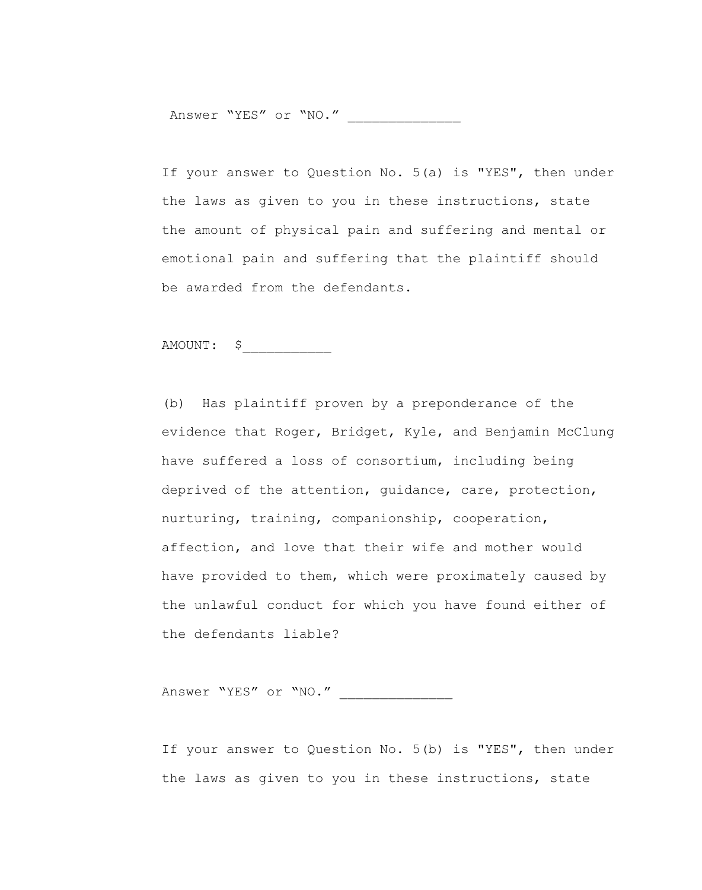Answer “YES” or “NO.” _____________

If your answer to Question No. 5(a) is "YES", then under the laws as given to you in these instructions, state the amount of physical pain and suffering and mental or emotional pain and suffering that the plaintiff should be awarded from the defendants.

AMOUNT: $___________

(b) Has plaintiff proven by a preponderance of the evidence that Roger, Bridget, Kyle, and Benjamin McClung have suffered a loss of consortium, including being deprived of the attention, guidance, care, protection, nurturing, training, companionship, cooperation, affection, and love that their wife and mother would have provided to them, which were proximately caused by the unlawful conduct for which you have found either of the defendants liable?

Answer “YES” or “NO.” _____________

If your answer to Question No. 5(b) is "YES", then under the laws as given to you in these instructions, state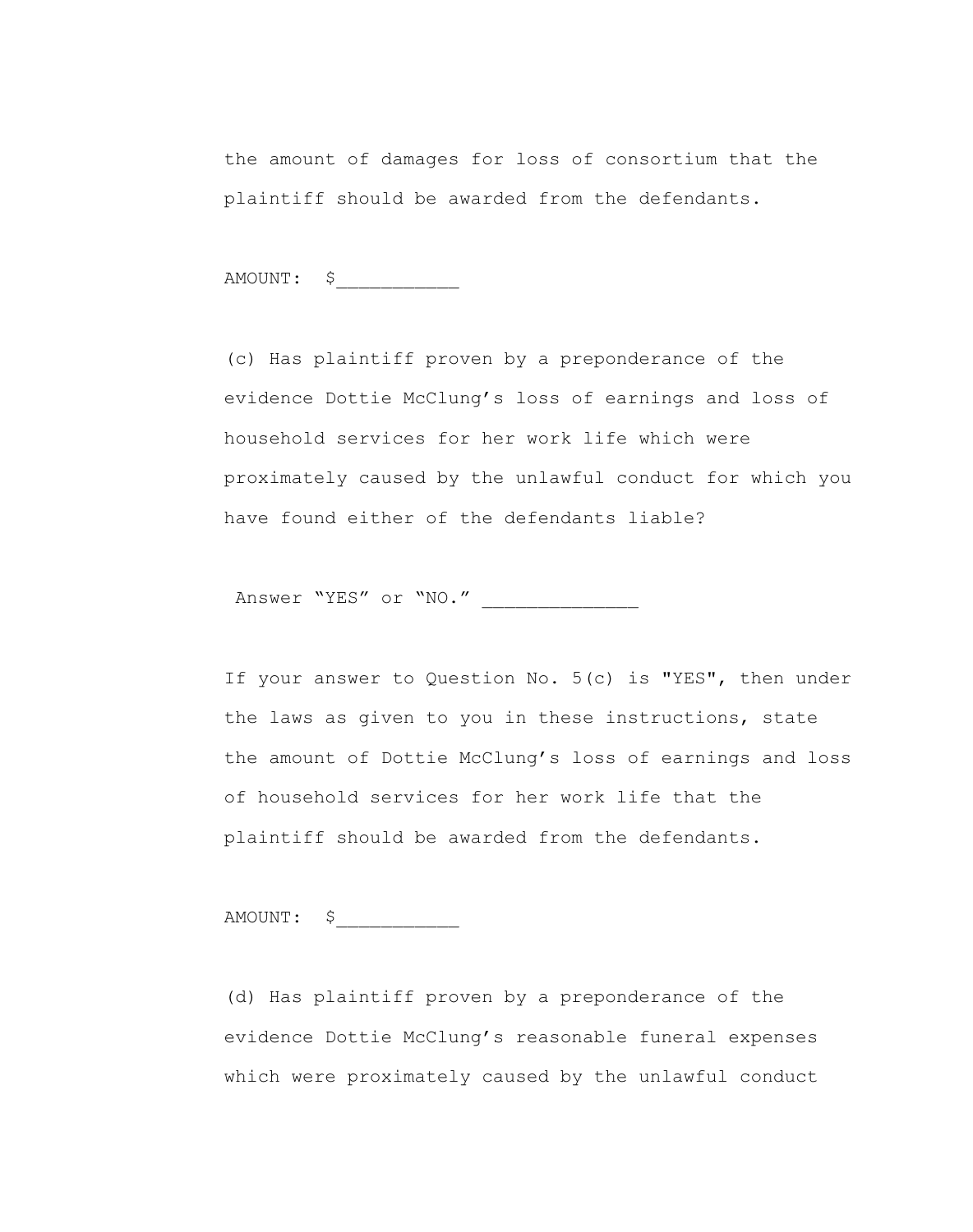the amount of damages for loss of consortium that the plaintiff should be awarded from the defendants.

AMOUNT: $___________

(c) Has plaintiff proven by a preponderance of the evidence Dottie McClung's loss of earnings and loss of household services for her work life which were proximately caused by the unlawful conduct for which you have found either of the defendants liable?

Answer "YES" or "NO." _____________

If your answer to Question No. 5(c) is "YES", then under the laws as given to you in these instructions, state the amount of Dottie McClung's loss of earnings and loss of household services for her work life that the plaintiff should be awarded from the defendants.

AMOUNT: $___________

(d) Has plaintiff proven by a preponderance of the evidence Dottie McClung's reasonable funeral expenses which were proximately caused by the unlawful conduct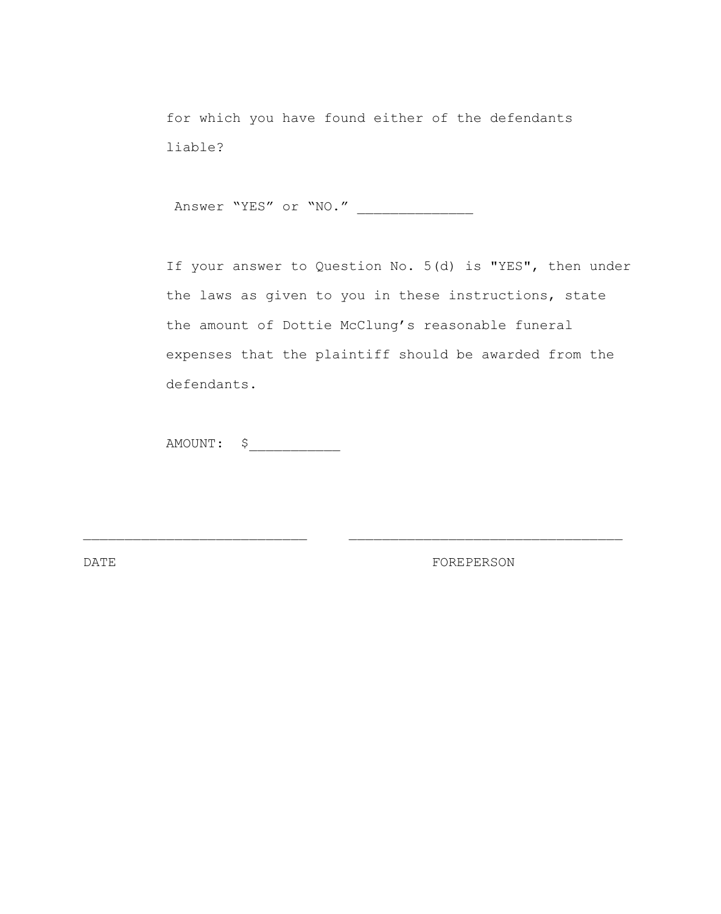for which you have found either of the defendants liable?

Answer “YES” or “NO.” ______________

If your answer to Question No. 5(d) is "YES", then under the laws as given to you in these instructions, state the amount of Dottie McClung’s reasonable funeral expenses that the plaintiff should be awarded from the defendants.

AMOUNT: $___________

___________________________ _________________________________

DATE FOREPERSON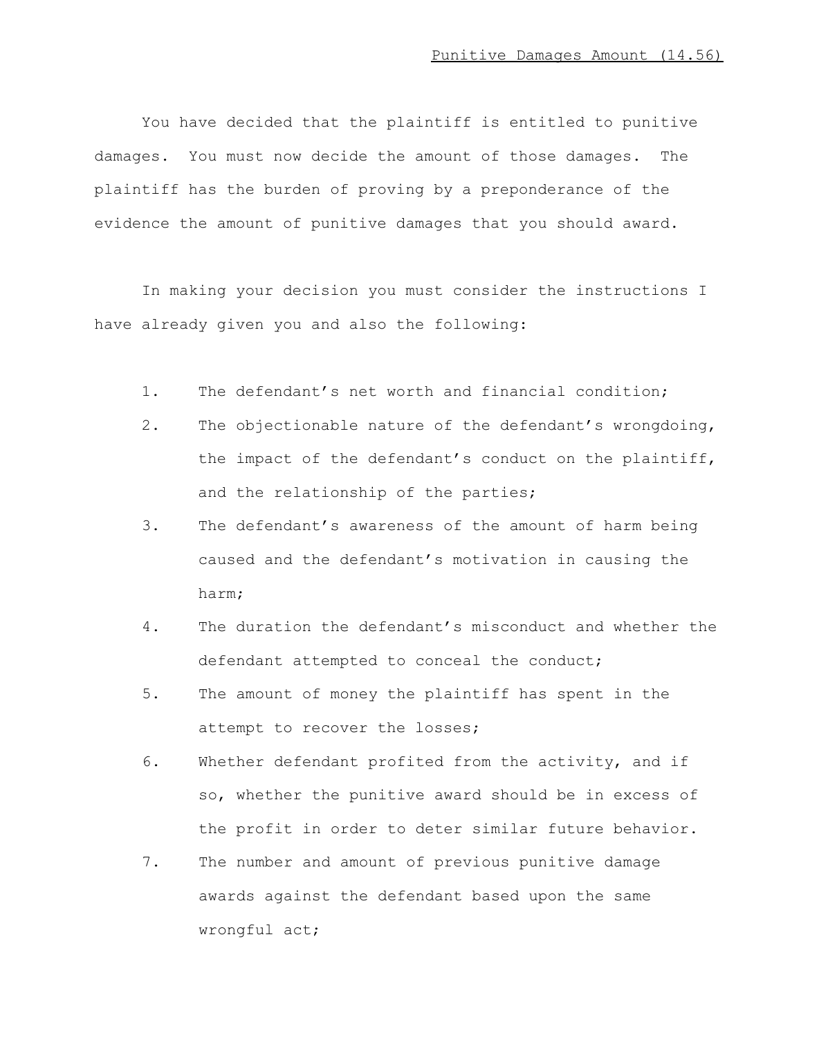Punitive Damages Amount (14.56)

You have decided that the plaintiff is entitled to punitive damages. You must now decide the amount of those damages. The plaintiff has the burden of proving by a preponderance of the evidence the amount of punitive damages that you should award.

In making your decision you must consider the instructions I have already given you and also the following:

1. The defendant's net worth and financial condition;
2. The objectionable nature of the defendant's wrongdoing, the impact of the defendant's conduct on the plaintiff, and the relationship of the parties;
3. The defendant's awareness of the amount of harm being caused and the defendant's motivation in causing the harm;
4. The duration the defendant's misconduct and whether the defendant attempted to conceal the conduct;
5. The amount of money the plaintiff has spent in the attempt to recover the losses;
6. Whether defendant profited from the activity, and if so, whether the punitive award should be in excess of the profit in order to deter similar future behavior.
7. The number and amount of previous punitive damage awards against the defendant based upon the same wrongful act;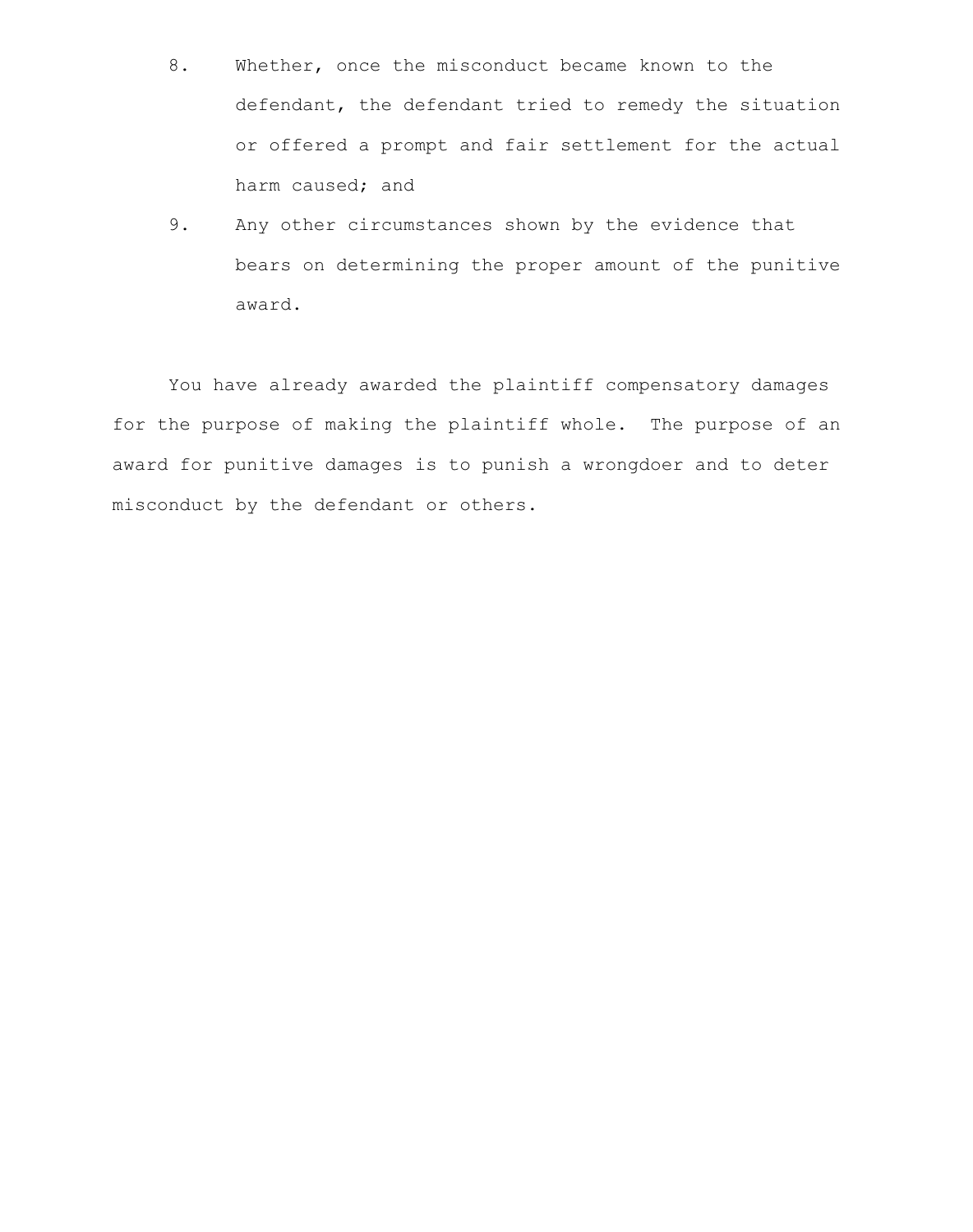8. Whether, once the misconduct became known to the defendant, the defendant tried to remedy the situation or offered a prompt and fair settlement for the actual harm caused; and
9. Any other circumstances shown by the evidence that bears on determining the proper amount of the punitive award.

You have already awarded the plaintiff compensatory damages for the purpose of making the plaintiff whole. The purpose of an award for punitive damages is to punish a wrongdoer and to deter misconduct by the defendant or others.